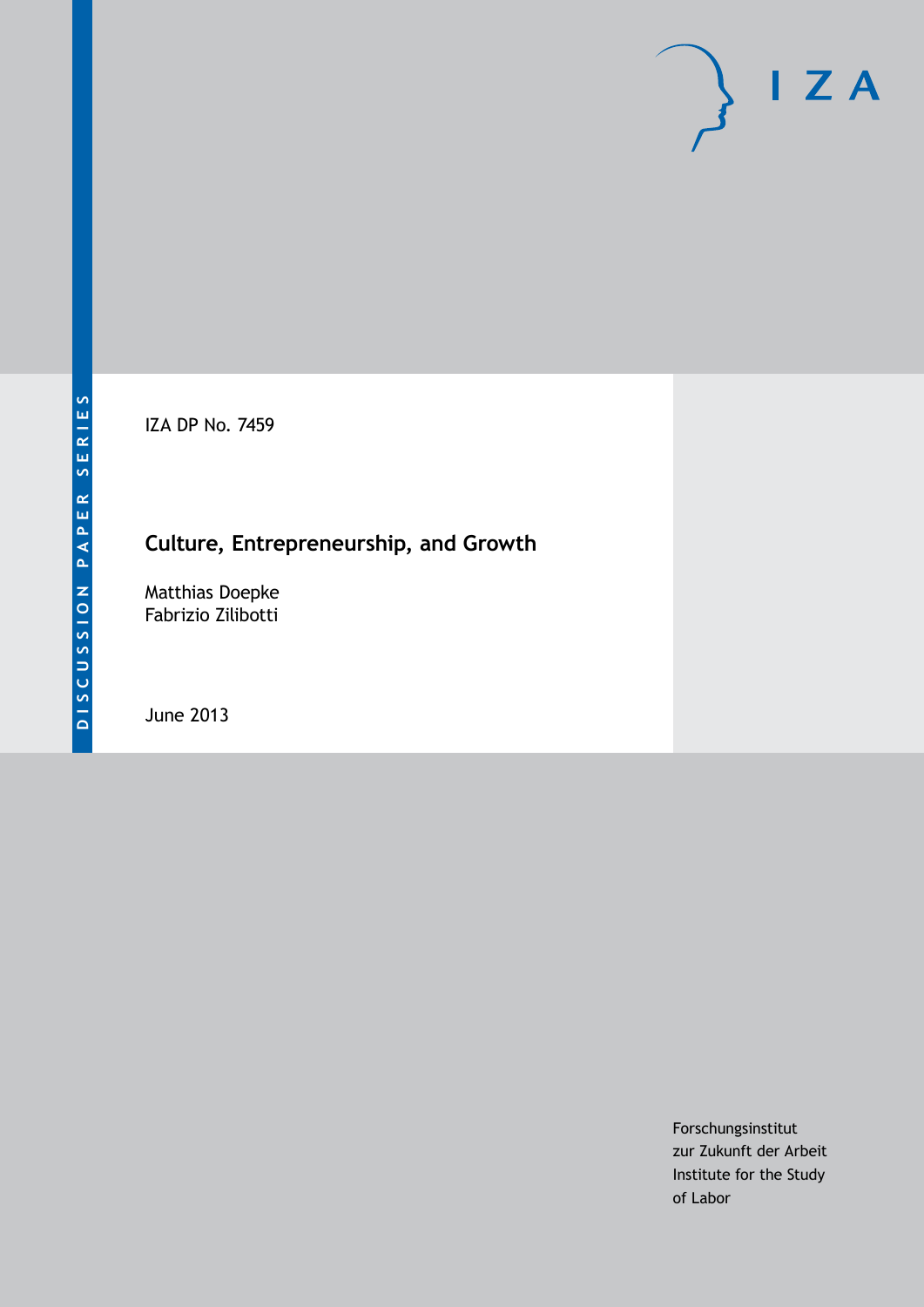DISCUSSION PAPER SERIES

IZA DP No. 7459

# Culture, Entrepreneurship, and Growth

Matthias Doepke
Fabrizio Zilibotti

June 2013

Forschungsinstitut
zur Zukunft der Arbeit
Institute for the Study
of Labor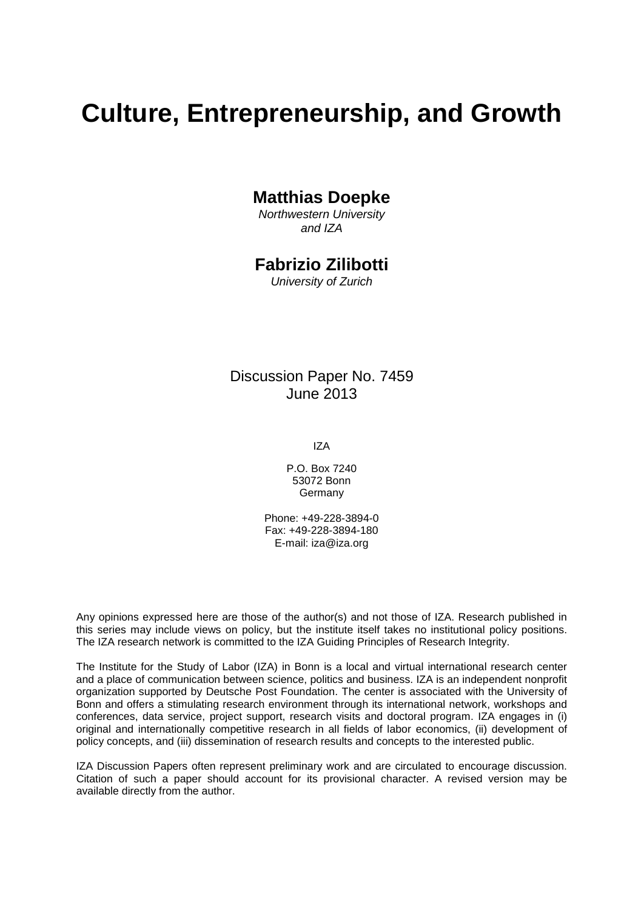# Culture, Entrepreneurship, and Growth

**Matthias Doepke**

*Northwestern University and IZA*

**Fabrizio Zilibotti**

*University of Zurich*

Discussion Paper No. 7459
June 2013

IZA

P.O. Box 7240
53072 Bonn
Germany

Phone: +49-228-3894-0
Fax: +49-228-3894-180
E-mail: iza@iza.org

Any opinions expressed here are those of the author(s) and not those of IZA. Research published in this series may include views on policy, but the institute itself takes no institutional policy positions. The IZA research network is committed to the IZA Guiding Principles of Research Integrity.

The Institute for the Study of Labor (IZA) in Bonn is a local and virtual international research center and a place of communication between science, politics and business. IZA is an independent nonprofit organization supported by Deutsche Post Foundation. The center is associated with the University of Bonn and offers a stimulating research environment through its international network, workshops and conferences, data service, project support, research visits and doctoral program. IZA engages in (i) original and internationally competitive research in all fields of labor economics, (ii) development of policy concepts, and (iii) dissemination of research results and concepts to the interested public.

IZA Discussion Papers often represent preliminary work and are circulated to encourage discussion. Citation of such a paper should account for its provisional character. A revised version may be available directly from the author.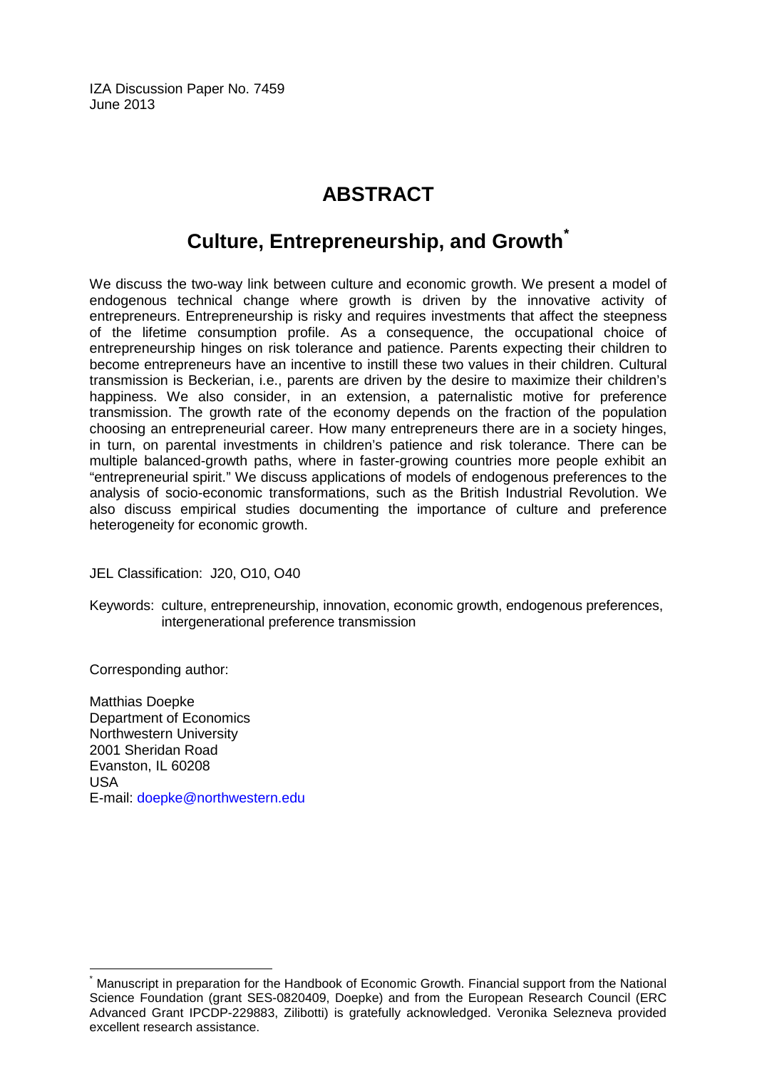IZA Discussion Paper No. 7459
June 2013

# ABSTRACT

## Culture, Entrepreneurship, and Growth[*]

We discuss the two-way link between culture and economic growth. We present a model of endogenous technical change where growth is driven by the innovative activity of entrepreneurs. Entrepreneurship is risky and requires investments that affect the steepness of the lifetime consumption profile. As a consequence, the occupational choice of entrepreneurship hinges on risk tolerance and patience. Parents expecting their children to become entrepreneurs have an incentive to instill these two values in their children. Cultural transmission is Beckerian, i.e., parents are driven by the desire to maximize their children's happiness. We also consider, in an extension, a paternalistic motive for preference transmission. The growth rate of the economy depends on the fraction of the population choosing an entrepreneurial career. How many entrepreneurs there are in a society hinges, in turn, on parental investments in children's patience and risk tolerance. There can be multiple balanced-growth paths, where in faster-growing countries more people exhibit an "entrepreneurial spirit." We discuss applications of models of endogenous preferences to the analysis of socio-economic transformations, such as the British Industrial Revolution. We also discuss empirical studies documenting the importance of culture and preference heterogeneity for economic growth.

JEL Classification: J20, O10, O40

Keywords: culture, entrepreneurship, innovation, economic growth, endogenous preferences, intergenerational preference transmission

Corresponding author:

Matthias Doepke
Department of Economics
Northwestern University
2001 Sheridan Road
Evanston, IL 60208
USA
E-mail: doepke@northwestern.edu

[*] Manuscript in preparation for the Handbook of Economic Growth. Financial support from the National Science Foundation (grant SES-0820409, Doepke) and from the European Research Council (ERC Advanced Grant IPCDP-229883, Zilibotti) is gratefully acknowledged. Veronika Selezneva provided excellent research assistance.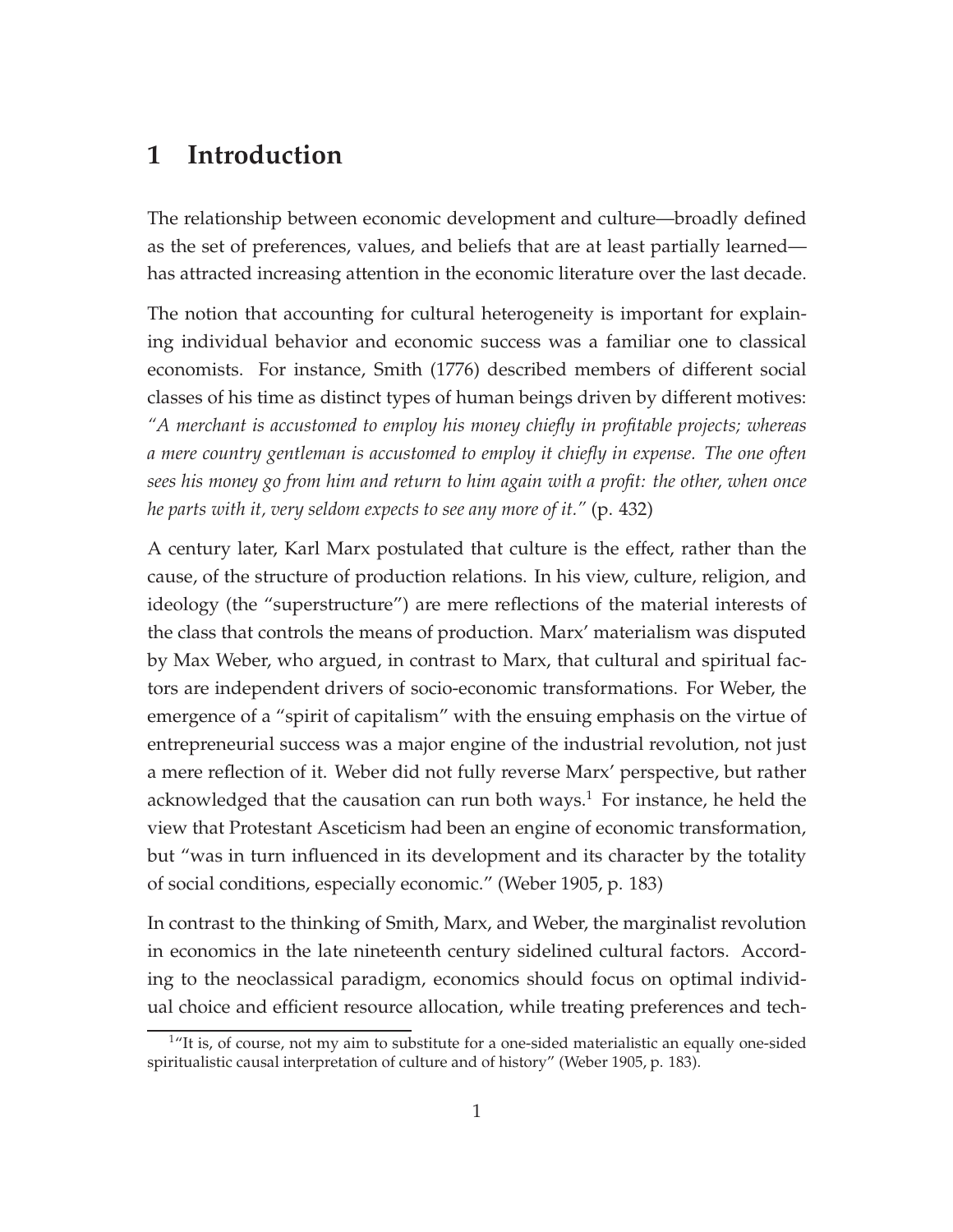# 1 Introduction

The relationship between economic development and culture—broadly defined as the set of preferences, values, and beliefs that are at least partially learned—has attracted increasing attention in the economic literature over the last decade.

The notion that accounting for cultural heterogeneity is important for explaining individual behavior and economic success was a familiar one to classical economists. For instance, Smith (1776) described members of different social classes of his time as distinct types of human beings driven by different motives: *"A merchant is accustomed to employ his money chiefly in profitable projects; whereas a mere country gentleman is accustomed to employ it chiefly in expense. The one often sees his money go from him and return to him again with a profit: the other, when once he parts with it, very seldom expects to see any more of it."* (p. 432)

A century later, Karl Marx postulated that culture is the effect, rather than the cause, of the structure of production relations. In his view, culture, religion, and ideology (the "superstructure") are mere reflections of the material interests of the class that controls the means of production. Marx' materialism was disputed by Max Weber, who argued, in contrast to Marx, that cultural and spiritual factors are independent drivers of socio-economic transformations. For Weber, the emergence of a "spirit of capitalism" with the ensuing emphasis on the virtue of entrepreneurial success was a major engine of the industrial revolution, not just a mere reflection of it. Weber did not fully reverse Marx' perspective, but rather acknowledged that the causation can run both ways.[1] For instance, he held the view that Protestant Asceticism had been an engine of economic transformation, but "was in turn influenced in its development and its character by the totality of social conditions, especially economic." (Weber 1905, p. 183)

In contrast to the thinking of Smith, Marx, and Weber, the marginalist revolution in economics in the late nineteenth century sidelined cultural factors. According to the neoclassical paradigm, economics should focus on optimal individual choice and efficient resource allocation, while treating preferences and tech-

[1] "It is, of course, not my aim to substitute for a one-sided materialistic an equally one-sided spiritualistic causal interpretation of culture and of history" (Weber 1905, p. 183).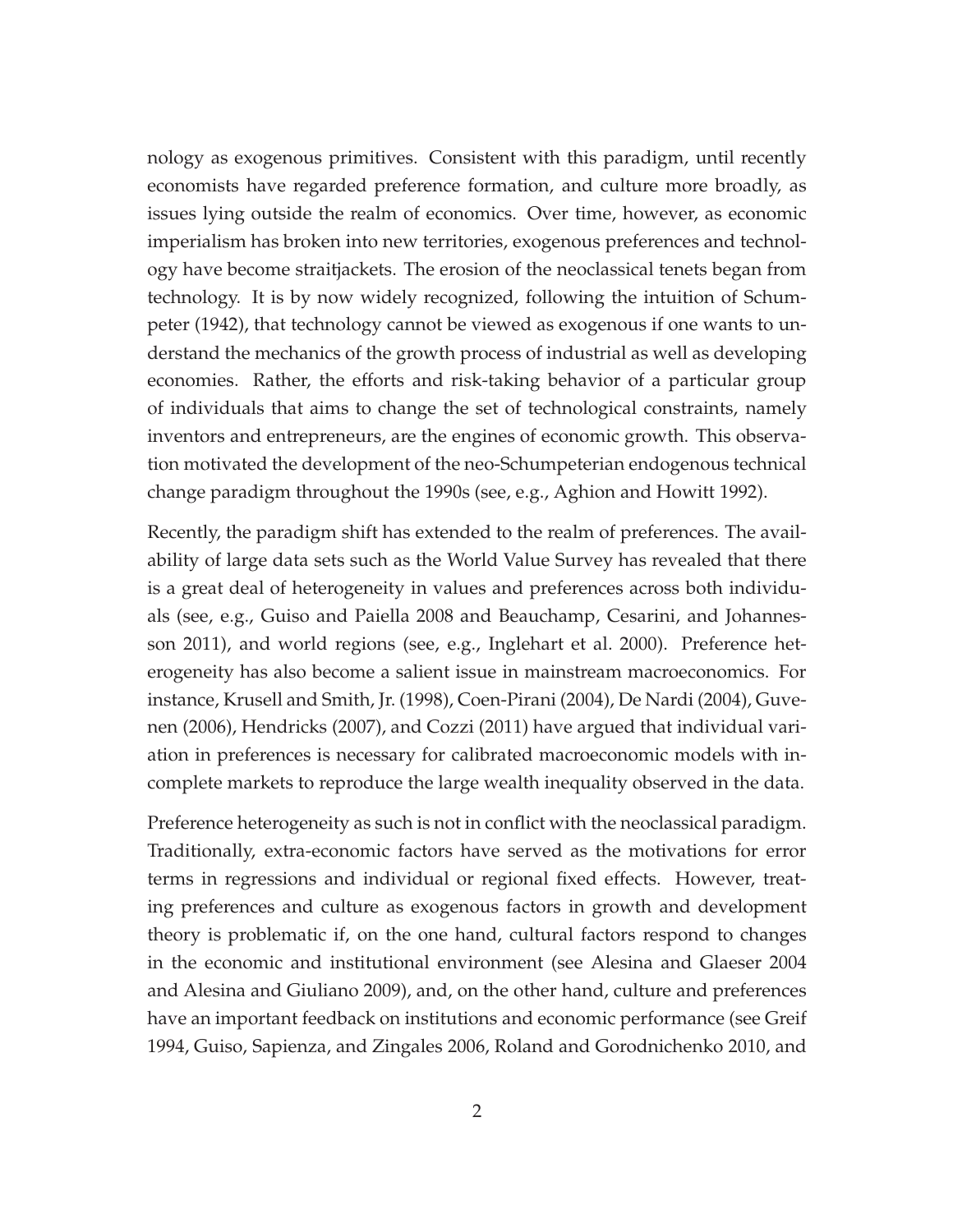nology as exogenous primitives. Consistent with this paradigm, until recently economists have regarded preference formation, and culture more broadly, as issues lying outside the realm of economics. Over time, however, as economic imperialism has broken into new territories, exogenous preferences and technology have become straitjackets. The erosion of the neoclassical tenets began from technology. It is by now widely recognized, following the intuition of Schumpeter (1942), that technology cannot be viewed as exogenous if one wants to understand the mechanics of the growth process of industrial as well as developing economies. Rather, the efforts and risk-taking behavior of a particular group of individuals that aims to change the set of technological constraints, namely inventors and entrepreneurs, are the engines of economic growth. This observation motivated the development of the neo-Schumpeterian endogenous technical change paradigm throughout the 1990s (see, e.g., Aghion and Howitt 1992).

Recently, the paradigm shift has extended to the realm of preferences. The availability of large data sets such as the World Value Survey has revealed that there is a great deal of heterogeneity in values and preferences across both individuals (see, e.g., Guiso and Paiella 2008 and Beauchamp, Cesarini, and Johannesson 2011), and world regions (see, e.g., Inglehart et al. 2000). Preference heterogeneity has also become a salient issue in mainstream macroeconomics. For instance, Krusell and Smith, Jr. (1998), Coen-Pirani (2004), De Nardi (2004), Guvenen (2006), Hendricks (2007), and Cozzi (2011) have argued that individual variation in preferences is necessary for calibrated macroeconomic models with incomplete markets to reproduce the large wealth inequality observed in the data.

Preference heterogeneity as such is not in conflict with the neoclassical paradigm. Traditionally, extra-economic factors have served as the motivations for error terms in regressions and individual or regional fixed effects. However, treating preferences and culture as exogenous factors in growth and development theory is problematic if, on the one hand, cultural factors respond to changes in the economic and institutional environment (see Alesina and Glaeser 2004 and Alesina and Giuliano 2009), and, on the other hand, culture and preferences have an important feedback on institutions and economic performance (see Greif 1994, Guiso, Sapienza, and Zingales 2006, Roland and Gorodnichenko 2010, and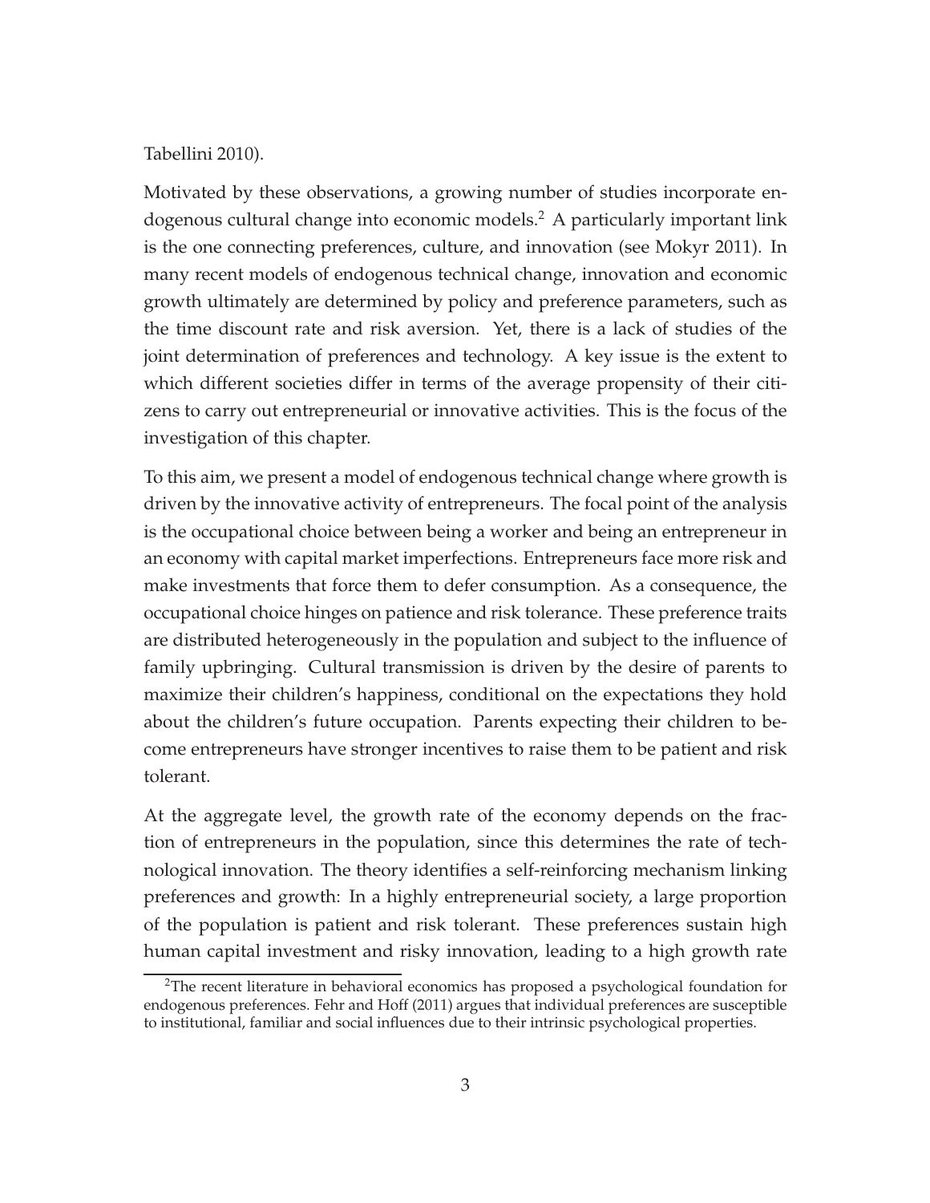Tabellini 2010).

Motivated by these observations, a growing number of studies incorporate endogenous cultural change into economic models.[2] A particularly important link is the one connecting preferences, culture, and innovation (see Mokyr 2011). In many recent models of endogenous technical change, innovation and economic growth ultimately are determined by policy and preference parameters, such as the time discount rate and risk aversion. Yet, there is a lack of studies of the joint determination of preferences and technology. A key issue is the extent to which different societies differ in terms of the average propensity of their citizens to carry out entrepreneurial or innovative activities. This is the focus of the investigation of this chapter.

To this aim, we present a model of endogenous technical change where growth is driven by the innovative activity of entrepreneurs. The focal point of the analysis is the occupational choice between being a worker and being an entrepreneur in an economy with capital market imperfections. Entrepreneurs face more risk and make investments that force them to defer consumption. As a consequence, the occupational choice hinges on patience and risk tolerance. These preference traits are distributed heterogeneously in the population and subject to the influence of family upbringing. Cultural transmission is driven by the desire of parents to maximize their children's happiness, conditional on the expectations they hold about the children's future occupation. Parents expecting their children to become entrepreneurs have stronger incentives to raise them to be patient and risk tolerant.

At the aggregate level, the growth rate of the economy depends on the fraction of entrepreneurs in the population, since this determines the rate of technological innovation. The theory identifies a self-reinforcing mechanism linking preferences and growth: In a highly entrepreneurial society, a large proportion of the population is patient and risk tolerant. These preferences sustain high human capital investment and risky innovation, leading to a high growth rate

[2] The recent literature in behavioral economics has proposed a psychological foundation for endogenous preferences. Fehr and Hoff (2011) argues that individual preferences are susceptible to institutional, familiar and social influences due to their intrinsic psychological properties.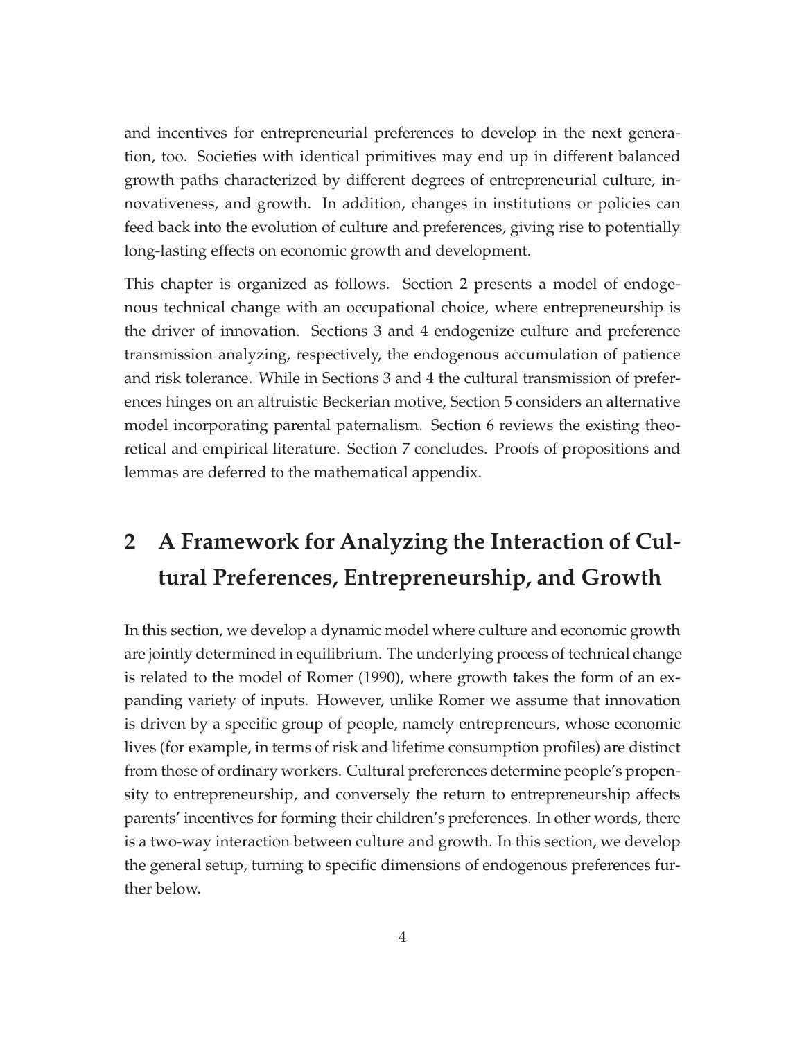and incentives for entrepreneurial preferences to develop in the next generation, too. Societies with identical primitives may end up in different balanced growth paths characterized by different degrees of entrepreneurial culture, innovativeness, and growth. In addition, changes in institutions or policies can feed back into the evolution of culture and preferences, giving rise to potentially long-lasting effects on economic growth and development.

This chapter is organized as follows. Section 2 presents a model of endogenous technical change with an occupational choice, where entrepreneurship is the driver of innovation. Sections 3 and 4 endogenize culture and preference transmission analyzing, respectively, the endogenous accumulation of patience and risk tolerance. While in Sections 3 and 4 the cultural transmission of preferences hinges on an altruistic Beckerian motive, Section 5 considers an alternative model incorporating parental paternalism. Section 6 reviews the existing theoretical and empirical literature. Section 7 concludes. Proofs of propositions and lemmas are deferred to the mathematical appendix.

# 2 A Framework for Analyzing the Interaction of Cultural Preferences, Entrepreneurship, and Growth

In this section, we develop a dynamic model where culture and economic growth are jointly determined in equilibrium. The underlying process of technical change is related to the model of Romer (1990), where growth takes the form of an expanding variety of inputs. However, unlike Romer we assume that innovation is driven by a specific group of people, namely entrepreneurs, whose economic lives (for example, in terms of risk and lifetime consumption profiles) are distinct from those of ordinary workers. Cultural preferences determine people's propensity to entrepreneurship, and conversely the return to entrepreneurship affects parents' incentives for forming their children's preferences. In other words, there is a two-way interaction between culture and growth. In this section, we develop the general setup, turning to specific dimensions of endogenous preferences further below.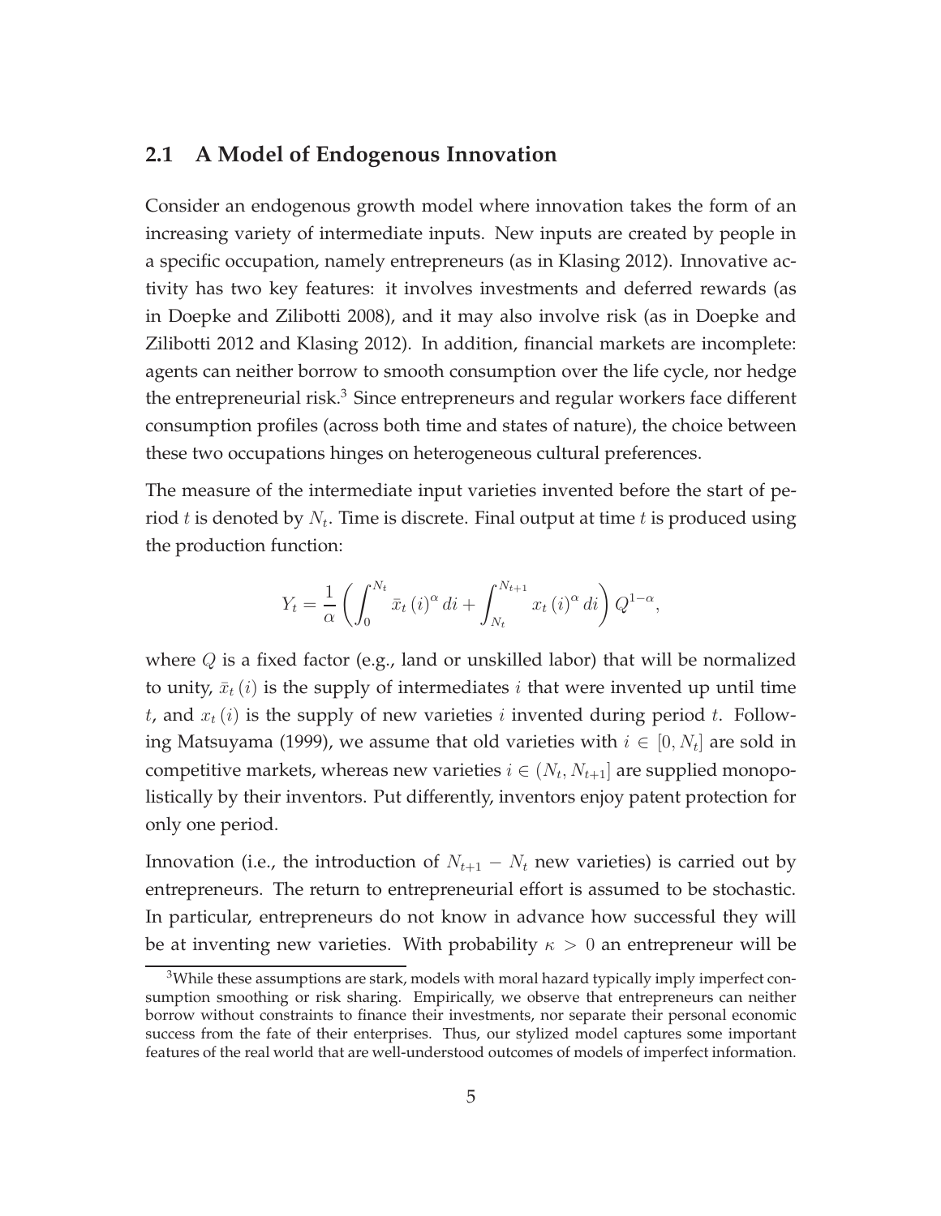## 2.1 A Model of Endogenous Innovation

Consider an endogenous growth model where innovation takes the form of an increasing variety of intermediate inputs. New inputs are created by people in a specific occupation, namely entrepreneurs (as in Klasing 2012). Innovative activity has two key features: it involves investments and deferred rewards (as in Doepke and Zilibotti 2008), and it may also involve risk (as in Doepke and Zilibotti 2012 and Klasing 2012). In addition, financial markets are incomplete: agents can neither borrow to smooth consumption over the life cycle, nor hedge the entrepreneurial risk.[3] Since entrepreneurs and regular workers face different consumption profiles (across both time and states of nature), the choice between these two occupations hinges on heterogeneous cultural preferences.

The measure of the intermediate input varieties invented before the start of period $t$ is denoted by $N_t$. Time is discrete. Final output at time $t$ is produced using the production function:

$$Y_t = \frac{1}{\alpha} \left( \int_0^{N_t} \bar{x}_t(i)^\alpha \, di + \int_{N_t}^{N_{t+1}} x_t(i)^\alpha \, di \right) Q^{1-\alpha},$$

where $Q$ is a fixed factor (e.g., land or unskilled labor) that will be normalized to unity, $\bar{x}_t(i)$ is the supply of intermediates $i$ that were invented up until time $t$, and $x_t(i)$ is the supply of new varieties $i$ invented during period $t$. Following Matsuyama (1999), we assume that old varieties with $i \in [0, N_t]$ are sold in competitive markets, whereas new varieties $i \in (N_t, N_{t+1}]$ are supplied monopolistically by their inventors. Put differently, inventors enjoy patent protection for only one period.

Innovation (i.e., the introduction of $N_{t+1} - N_t$ new varieties) is carried out by entrepreneurs. The return to entrepreneurial effort is assumed to be stochastic. In particular, entrepreneurs do not know in advance how successful they will be at inventing new varieties. With probability $\kappa > 0$ an entrepreneur will be

[3] While these assumptions are stark, models with moral hazard typically imply imperfect consumption smoothing or risk sharing. Empirically, we observe that entrepreneurs can neither borrow without constraints to finance their investments, nor separate their personal economic success from the fate of their enterprises. Thus, our stylized model captures some important features of the real world that are well-understood outcomes of models of imperfect information.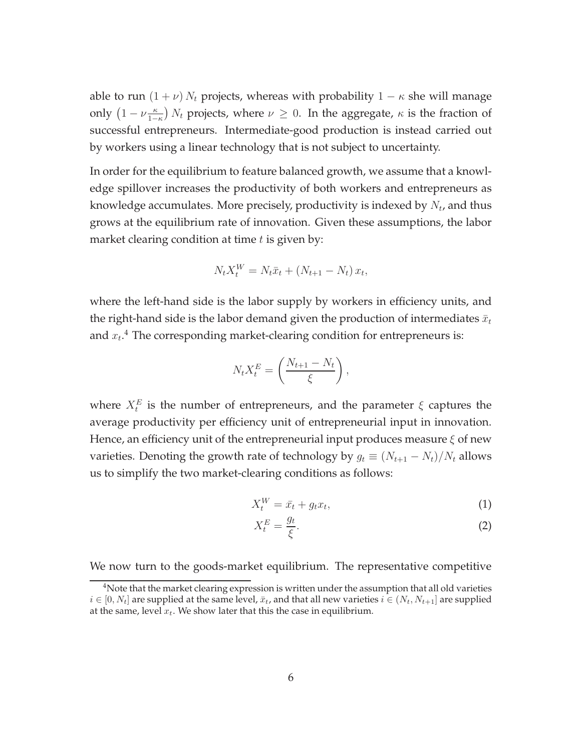able to run $(1+\nu) N_t$ projects, whereas with probability $1-\kappa$ she will manage only $\left(1-\nu\frac{\kappa}{1-\kappa}\right) N_t$ projects, where $\nu \geq 0$. In the aggregate, $\kappa$ is the fraction of successful entrepreneurs. Intermediate-good production is instead carried out by workers using a linear technology that is not subject to uncertainty.

In order for the equilibrium to feature balanced growth, we assume that a knowledge spillover increases the productivity of both workers and entrepreneurs as knowledge accumulates. More precisely, productivity is indexed by $N_t$, and thus grows at the equilibrium rate of innovation. Given these assumptions, the labor market clearing condition at time $t$ is given by:

$$N_t X_t^W = N_t \bar{x}_t + (N_{t+1} - N_t) x_t,$$

where the left-hand side is the labor supply by workers in efficiency units, and the right-hand side is the labor demand given the production of intermediates $\bar{x}_t$ and $x_t$.[4] The corresponding market-clearing condition for entrepreneurs is:

$$N_t X_t^E = \left(\frac{N_{t+1} - N_t}{\xi}\right),$$

where $X_t^E$ is the number of entrepreneurs, and the parameter $\xi$ captures the average productivity per efficiency unit of entrepreneurial input in innovation. Hence, an efficiency unit of the entrepreneurial input produces measure $\xi$ of new varieties. Denoting the growth rate of technology by $g_t \equiv (N_{t+1} - N_t)/N_t$ allows us to simplify the two market-clearing conditions as follows:

$$X_t^W = \bar{x}_t + g_t x_t, \tag{1}$$

$$X_t^E = \frac{g_t}{\xi}. \tag{2}$$

We now turn to the goods-market equilibrium. The representative competitive

[4] Note that the market clearing expression is written under the assumption that all old varieties $i \in [0, N_t]$ are supplied at the same level, $\bar{x}_t$, and that all new varieties $i \in (N_t, N_{t+1}]$ are supplied at the same, level $x_t$. We show later that this the case in equilibrium.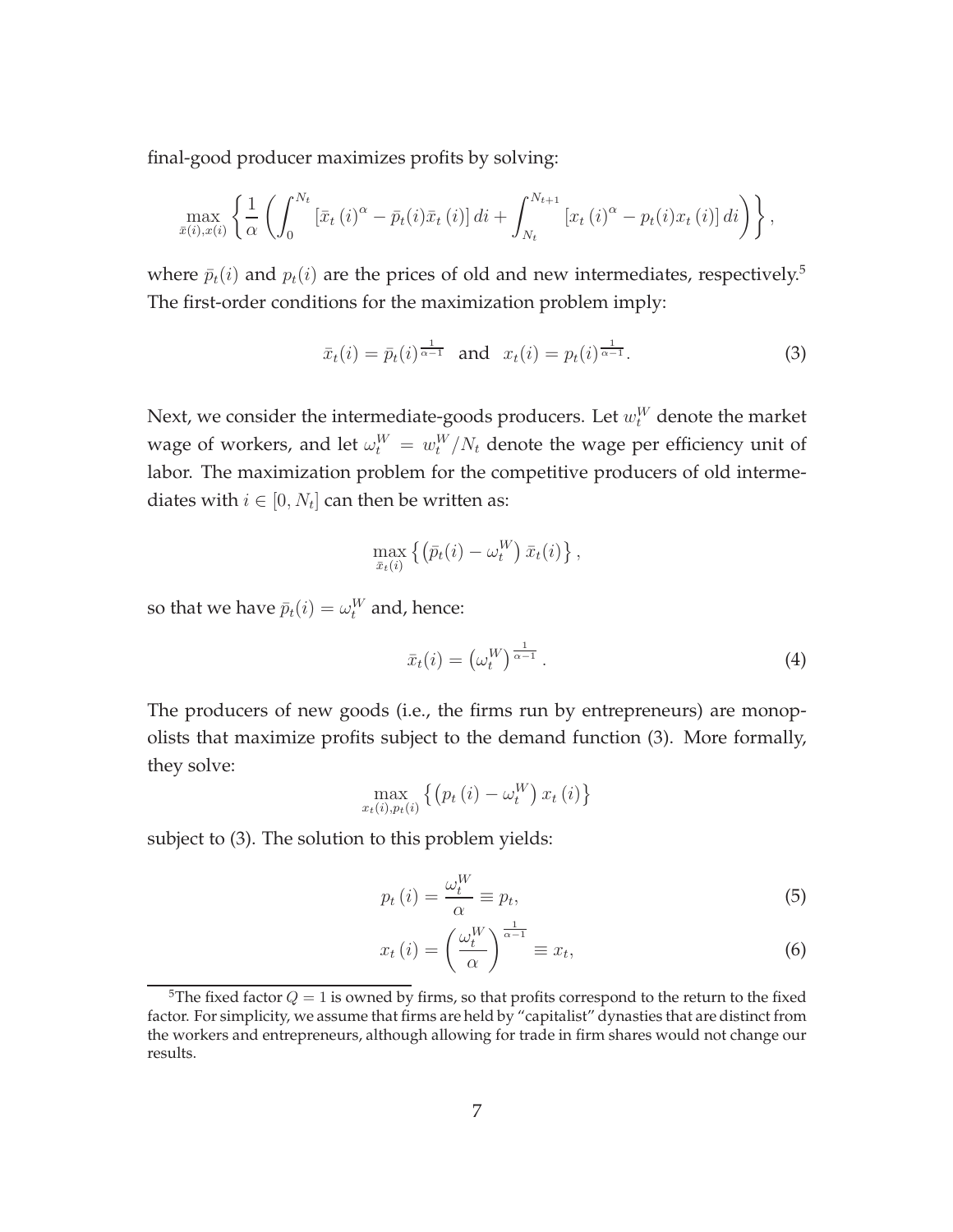final-good producer maximizes profits by solving:

$$\max_{\bar{x}(i),x(i)} \left\{ \frac{1}{\alpha} \left( \int_0^{N_t} \left[ \bar{x}_t\,(i)^\alpha - \bar{p}_t(i)\bar{x}_t\,(i) \right] di + \int_{N_t}^{N_{t+1}} \left[ x_t\,(i)^\alpha - p_t(i) x_t\,(i) \right] di \right) \right\},$$

where $\bar{p}_t(i)$ and $p_t(i)$ are the prices of old and new intermediates, respectively.[5] The first-order conditions for the maximization problem imply:

$$\bar{x}_t(i) = \bar{p}_t(i)^{\frac{1}{\alpha-1}} \quad \text{and} \quad x_t(i) = p_t(i)^{\frac{1}{\alpha-1}}. \tag{3}$$

Next, we consider the intermediate-goods producers. Let $w_t^W$ denote the market wage of workers, and let $\omega_t^W = w_t^W / N_t$ denote the wage per efficiency unit of labor. The maximization problem for the competitive producers of old intermediates with $i \in [0, N_t]$ can then be written as:

$$\max_{\bar{x}_t(i)} \left\{ \left( \bar{p}_t(i) - \omega_t^W \right) \bar{x}_t(i) \right\},$$

so that we have $\bar{p}_t(i) = \omega_t^W$ and, hence:

$$\bar{x}_t(i) = \left( \omega_t^W \right)^{\frac{1}{\alpha-1}}. \tag{4}$$

The producers of new goods (i.e., the firms run by entrepreneurs) are monopolists that maximize profits subject to the demand function (3). More formally, they solve:

$$\max_{x_t(i),p_t(i)} \left\{ \left( p_t\,(i) - \omega_t^W \right) x_t\,(i) \right\}$$

subject to (3). The solution to this problem yields:

$$p_t\,(i) = \frac{\omega_t^W}{\alpha} \equiv p_t, \tag{5}$$

$$x_t\,(i) = \left( \frac{\omega_t^W}{\alpha} \right)^{\frac{1}{\alpha-1}} \equiv x_t, \tag{6}$$

[5] The fixed factor $Q = 1$ is owned by firms, so that profits correspond to the return to the fixed factor. For simplicity, we assume that firms are held by "capitalist" dynasties that are distinct from the workers and entrepreneurs, although allowing for trade in firm shares would not change our results.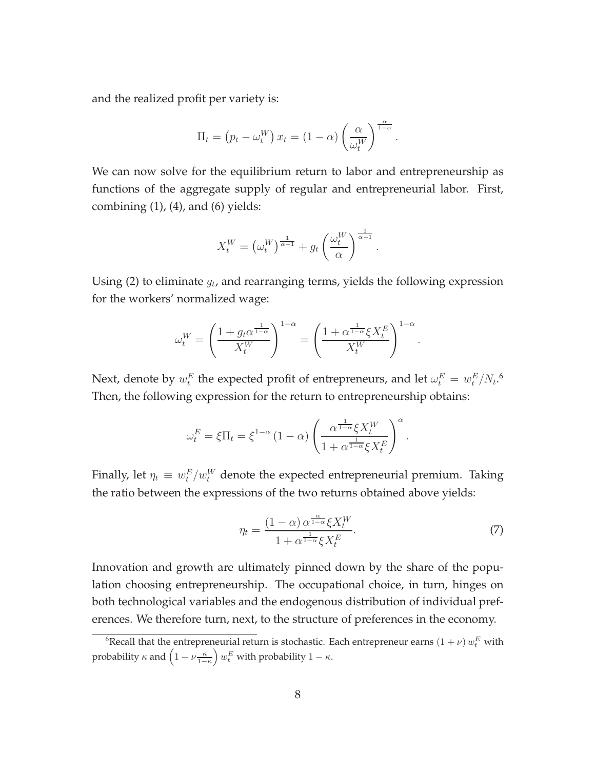and the realized profit per variety is:

$$\Pi_t = \left(p_t - \omega_t^W\right) x_t = (1-\alpha)\left(\frac{\alpha}{\omega_t^W}\right)^{\frac{\alpha}{1-\alpha}}.$$

We can now solve for the equilibrium return to labor and entrepreneurship as functions of the aggregate supply of regular and entrepreneurial labor. First, combining (1), (4), and (6) yields:

$$X_t^W = \left(\omega_t^W\right)^{\frac{1}{\alpha-1}} + g_t\left(\frac{\omega_t^W}{\alpha}\right)^{\frac{1}{\alpha-1}}.$$

Using (2) to eliminate $g_t$, and rearranging terms, yields the following expression for the workers' normalized wage:

$$\omega_t^W = \left(\frac{1+g_t\alpha^{\frac{1}{1-\alpha}}}{X_t^W}\right)^{1-\alpha} = \left(\frac{1+\alpha^{\frac{1}{1-\alpha}}\xi X_t^E}{X_t^W}\right)^{1-\alpha}.$$

Next, denote by $w_t^E$ the expected profit of entrepreneurs, and let $\omega_t^E = w_t^E/N_t$.[6] Then, the following expression for the return to entrepreneurship obtains:

$$\omega_t^E = \xi\Pi_t = \xi^{1-\alpha}(1-\alpha)\left(\frac{\alpha^{\frac{1}{1-\alpha}}\xi X_t^W}{1+\alpha^{\frac{1}{1-\alpha}}\xi X_t^E}\right)^{\alpha}.$$

Finally, let $\eta_t \equiv w_t^E/w_t^W$ denote the expected entrepreneurial premium. Taking the ratio between the expressions of the two returns obtained above yields:

$$\eta_t = \frac{(1-\alpha)\,\alpha^{\frac{\alpha}{1-\alpha}}\xi X_t^W}{1+\alpha^{\frac{1}{1-\alpha}}\xi X_t^E}. \tag{7}$$

Innovation and growth are ultimately pinned down by the share of the population choosing entrepreneurship. The occupational choice, in turn, hinges on both technological variables and the endogenous distribution of individual preferences. We therefore turn, next, to the structure of preferences in the economy.

[6] Recall that the entrepreneurial return is stochastic. Each entrepreneur earns $(1+\nu)\,w_t^E$ with probability $\kappa$ and $\left(1-\nu\frac{\kappa}{1-\kappa}\right)w_t^E$ with probability $1-\kappa$.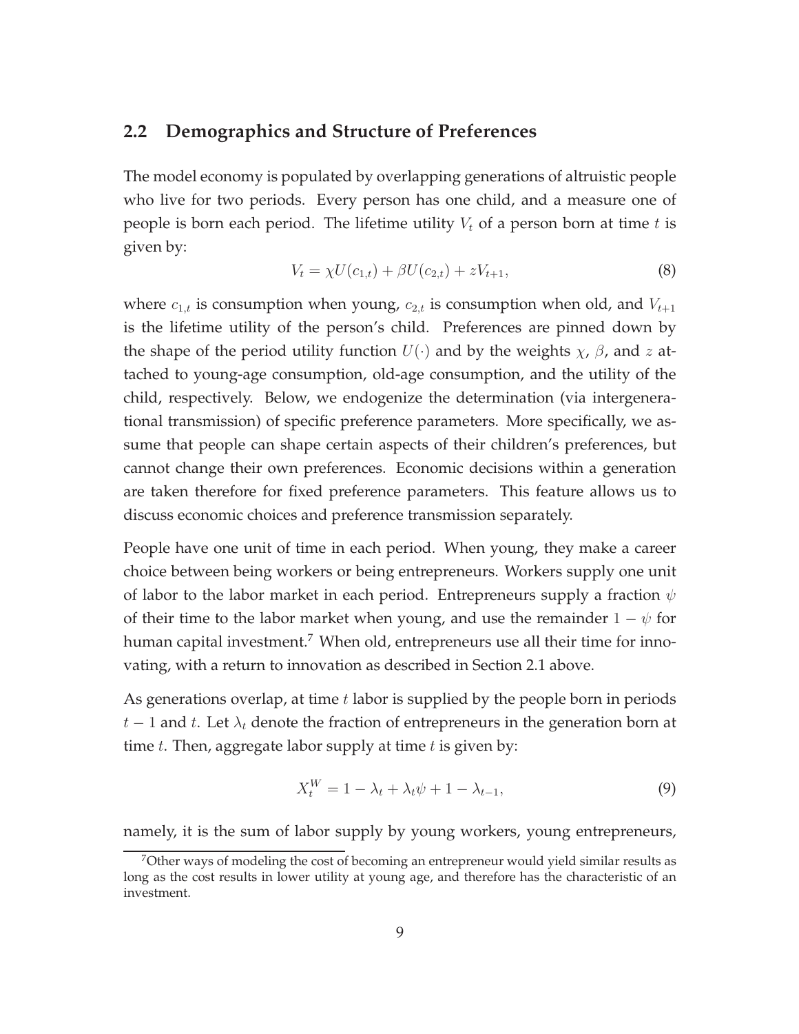## 2.2 Demographics and Structure of Preferences

The model economy is populated by overlapping generations of altruistic people who live for two periods. Every person has one child, and a measure one of people is born each period. The lifetime utility $V_t$ of a person born at time $t$ is given by:

$$V_t = \chi U(c_{1,t}) + \beta U(c_{2,t}) + zV_{t+1}, \tag{8}$$

where $c_{1,t}$ is consumption when young, $c_{2,t}$ is consumption when old, and $V_{t+1}$ is the lifetime utility of the person's child. Preferences are pinned down by the shape of the period utility function $U(\cdot)$ and by the weights $\chi$, $\beta$, and $z$ attached to young-age consumption, old-age consumption, and the utility of the child, respectively. Below, we endogenize the determination (via intergenerational transmission) of specific preference parameters. More specifically, we assume that people can shape certain aspects of their children's preferences, but cannot change their own preferences. Economic decisions within a generation are taken therefore for fixed preference parameters. This feature allows us to discuss economic choices and preference transmission separately.

People have one unit of time in each period. When young, they make a career choice between being workers or being entrepreneurs. Workers supply one unit of labor to the labor market in each period. Entrepreneurs supply a fraction $\psi$ of their time to the labor market when young, and use the remainder $1 - \psi$ for human capital investment.[7] When old, entrepreneurs use all their time for innovating, with a return to innovation as described in Section 2.1 above.

As generations overlap, at time $t$ labor is supplied by the people born in periods $t - 1$ and $t$. Let $\lambda_t$ denote the fraction of entrepreneurs in the generation born at time $t$. Then, aggregate labor supply at time $t$ is given by:

$$X_t^W = 1 - \lambda_t + \lambda_t \psi + 1 - \lambda_{t-1}, \tag{9}$$

namely, it is the sum of labor supply by young workers, young entrepreneurs,

[7] Other ways of modeling the cost of becoming an entrepreneur would yield similar results as long as the cost results in lower utility at young age, and therefore has the characteristic of an investment.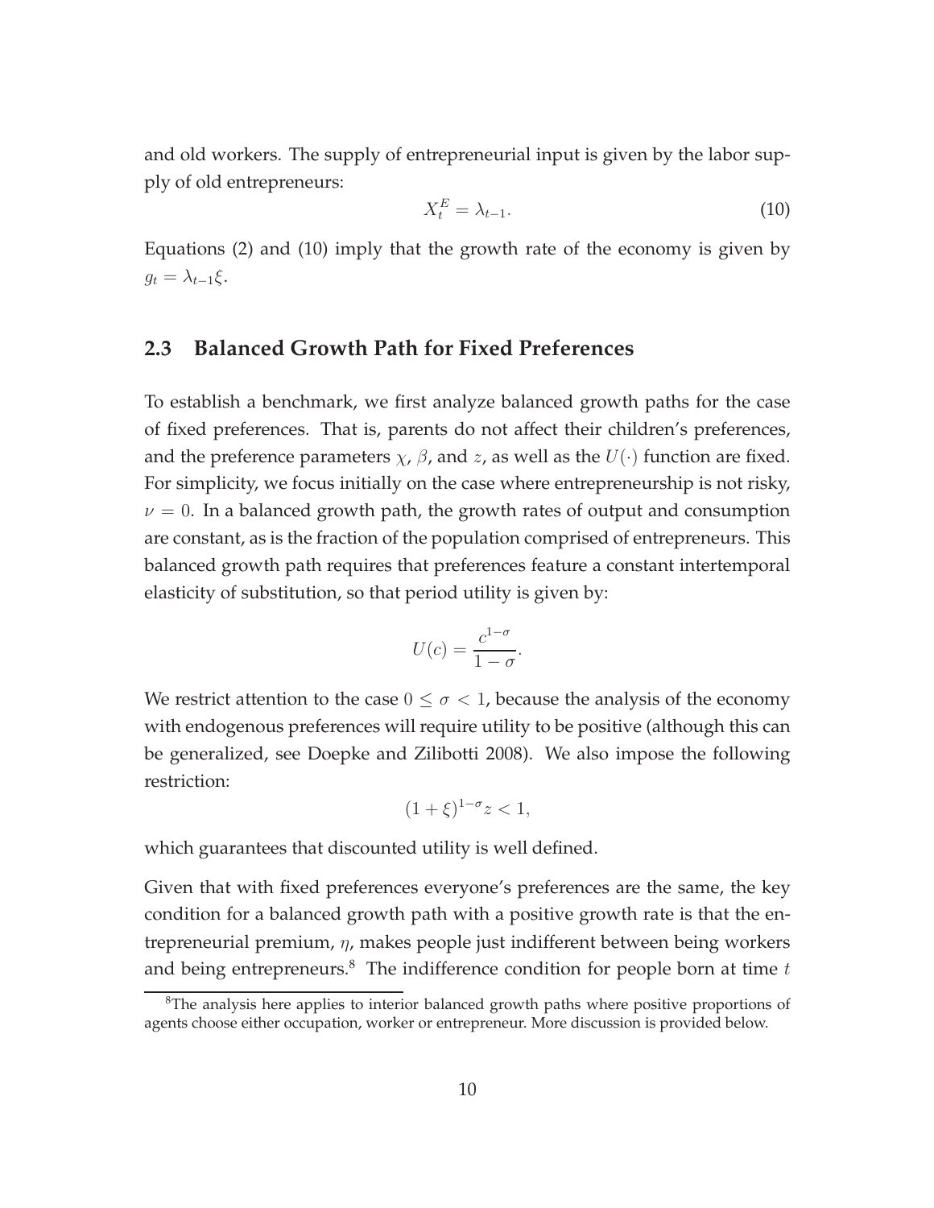and old workers. The supply of entrepreneurial input is given by the labor supply of old entrepreneurs:

$$X_t^E = \lambda_{t-1}. \tag{10}$$

Equations (2) and (10) imply that the growth rate of the economy is given by $g_t = \lambda_{t-1}\xi$.

## 2.3 Balanced Growth Path for Fixed Preferences

To establish a benchmark, we first analyze balanced growth paths for the case of fixed preferences. That is, parents do not affect their children's preferences, and the preference parameters $\chi$, $\beta$, and $z$, as well as the $U(\cdot)$ function are fixed. For simplicity, we focus initially on the case where entrepreneurship is not risky, $\nu = 0$. In a balanced growth path, the growth rates of output and consumption are constant, as is the fraction of the population comprised of entrepreneurs. This balanced growth path requires that preferences feature a constant intertemporal elasticity of substitution, so that period utility is given by:

$$U(c) = \frac{c^{1-\sigma}}{1-\sigma}.$$

We restrict attention to the case $0 \leq \sigma < 1$, because the analysis of the economy with endogenous preferences will require utility to be positive (although this can be generalized, see Doepke and Zilibotti 2008). We also impose the following restriction:

$$(1+\xi)^{1-\sigma} z < 1,$$

which guarantees that discounted utility is well defined.

Given that with fixed preferences everyone's preferences are the same, the key condition for a balanced growth path with a positive growth rate is that the entrepreneurial premium, $\eta$, makes people just indifferent between being workers and being entrepreneurs.[8] The indifference condition for people born at time $t$

[8] The analysis here applies to interior balanced growth paths where positive proportions of agents choose either occupation, worker or entrepreneur. More discussion is provided below.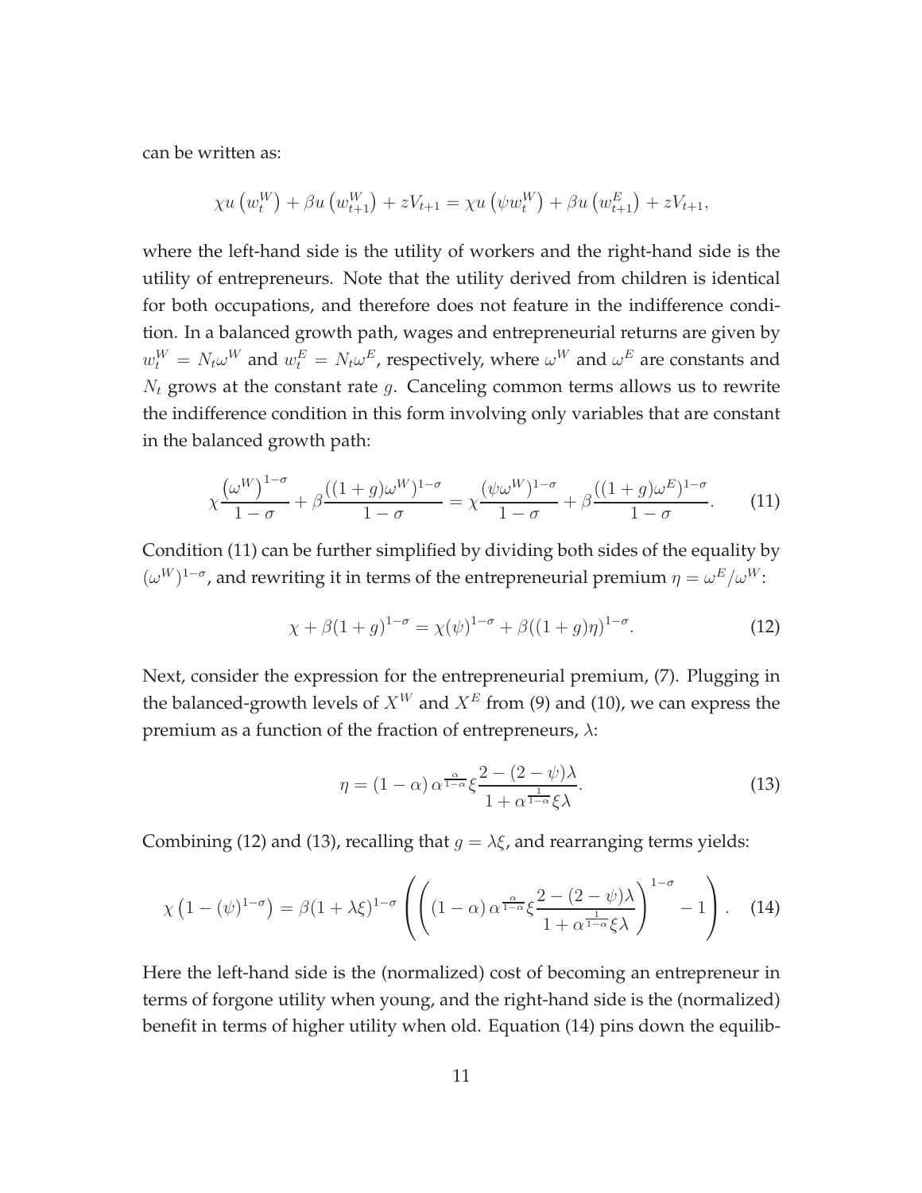can be written as:

$$\chi u\left(w_t^W\right) + \beta u\left(w_{t+1}^W\right) + zV_{t+1} = \chi u\left(\psi w_t^W\right) + \beta u\left(w_{t+1}^E\right) + zV_{t+1},$$

where the left-hand side is the utility of workers and the right-hand side is the utility of entrepreneurs. Note that the utility derived from children is identical for both occupations, and therefore does not feature in the indifference condition. In a balanced growth path, wages and entrepreneurial returns are given by $w_t^W = N_t \omega^W$ and $w_t^E = N_t \omega^E$, respectively, where $\omega^W$ and $\omega^E$ are constants and $N_t$ grows at the constant rate $g$. Canceling common terms allows us to rewrite the indifference condition in this form involving only variables that are constant in the balanced growth path:

$$\chi \frac{\left(\omega^W\right)^{1-\sigma}}{1-\sigma} + \beta \frac{((1+g)\omega^W)^{1-\sigma}}{1-\sigma} = \chi \frac{(\psi \omega^W)^{1-\sigma}}{1-\sigma} + \beta \frac{((1+g)\omega^E)^{1-\sigma}}{1-\sigma}. \tag{11}$$

Condition (11) can be further simplified by dividing both sides of the equality by $(\omega^W)^{1-\sigma}$, and rewriting it in terms of the entrepreneurial premium $\eta = \omega^E/\omega^W$:

$$\chi + \beta(1+g)^{1-\sigma} = \chi(\psi)^{1-\sigma} + \beta((1+g)\eta)^{1-\sigma}. \tag{12}$$

Next, consider the expression for the entrepreneurial premium, (7). Plugging in the balanced-growth levels of $X^W$ and $X^E$ from (9) and (10), we can express the premium as a function of the fraction of entrepreneurs, $\lambda$:

$$\eta = (1-\alpha)\,\alpha^{\frac{\alpha}{1-\alpha}} \xi \frac{2-(2-\psi)\lambda}{1+\alpha^{\frac{1}{1-\alpha}}\xi\lambda}. \tag{13}$$

Combining (12) and (13), recalling that $g = \lambda\xi$, and rearranging terms yields:

$$\chi\left(1-(\psi)^{1-\sigma}\right) = \beta(1+\lambda\xi)^{1-\sigma}\left(\left((1-\alpha)\,\alpha^{\frac{\alpha}{1-\alpha}}\xi\frac{2-(2-\psi)\lambda}{1+\alpha^{\frac{1}{1-\alpha}}\xi\lambda}\right)^{1-\sigma} - 1\right). \tag{14}$$

Here the left-hand side is the (normalized) cost of becoming an entrepreneur in terms of forgone utility when young, and the right-hand side is the (normalized) benefit in terms of higher utility when old. Equation (14) pins down the equilib-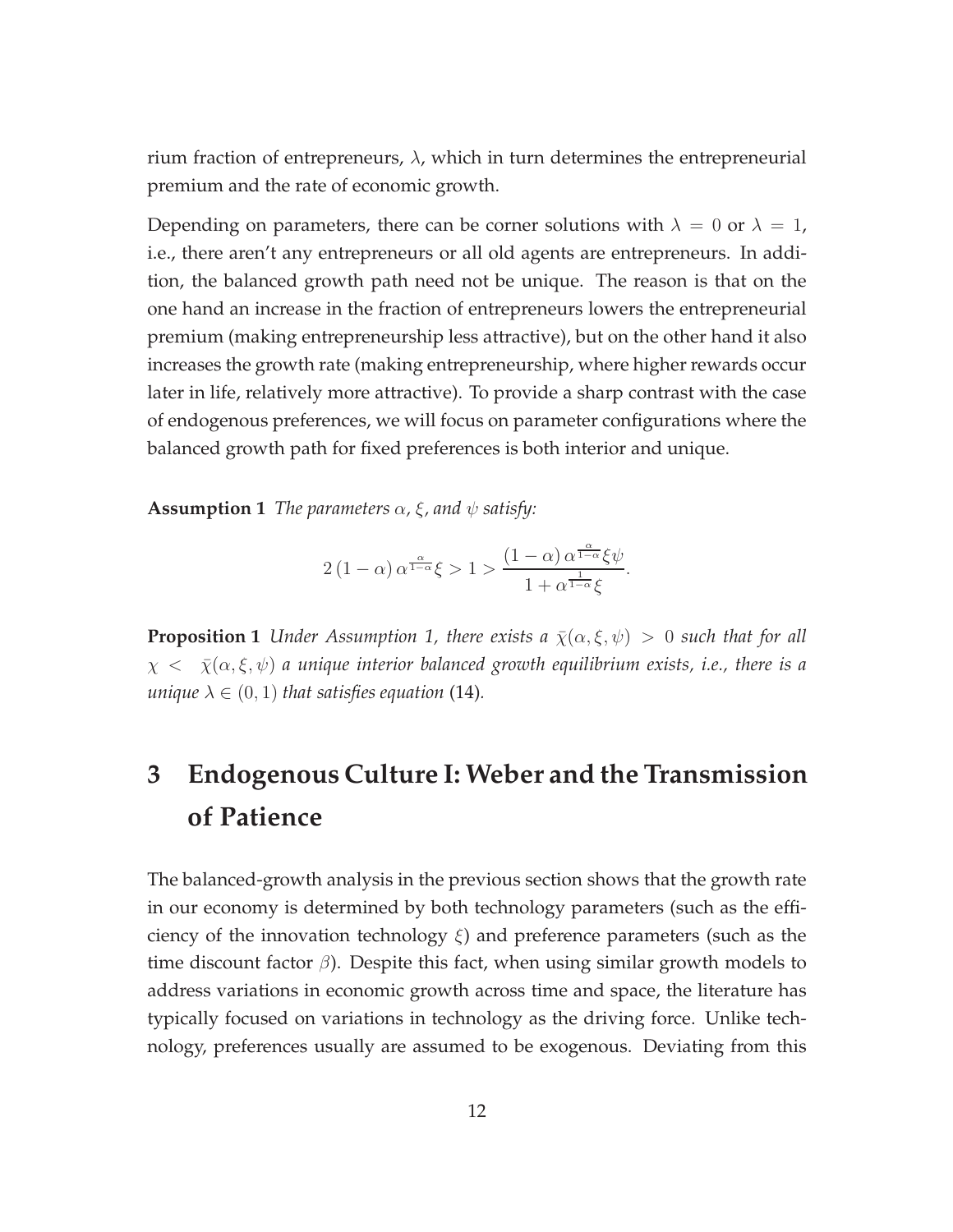rium fraction of entrepreneurs, $\lambda$, which in turn determines the entrepreneurial premium and the rate of economic growth.

Depending on parameters, there can be corner solutions with $\lambda = 0$ or $\lambda = 1$, i.e., there aren't any entrepreneurs or all old agents are entrepreneurs. In addition, the balanced growth path need not be unique. The reason is that on the one hand an increase in the fraction of entrepreneurs lowers the entrepreneurial premium (making entrepreneurship less attractive), but on the other hand it also increases the growth rate (making entrepreneurship, where higher rewards occur later in life, relatively more attractive). To provide a sharp contrast with the case of endogenous preferences, we will focus on parameter configurations where the balanced growth path for fixed preferences is both interior and unique.

**Assumption 1** *The parameters $\alpha$, $\xi$, and $\psi$ satisfy:*

$$2\left(1-\alpha\right)\alpha^{\frac{\alpha}{1-\alpha}}\xi > 1 > \frac{\left(1-\alpha\right)\alpha^{\frac{\alpha}{1-\alpha}}\xi\psi}{1+\alpha^{\frac{1}{1-\alpha}}\xi}.$$

**Proposition 1** *Under Assumption 1, there exists a $\bar{\chi}(\alpha,\xi,\psi) > 0$ such that for all $\chi < \bar{\chi}(\alpha,\xi,\psi)$ a unique interior balanced growth equilibrium exists, i.e., there is a unique $\lambda \in (0,1)$ that satisfies equation* (14).

# 3 Endogenous Culture I: Weber and the Transmission of Patience

The balanced-growth analysis in the previous section shows that the growth rate in our economy is determined by both technology parameters (such as the efficiency of the innovation technology $\xi$) and preference parameters (such as the time discount factor $\beta$). Despite this fact, when using similar growth models to address variations in economic growth across time and space, the literature has typically focused on variations in technology as the driving force. Unlike technology, preferences usually are assumed to be exogenous. Deviating from this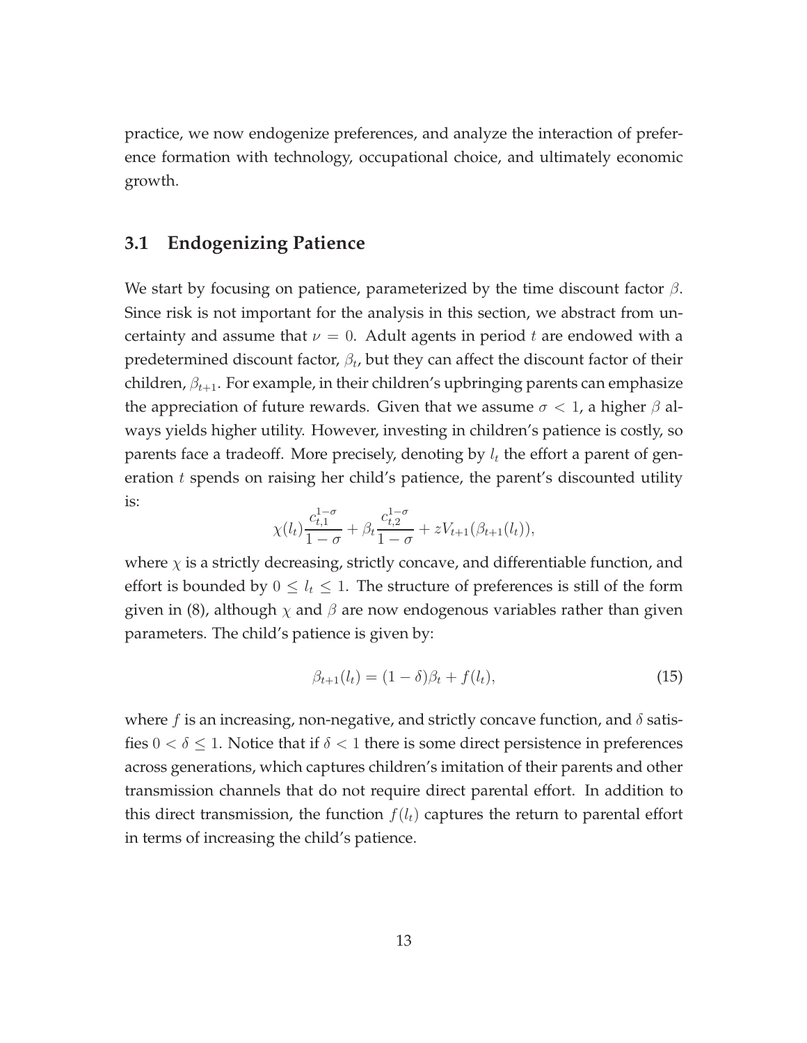practice, we now endogenize preferences, and analyze the interaction of preference formation with technology, occupational choice, and ultimately economic growth.

## 3.1 Endogenizing Patience

We start by focusing on patience, parameterized by the time discount factor $\beta$. Since risk is not important for the analysis in this section, we abstract from uncertainty and assume that $\nu = 0$. Adult agents in period $t$ are endowed with a predetermined discount factor, $\beta_t$, but they can affect the discount factor of their children, $\beta_{t+1}$. For example, in their children's upbringing parents can emphasize the appreciation of future rewards. Given that we assume $\sigma < 1$, a higher $\beta$ always yields higher utility. However, investing in children's patience is costly, so parents face a tradeoff. More precisely, denoting by $l_t$ the effort a parent of generation $t$ spends on raising her child's patience, the parent's discounted utility is:

$$\chi(l_t)\frac{c_{t,1}^{1-\sigma}}{1-\sigma} + \beta_t\frac{c_{t,2}^{1-\sigma}}{1-\sigma} + zV_{t+1}(\beta_{t+1}(l_t)),$$

where $\chi$ is a strictly decreasing, strictly concave, and differentiable function, and effort is bounded by $0 \leq l_t \leq 1$. The structure of preferences is still of the form given in (8), although $\chi$ and $\beta$ are now endogenous variables rather than given parameters. The child's patience is given by:

$$\beta_{t+1}(l_t) = (1-\delta)\beta_t + f(l_t), \tag{15}$$

where $f$ is an increasing, non-negative, and strictly concave function, and $\delta$ satisfies $0 < \delta \leq 1$. Notice that if $\delta < 1$ there is some direct persistence in preferences across generations, which captures children's imitation of their parents and other transmission channels that do not require direct parental effort. In addition to this direct transmission, the function $f(l_t)$ captures the return to parental effort in terms of increasing the child's patience.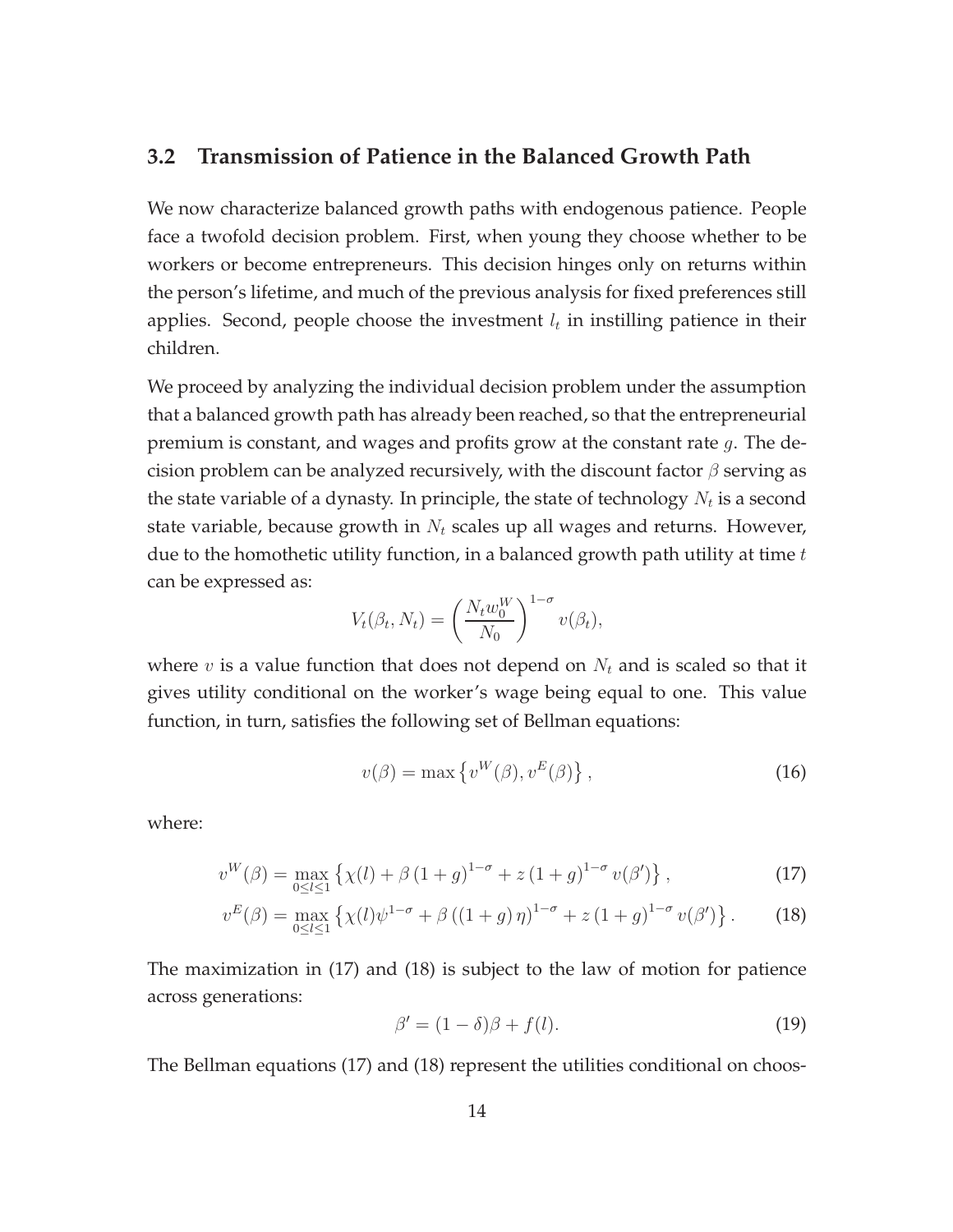### 3.2 Transmission of Patience in the Balanced Growth Path

We now characterize balanced growth paths with endogenous patience. People face a twofold decision problem. First, when young they choose whether to be workers or become entrepreneurs. This decision hinges only on returns within the person's lifetime, and much of the previous analysis for fixed preferences still applies. Second, people choose the investment $l_t$ in instilling patience in their children.

We proceed by analyzing the individual decision problem under the assumption that a balanced growth path has already been reached, so that the entrepreneurial premium is constant, and wages and profits grow at the constant rate $g$. The decision problem can be analyzed recursively, with the discount factor $\beta$ serving as the state variable of a dynasty. In principle, the state of technology $N_t$ is a second state variable, because growth in $N_t$ scales up all wages and returns. However, due to the homothetic utility function, in a balanced growth path utility at time $t$ can be expressed as:

$$V_t(\beta_t, N_t) = \left(\frac{N_t w_0^W}{N_0}\right)^{1-\sigma} v(\beta_t),$$

where $v$ is a value function that does not depend on $N_t$ and is scaled so that it gives utility conditional on the worker's wage being equal to one. This value function, in turn, satisfies the following set of Bellman equations:

$$v(\beta) = \max\left\{v^W(\beta), v^E(\beta)\right\}, \tag{16}$$

where:

$$v^W(\beta) = \max_{0\leq l\leq 1}\left\{\chi(l) + \beta\,(1+g)^{1-\sigma} + z\,(1+g)^{1-\sigma}\,v(\beta')\right\}, \tag{17}$$

$$v^E(\beta) = \max_{0\leq l\leq 1}\left\{\chi(l)\psi^{1-\sigma} + \beta\,((1+g)\,\eta)^{1-\sigma} + z\,(1+g)^{1-\sigma}\,v(\beta')\right\}. \tag{18}$$

The maximization in (17) and (18) is subject to the law of motion for patience across generations:

$$\beta' = (1-\delta)\beta + f(l). \tag{19}$$

The Bellman equations (17) and (18) represent the utilities conditional on choos-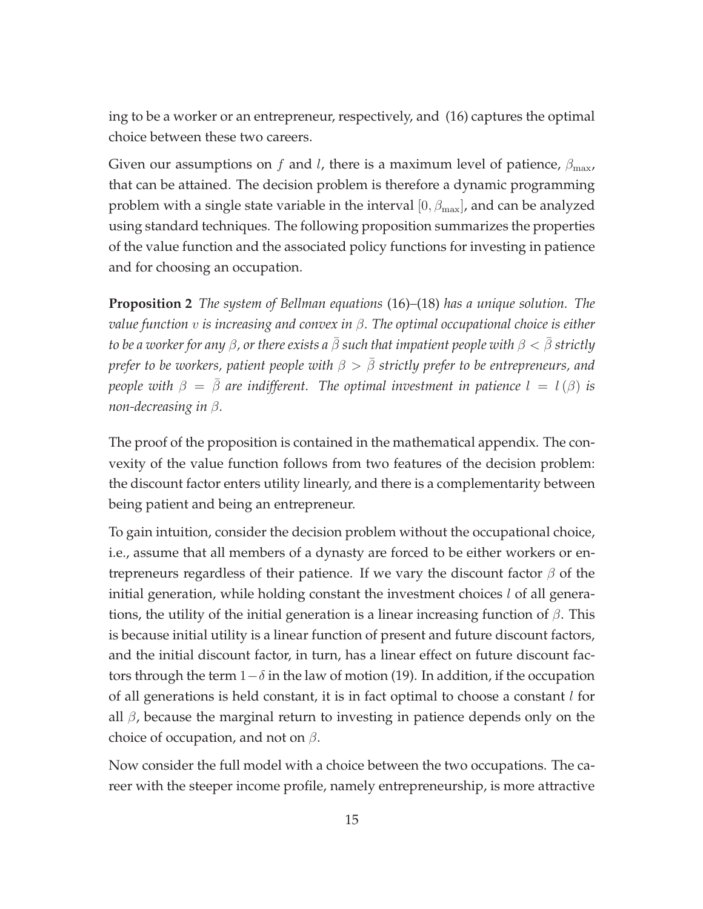ing to be a worker or an entrepreneur, respectively, and (16) captures the optimal choice between these two careers.

Given our assumptions on $f$ and $l$, there is a maximum level of patience, $\beta_{\max}$, that can be attained. The decision problem is therefore a dynamic programming problem with a single state variable in the interval $[0, \beta_{\max}]$, and can be analyzed using standard techniques. The following proposition summarizes the properties of the value function and the associated policy functions for investing in patience and for choosing an occupation.

**Proposition 2** *The system of Bellman equations* (16)–(18) *has a unique solution. The value function $v$ is increasing and convex in $\beta$. The optimal occupational choice is either to be a worker for any $\beta$, or there exists a $\bar{\beta}$ such that impatient people with $\beta < \bar{\beta}$ strictly prefer to be workers, patient people with $\beta > \bar{\beta}$ strictly prefer to be entrepreneurs, and people with $\beta = \bar{\beta}$ are indifferent. The optimal investment in patience $l = l(\beta)$ is non-decreasing in $\beta$.*

The proof of the proposition is contained in the mathematical appendix. The convexity of the value function follows from two features of the decision problem: the discount factor enters utility linearly, and there is a complementarity between being patient and being an entrepreneur.

To gain intuition, consider the decision problem without the occupational choice, i.e., assume that all members of a dynasty are forced to be either workers or entrepreneurs regardless of their patience. If we vary the discount factor $\beta$ of the initial generation, while holding constant the investment choices $l$ of all generations, the utility of the initial generation is a linear increasing function of $\beta$. This is because initial utility is a linear function of present and future discount factors, and the initial discount factor, in turn, has a linear effect on future discount factors through the term $1-\delta$ in the law of motion (19). In addition, if the occupation of all generations is held constant, it is in fact optimal to choose a constant $l$ for all $\beta$, because the marginal return to investing in patience depends only on the choice of occupation, and not on $\beta$.

Now consider the full model with a choice between the two occupations. The career with the steeper income profile, namely entrepreneurship, is more attractive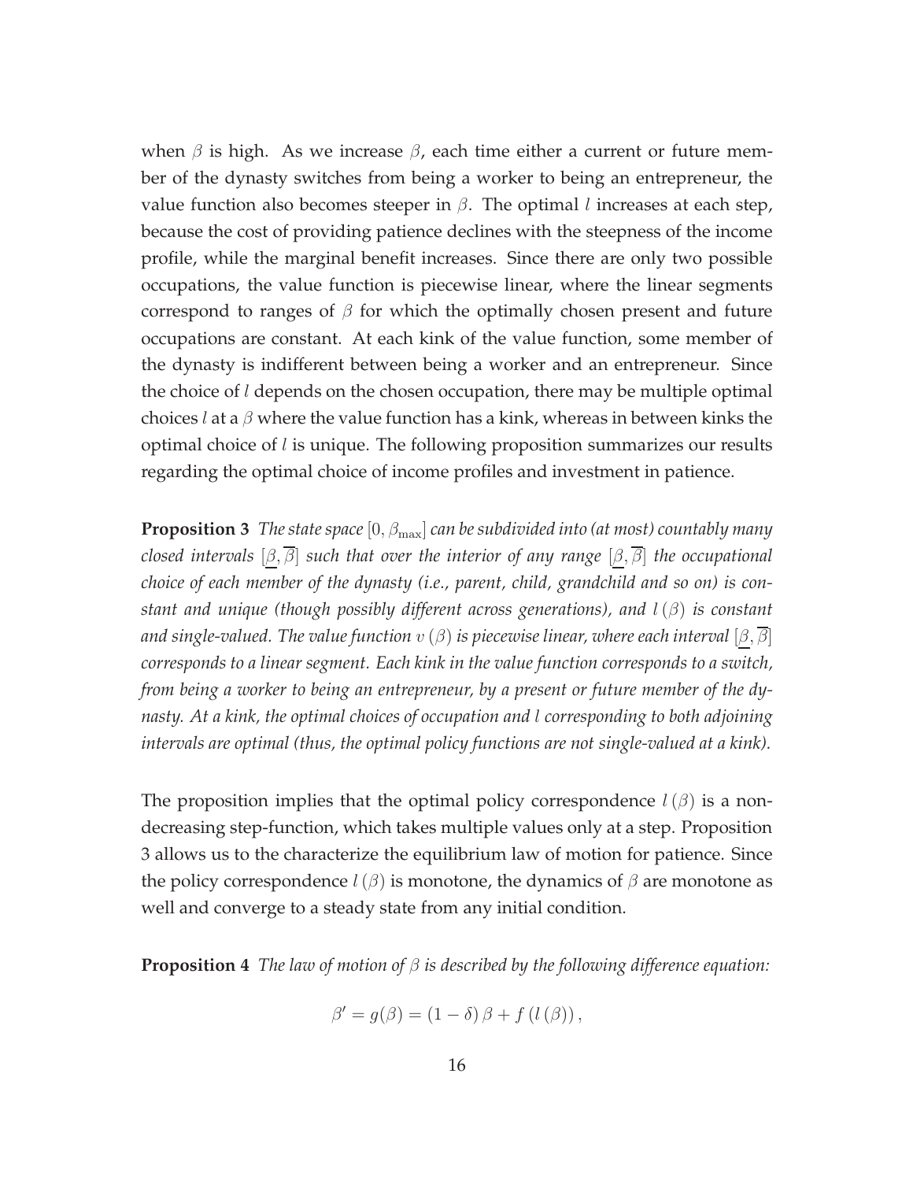when $\beta$ is high. As we increase $\beta$, each time either a current or future member of the dynasty switches from being a worker to being an entrepreneur, the value function also becomes steeper in $\beta$. The optimal $l$ increases at each step, because the cost of providing patience declines with the steepness of the income profile, while the marginal benefit increases. Since there are only two possible occupations, the value function is piecewise linear, where the linear segments correspond to ranges of $\beta$ for which the optimally chosen present and future occupations are constant. At each kink of the value function, some member of the dynasty is indifferent between being a worker and an entrepreneur. Since the choice of $l$ depends on the chosen occupation, there may be multiple optimal choices $l$ at a $\beta$ where the value function has a kink, whereas in between kinks the optimal choice of $l$ is unique. The following proposition summarizes our results regarding the optimal choice of income profiles and investment in patience.

**Proposition 3** *The state space $[0, \beta_{\max}]$ can be subdivided into (at most) countably many closed intervals $[\underline{\beta}, \overline{\beta}]$ such that over the interior of any range $[\underline{\beta}, \overline{\beta}]$ the occupational choice of each member of the dynasty (i.e., parent, child, grandchild and so on) is constant and unique (though possibly different across generations), and $l(\beta)$ is constant and single-valued. The value function $v(\beta)$ is piecewise linear, where each interval $[\underline{\beta}, \overline{\beta}]$ corresponds to a linear segment. Each kink in the value function corresponds to a switch, from being a worker to being an entrepreneur, by a present or future member of the dynasty. At a kink, the optimal choices of occupation and $l$ corresponding to both adjoining intervals are optimal (thus, the optimal policy functions are not single-valued at a kink).*

The proposition implies that the optimal policy correspondence $l(\beta)$ is a non-decreasing step-function, which takes multiple values only at a step. Proposition 3 allows us to the characterize the equilibrium law of motion for patience. Since the policy correspondence $l(\beta)$ is monotone, the dynamics of $\beta$ are monotone as well and converge to a steady state from any initial condition.

**Proposition 4** *The law of motion of $\beta$ is described by the following difference equation:*

$$\beta' = g(\beta) = (1 - \delta)\beta + f(l(\beta)),$$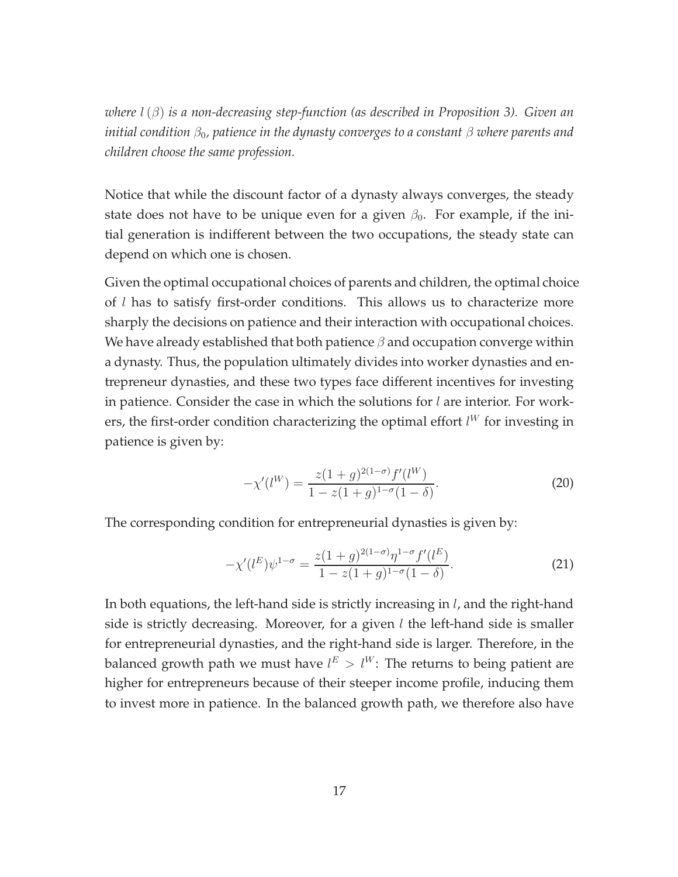*where $l(\beta)$ is a non-decreasing step-function (as described in Proposition 3). Given an initial condition $\beta_0$, patience in the dynasty converges to a constant $\beta$ where parents and children choose the same profession.*

Notice that while the discount factor of a dynasty always converges, the steady state does not have to be unique even for a given $\beta_0$. For example, if the initial generation is indifferent between the two occupations, the steady state can depend on which one is chosen.

Given the optimal occupational choices of parents and children, the optimal choice of $l$ has to satisfy first-order conditions. This allows us to characterize more sharply the decisions on patience and their interaction with occupational choices. We have already established that both patience $\beta$ and occupation converge within a dynasty. Thus, the population ultimately divides into worker dynasties and entrepreneur dynasties, and these two types face different incentives for investing in patience. Consider the case in which the solutions for $l$ are interior. For workers, the first-order condition characterizing the optimal effort $l^W$ for investing in patience is given by:

$$-\chi'(l^W) = \frac{z(1+g)^{2(1-\sigma)} f'(l^W)}{1 - z(1+g)^{1-\sigma}(1-\delta)}. \tag{20}$$

The corresponding condition for entrepreneurial dynasties is given by:

$$-\chi'(l^E)\psi^{1-\sigma} = \frac{z(1+g)^{2(1-\sigma)} \eta^{1-\sigma} f'(l^E)}{1 - z(1+g)^{1-\sigma}(1-\delta)}. \tag{21}$$

In both equations, the left-hand side is strictly increasing in $l$, and the right-hand side is strictly decreasing. Moreover, for a given $l$ the left-hand side is smaller for entrepreneurial dynasties, and the right-hand side is larger. Therefore, in the balanced growth path we must have $l^E > l^W$: The returns to being patient are higher for entrepreneurs because of their steeper income profile, inducing them to invest more in patience. In the balanced growth path, we therefore also have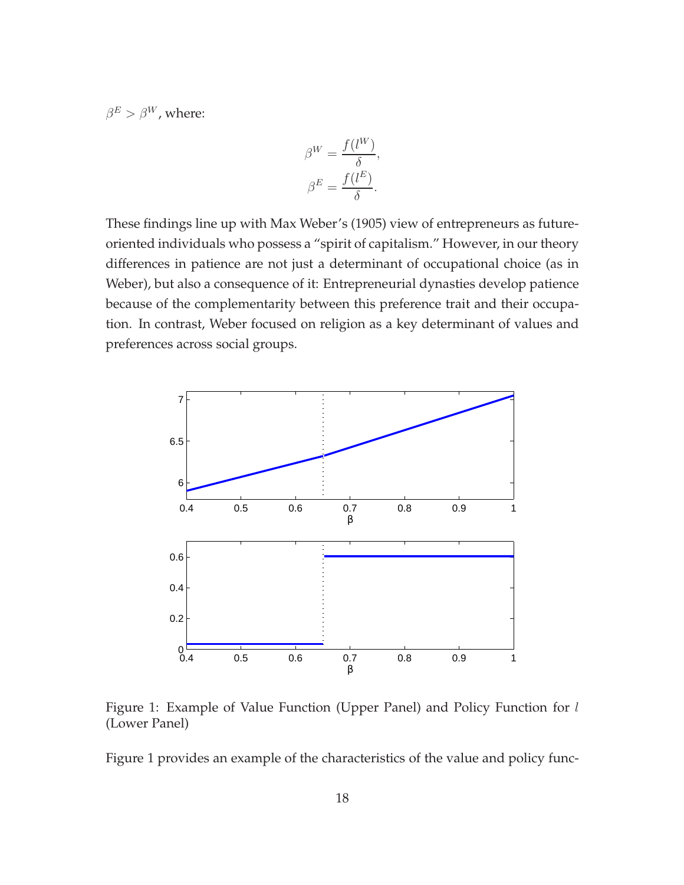$\beta^E > \beta^W$, where:

$$\beta^W = \frac{f(l^W)}{\delta},$$
$$\beta^E = \frac{f(l^E)}{\delta}.$$

These findings line up with Max Weber's (1905) view of entrepreneurs as future-oriented individuals who possess a "spirit of capitalism." However, in our theory differences in patience are not just a determinant of occupational choice (as in Weber), but also a consequence of it: Entrepreneurial dynasties develop patience because of the complementarity between this preference trait and their occupation. In contrast, Weber focused on religion as a key determinant of values and preferences across social groups.

Figure 1: Example of Value Function (Upper Panel) and Policy Function for $l$ (Lower Panel)

Figure 1 provides an example of the characteristics of the value and policy func-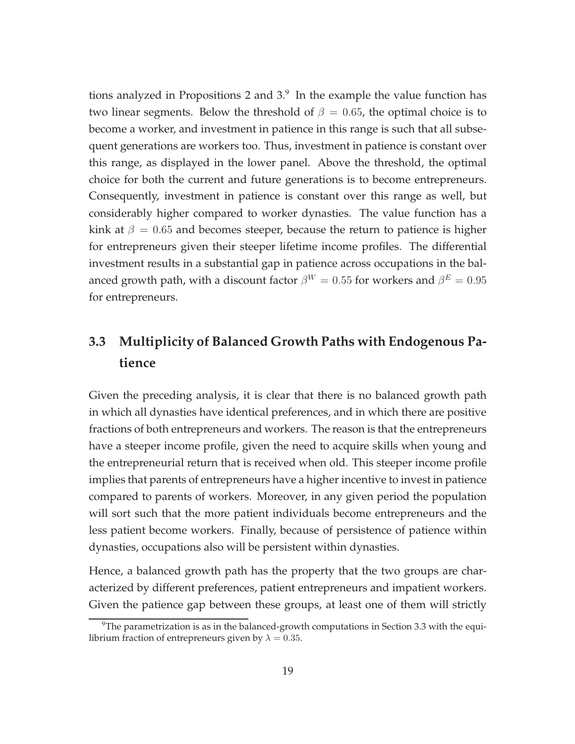tions analyzed in Propositions 2 and 3.[9] In the example the value function has two linear segments. Below the threshold of $\beta = 0.65$, the optimal choice is to become a worker, and investment in patience in this range is such that all subsequent generations are workers too. Thus, investment in patience is constant over this range, as displayed in the lower panel. Above the threshold, the optimal choice for both the current and future generations is to become entrepreneurs. Consequently, investment in patience is constant over this range as well, but considerably higher compared to worker dynasties. The value function has a kink at $\beta = 0.65$ and becomes steeper, because the return to patience is higher for entrepreneurs given their steeper lifetime income profiles. The differential investment results in a substantial gap in patience across occupations in the balanced growth path, with a discount factor $\beta^W = 0.55$ for workers and $\beta^E = 0.95$ for entrepreneurs.

## 3.3 Multiplicity of Balanced Growth Paths with Endogenous Patience

Given the preceding analysis, it is clear that there is no balanced growth path in which all dynasties have identical preferences, and in which there are positive fractions of both entrepreneurs and workers. The reason is that the entrepreneurs have a steeper income profile, given the need to acquire skills when young and the entrepreneurial return that is received when old. This steeper income profile implies that parents of entrepreneurs have a higher incentive to invest in patience compared to parents of workers. Moreover, in any given period the population will sort such that the more patient individuals become entrepreneurs and the less patient become workers. Finally, because of persistence of patience within dynasties, occupations also will be persistent within dynasties.

Hence, a balanced growth path has the property that the two groups are characterized by different preferences, patient entrepreneurs and impatient workers. Given the patience gap between these groups, at least one of them will strictly

[9] The parametrization is as in the balanced-growth computations in Section 3.3 with the equilibrium fraction of entrepreneurs given by $\lambda = 0.35$.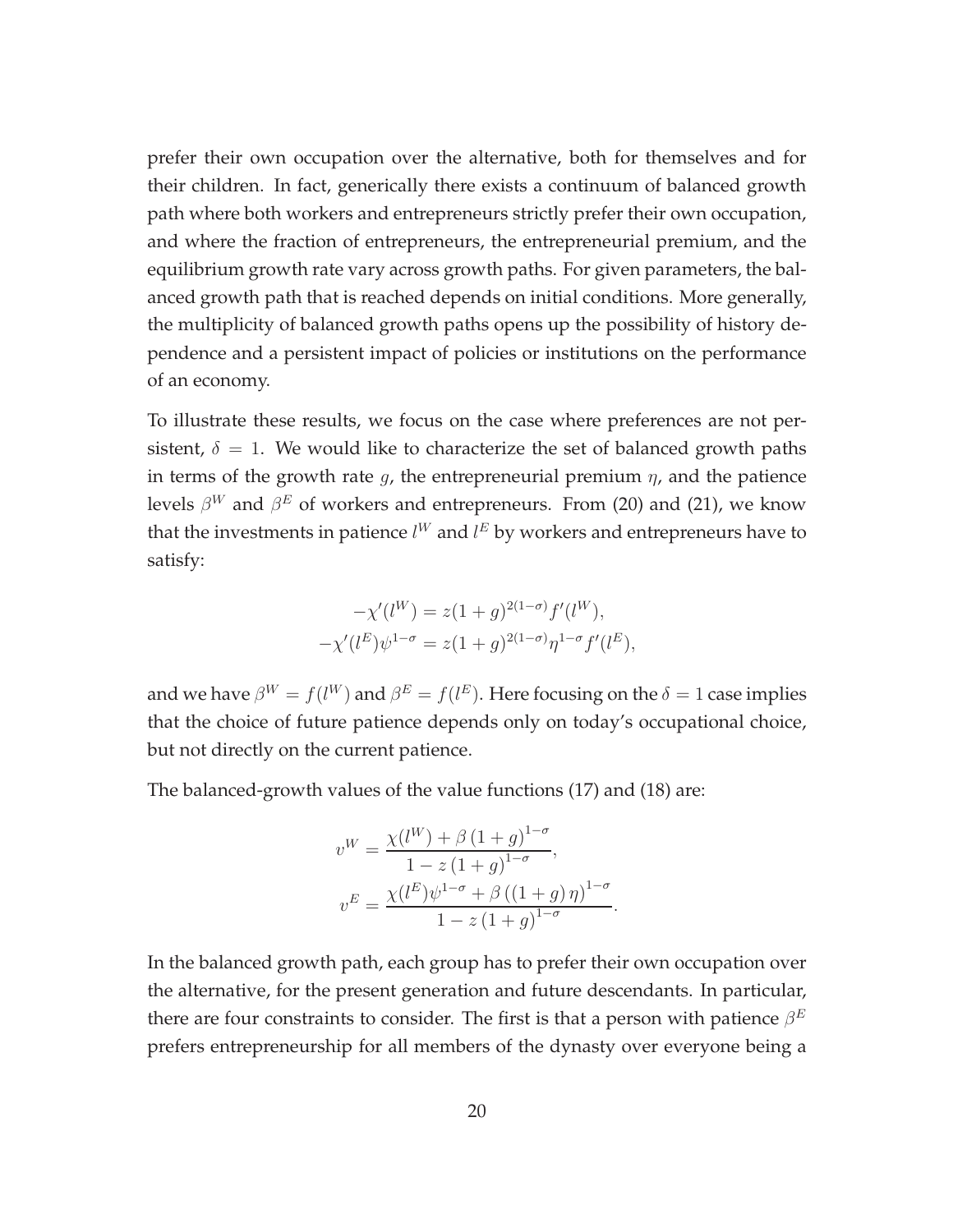prefer their own occupation over the alternative, both for themselves and for their children. In fact, generically there exists a continuum of balanced growth path where both workers and entrepreneurs strictly prefer their own occupation, and where the fraction of entrepreneurs, the entrepreneurial premium, and the equilibrium growth rate vary across growth paths. For given parameters, the balanced growth path that is reached depends on initial conditions. More generally, the multiplicity of balanced growth paths opens up the possibility of history dependence and a persistent impact of policies or institutions on the performance of an economy.

To illustrate these results, we focus on the case where preferences are not persistent, $\delta = 1$. We would like to characterize the set of balanced growth paths in terms of the growth rate $g$, the entrepreneurial premium $\eta$, and the patience levels $\beta^W$ and $\beta^E$ of workers and entrepreneurs. From (20) and (21), we know that the investments in patience $l^W$ and $l^E$ by workers and entrepreneurs have to satisfy:

$$
\begin{aligned}
-\chi'(l^W) &= z(1+g)^{2(1-\sigma)} f'(l^W), \\
-\chi'(l^E)\psi^{1-\sigma} &= z(1+g)^{2(1-\sigma)} \eta^{1-\sigma} f'(l^E),
\end{aligned}
$$

and we have $\beta^W = f(l^W)$ and $\beta^E = f(l^E)$. Here focusing on the $\delta = 1$ case implies that the choice of future patience depends only on today's occupational choice, but not directly on the current patience.

The balanced-growth values of the value functions (17) and (18) are:

$$
\begin{aligned}
v^W &= \frac{\chi(l^W) + \beta\,(1+g)^{1-\sigma}}{1 - z\,(1+g)^{1-\sigma}}, \\
v^E &= \frac{\chi(l^E)\psi^{1-\sigma} + \beta\,((1+g)\,\eta)^{1-\sigma}}{1 - z\,(1+g)^{1-\sigma}}.
\end{aligned}
$$

In the balanced growth path, each group has to prefer their own occupation over the alternative, for the present generation and future descendants. In particular, there are four constraints to consider. The first is that a person with patience $\beta^E$ prefers entrepreneurship for all members of the dynasty over everyone being a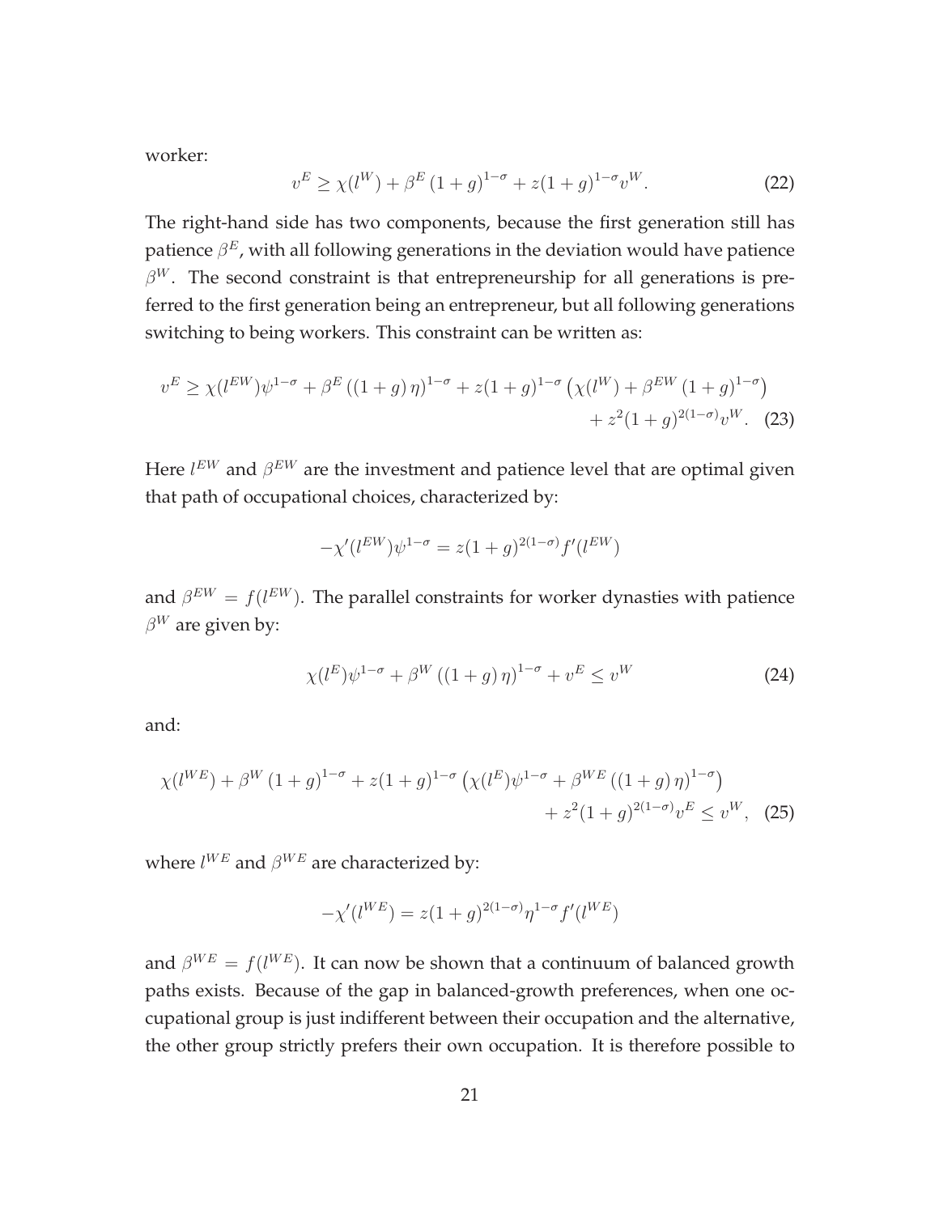worker:

$$v^E \geq \chi(l^W) + \beta^E (1+g)^{1-\sigma} + z(1+g)^{1-\sigma} v^W. \tag{22}$$

The right-hand side has two components, because the first generation still has patience $\beta^E$, with all following generations in the deviation would have patience $\beta^W$. The second constraint is that entrepreneurship for all generations is preferred to the first generation being an entrepreneur, but all following generations switching to being workers. This constraint can be written as:

$$v^E \geq \chi(l^{EW})\psi^{1-\sigma} + \beta^E ((1+g)\eta)^{1-\sigma} + z(1+g)^{1-\sigma} \left(\chi(l^W) + \beta^{EW} (1+g)^{1-\sigma}\right) + z^2(1+g)^{2(1-\sigma)} v^W. \tag{23}$$

Here $l^{EW}$ and $\beta^{EW}$ are the investment and patience level that are optimal given that path of occupational choices, characterized by:

$$-\chi'(l^{EW})\psi^{1-\sigma} = z(1+g)^{2(1-\sigma)} f'(l^{EW})$$

and $\beta^{EW} = f(l^{EW})$. The parallel constraints for worker dynasties with patience $\beta^W$ are given by:

$$\chi(l^E)\psi^{1-\sigma} + \beta^W ((1+g)\eta)^{1-\sigma} + v^E \leq v^W \tag{24}$$

and:

$$\chi(l^{WE}) + \beta^W (1+g)^{1-\sigma} + z(1+g)^{1-\sigma} \left(\chi(l^E)\psi^{1-\sigma} + \beta^{WE} ((1+g)\eta)^{1-\sigma}\right) + z^2(1+g)^{2(1-\sigma)} v^E \leq v^W, \tag{25}$$

where $l^{WE}$ and $\beta^{WE}$ are characterized by:

$$-\chi'(l^{WE}) = z(1+g)^{2(1-\sigma)} \eta^{1-\sigma} f'(l^{WE})$$

and $\beta^{WE} = f(l^{WE})$. It can now be shown that a continuum of balanced growth paths exists. Because of the gap in balanced-growth preferences, when one occupational group is just indifferent between their occupation and the alternative, the other group strictly prefers their own occupation. It is therefore possible to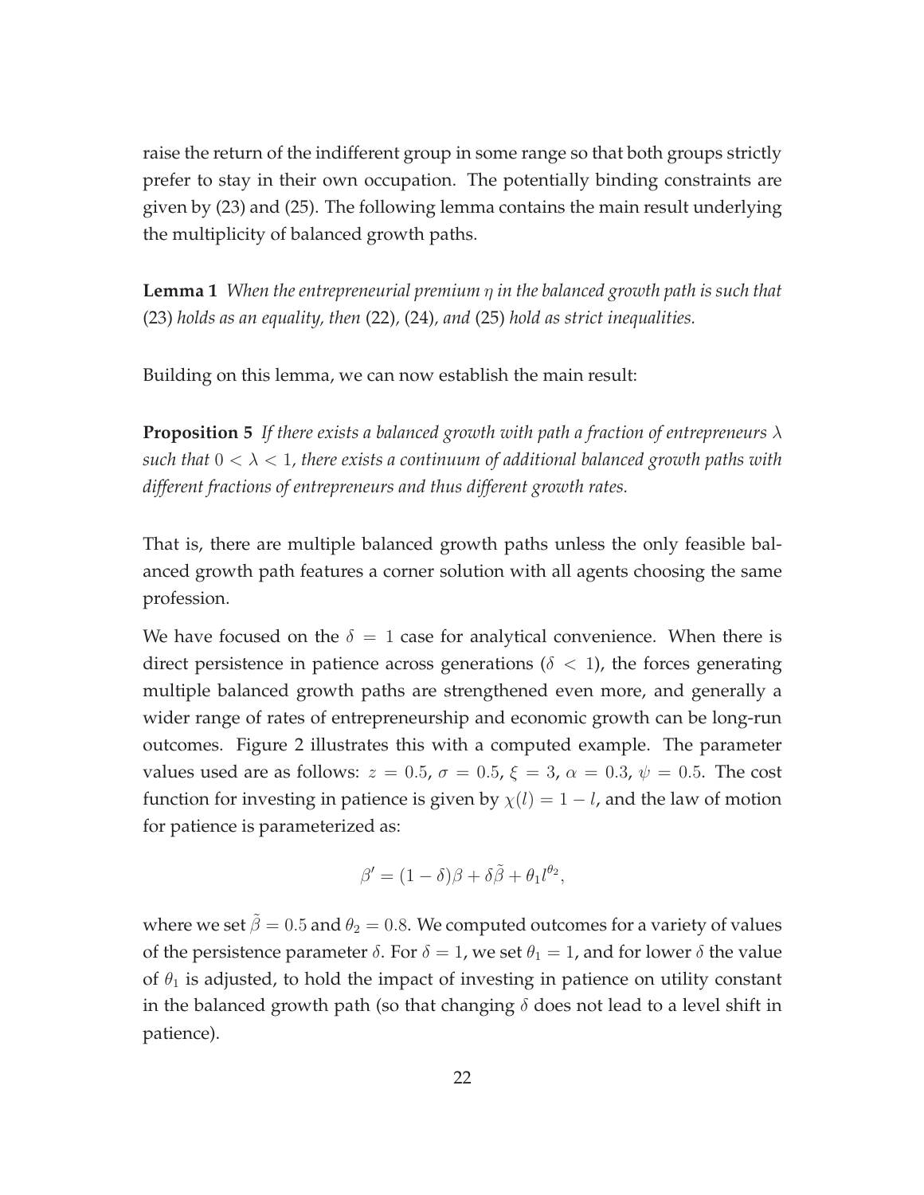raise the return of the indifferent group in some range so that both groups strictly prefer to stay in their own occupation. The potentially binding constraints are given by (23) and (25). The following lemma contains the main result underlying the multiplicity of balanced growth paths.

**Lemma 1** *When the entrepreneurial premium $\eta$ in the balanced growth path is such that* (23) *holds as an equality, then* (22)*,* (24)*, and* (25) *hold as strict inequalities.*

Building on this lemma, we can now establish the main result:

**Proposition 5** *If there exists a balanced growth with path a fraction of entrepreneurs $\lambda$ such that $0 < \lambda < 1$, there exists a continuum of additional balanced growth paths with different fractions of entrepreneurs and thus different growth rates.*

That is, there are multiple balanced growth paths unless the only feasible balanced growth path features a corner solution with all agents choosing the same profession.

We have focused on the $\delta = 1$ case for analytical convenience. When there is direct persistence in patience across generations ($\delta < 1$), the forces generating multiple balanced growth paths are strengthened even more, and generally a wider range of rates of entrepreneurship and economic growth can be long-run outcomes. Figure 2 illustrates this with a computed example. The parameter values used are as follows: $z = 0.5$, $\sigma = 0.5$, $\xi = 3$, $\alpha = 0.3$, $\psi = 0.5$. The cost function for investing in patience is given by $\chi(l) = 1 - l$, and the law of motion for patience is parameterized as:

$$\beta' = (1 - \delta)\beta + \delta\tilde{\beta} + \theta_1 l^{\theta_2},$$

where we set $\tilde{\beta} = 0.5$ and $\theta_2 = 0.8$. We computed outcomes for a variety of values of the persistence parameter $\delta$. For $\delta = 1$, we set $\theta_1 = 1$, and for lower $\delta$ the value of $\theta_1$ is adjusted, to hold the impact of investing in patience on utility constant in the balanced growth path (so that changing $\delta$ does not lead to a level shift in patience).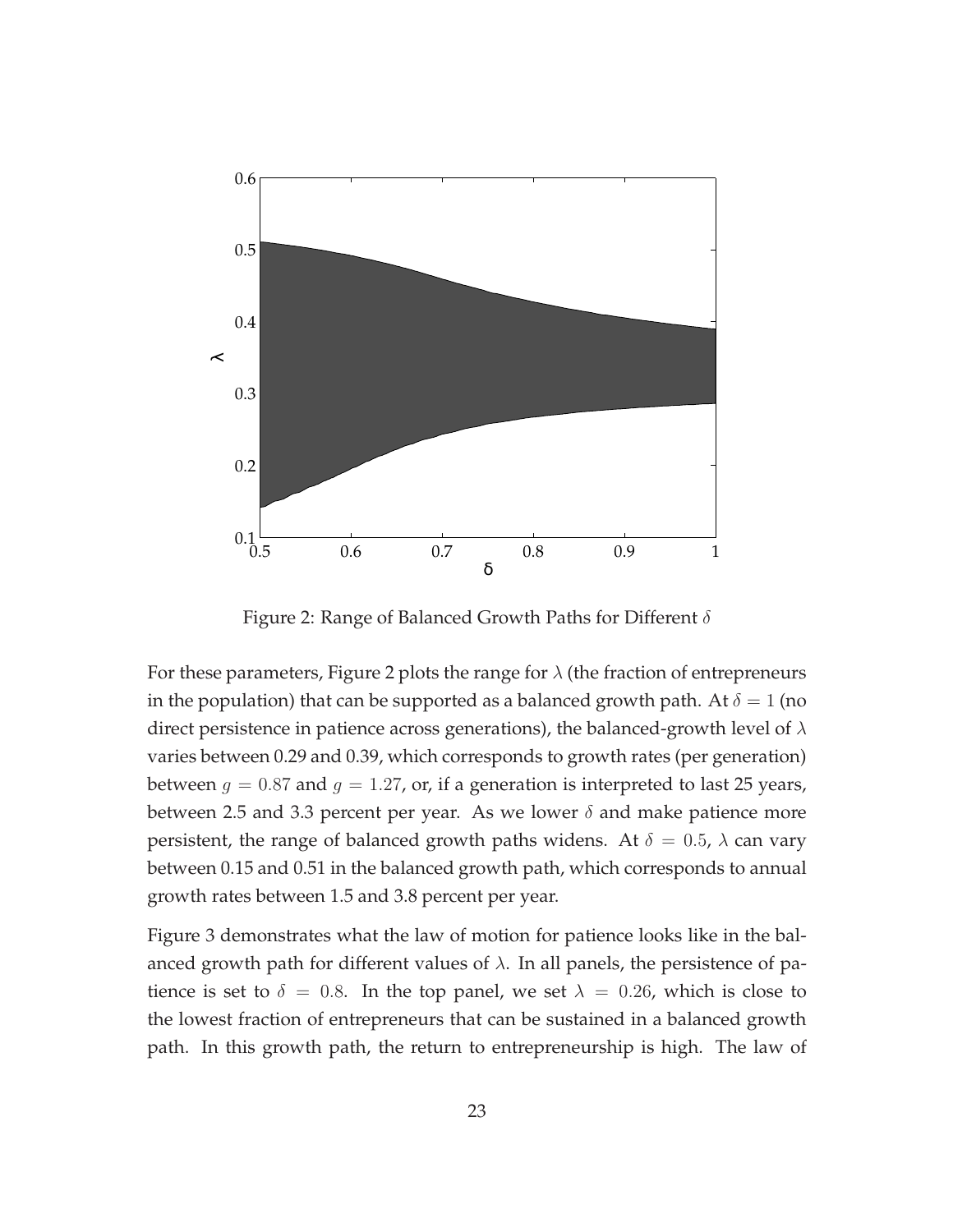Figure 2: Range of Balanced Growth Paths for Different $\delta$

For these parameters, Figure 2 plots the range for $\lambda$ (the fraction of entrepreneurs in the population) that can be supported as a balanced growth path. At $\delta = 1$ (no direct persistence in patience across generations), the balanced-growth level of $\lambda$ varies between 0.29 and 0.39, which corresponds to growth rates (per generation) between $g = 0.87$ and $g = 1.27$, or, if a generation is interpreted to last 25 years, between 2.5 and 3.3 percent per year. As we lower $\delta$ and make patience more persistent, the range of balanced growth paths widens. At $\delta = 0.5$, $\lambda$ can vary between 0.15 and 0.51 in the balanced growth path, which corresponds to annual growth rates between 1.5 and 3.8 percent per year.

Figure 3 demonstrates what the law of motion for patience looks like in the balanced growth path for different values of $\lambda$. In all panels, the persistence of patience is set to $\delta = 0.8$. In the top panel, we set $\lambda = 0.26$, which is close to the lowest fraction of entrepreneurs that can be sustained in a balanced growth path. In this growth path, the return to entrepreneurship is high. The law of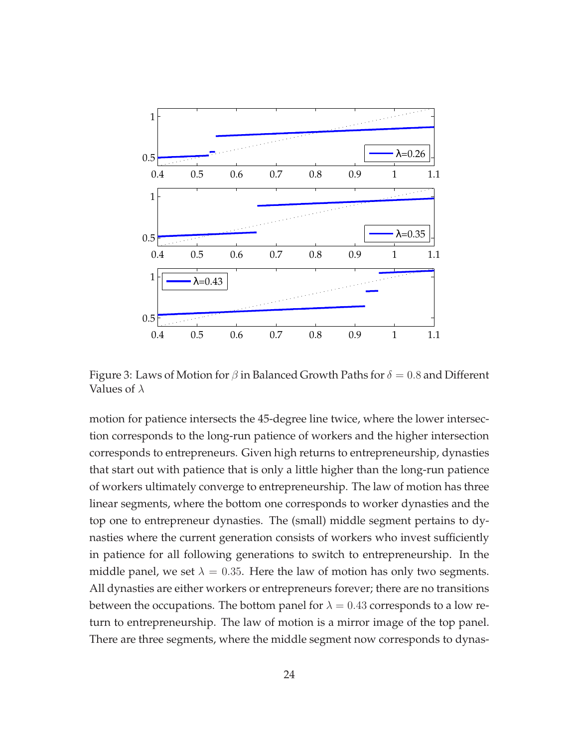Figure 3: Laws of Motion for $\beta$ in Balanced Growth Paths for $\delta = 0.8$ and Different Values of $\lambda$

motion for patience intersects the 45-degree line twice, where the lower intersection corresponds to the long-run patience of workers and the higher intersection corresponds to entrepreneurs. Given high returns to entrepreneurship, dynasties that start out with patience that is only a little higher than the long-run patience of workers ultimately converge to entrepreneurship. The law of motion has three linear segments, where the bottom one corresponds to worker dynasties and the top one to entrepreneur dynasties. The (small) middle segment pertains to dynasties where the current generation consists of workers who invest sufficiently in patience for all following generations to switch to entrepreneurship. In the middle panel, we set $\lambda = 0.35$. Here the law of motion has only two segments. All dynasties are either workers or entrepreneurs forever; there are no transitions between the occupations. The bottom panel for $\lambda = 0.43$ corresponds to a low return to entrepreneurship. The law of motion is a mirror image of the top panel. There are three segments, where the middle segment now corresponds to dynas-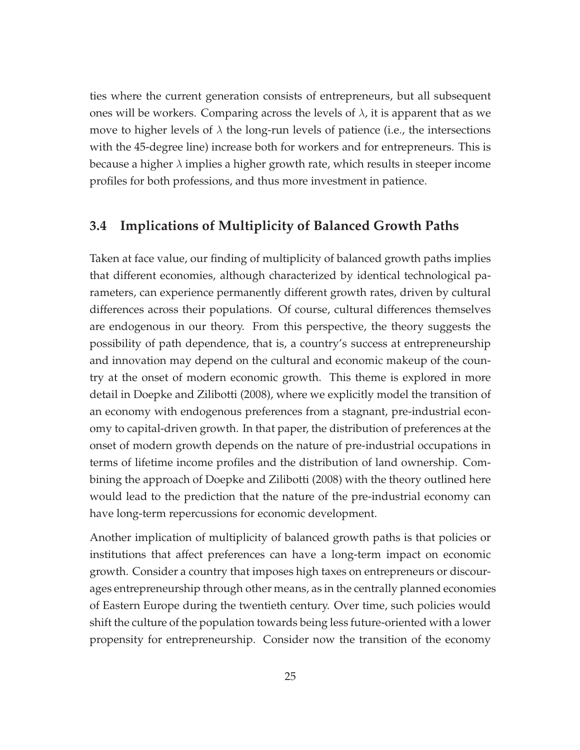ties where the current generation consists of entrepreneurs, but all subsequent ones will be workers. Comparing across the levels of $\lambda$, it is apparent that as we move to higher levels of $\lambda$ the long-run levels of patience (i.e., the intersections with the 45-degree line) increase both for workers and for entrepreneurs. This is because a higher $\lambda$ implies a higher growth rate, which results in steeper income profiles for both professions, and thus more investment in patience.

### 3.4 Implications of Multiplicity of Balanced Growth Paths

Taken at face value, our finding of multiplicity of balanced growth paths implies that different economies, although characterized by identical technological parameters, can experience permanently different growth rates, driven by cultural differences across their populations. Of course, cultural differences themselves are endogenous in our theory. From this perspective, the theory suggests the possibility of path dependence, that is, a country's success at entrepreneurship and innovation may depend on the cultural and economic makeup of the country at the onset of modern economic growth. This theme is explored in more detail in Doepke and Zilibotti (2008), where we explicitly model the transition of an economy with endogenous preferences from a stagnant, pre-industrial economy to capital-driven growth. In that paper, the distribution of preferences at the onset of modern growth depends on the nature of pre-industrial occupations in terms of lifetime income profiles and the distribution of land ownership. Combining the approach of Doepke and Zilibotti (2008) with the theory outlined here would lead to the prediction that the nature of the pre-industrial economy can have long-term repercussions for economic development.

Another implication of multiplicity of balanced growth paths is that policies or institutions that affect preferences can have a long-term impact on economic growth. Consider a country that imposes high taxes on entrepreneurs or discourages entrepreneurship through other means, as in the centrally planned economies of Eastern Europe during the twentieth century. Over time, such policies would shift the culture of the population towards being less future-oriented with a lower propensity for entrepreneurship. Consider now the transition of the economy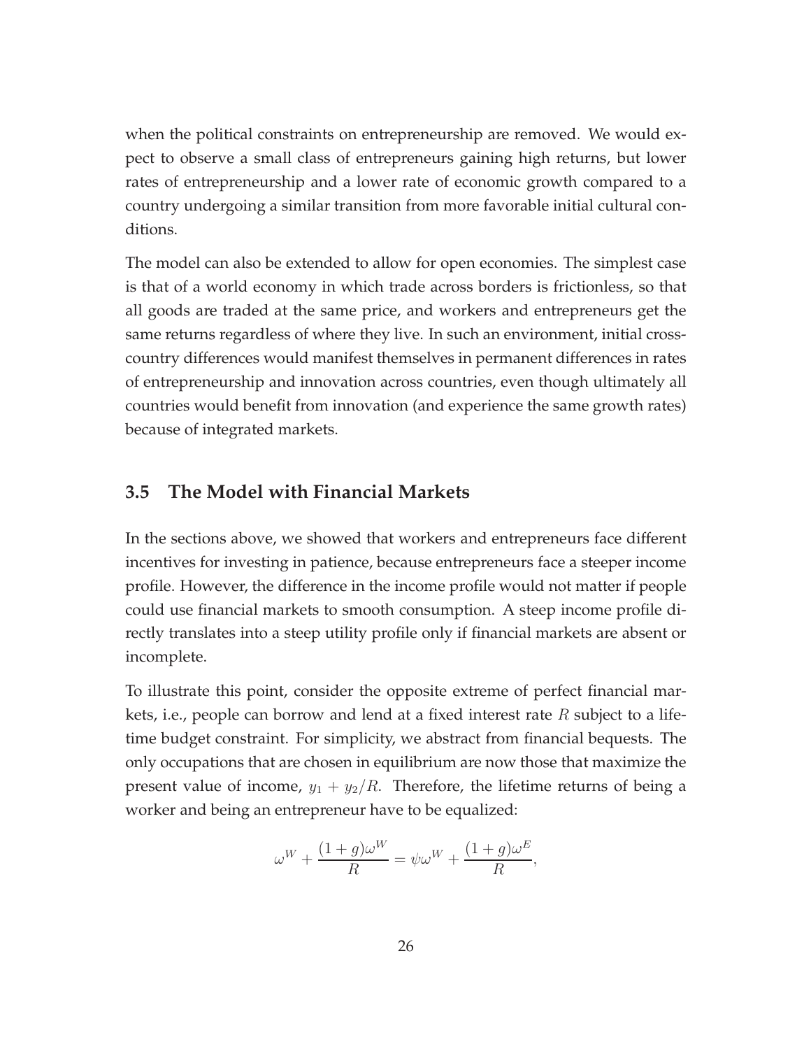when the political constraints on entrepreneurship are removed. We would expect to observe a small class of entrepreneurs gaining high returns, but lower rates of entrepreneurship and a lower rate of economic growth compared to a country undergoing a similar transition from more favorable initial cultural conditions.

The model can also be extended to allow for open economies. The simplest case is that of a world economy in which trade across borders is frictionless, so that all goods are traded at the same price, and workers and entrepreneurs get the same returns regardless of where they live. In such an environment, initial cross-country differences would manifest themselves in permanent differences in rates of entrepreneurship and innovation across countries, even though ultimately all countries would benefit from innovation (and experience the same growth rates) because of integrated markets.

### 3.5 The Model with Financial Markets

In the sections above, we showed that workers and entrepreneurs face different incentives for investing in patience, because entrepreneurs face a steeper income profile. However, the difference in the income profile would not matter if people could use financial markets to smooth consumption. A steep income profile directly translates into a steep utility profile only if financial markets are absent or incomplete.

To illustrate this point, consider the opposite extreme of perfect financial markets, i.e., people can borrow and lend at a fixed interest rate $R$ subject to a lifetime budget constraint. For simplicity, we abstract from financial bequests. The only occupations that are chosen in equilibrium are now those that maximize the present value of income, $y_1 + y_2/R$. Therefore, the lifetime returns of being a worker and being an entrepreneur have to be equalized:

$$\omega^W + \frac{(1+g)\omega^W}{R} = \psi\omega^W + \frac{(1+g)\omega^E}{R},$$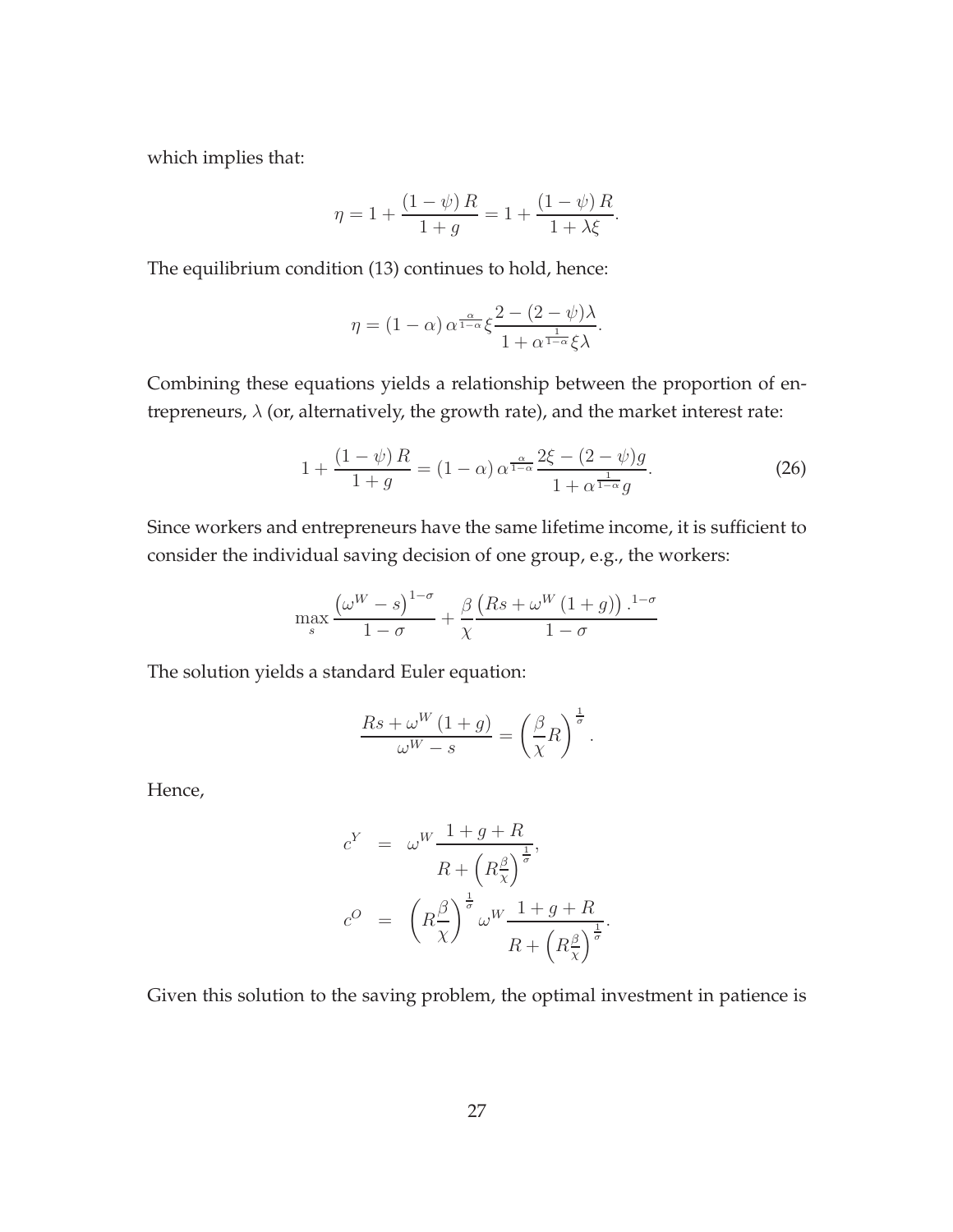which implies that:

$$\eta = 1 + \frac{(1-\psi) R}{1+g} = 1 + \frac{(1-\psi) R}{1+\lambda\xi}.$$

The equilibrium condition (13) continues to hold, hence:

$$\eta = (1-\alpha) \alpha^{\frac{\alpha}{1-\alpha}} \xi \frac{2-(2-\psi)\lambda}{1+\alpha^{\frac{1}{1-\alpha}} \xi \lambda}.$$

Combining these equations yields a relationship between the proportion of entrepreneurs, $\lambda$ (or, alternatively, the growth rate), and the market interest rate:

$$1 + \frac{(1-\psi) R}{1+g} = (1-\alpha) \alpha^{\frac{\alpha}{1-\alpha}} \frac{2\xi - (2-\psi) g}{1+\alpha^{\frac{1}{1-\alpha}} g}. \tag{26}$$

Since workers and entrepreneurs have the same lifetime income, it is sufficient to consider the individual saving decision of one group, e.g., the workers:

$$\max_{s} \frac{\left(\omega^{W} - s\right)^{1-\sigma}}{1-\sigma} + \frac{\beta}{\chi} \frac{\left(Rs + \omega^{W}(1+g)\right).^{1-\sigma}}{1-\sigma}$$

The solution yields a standard Euler equation:

$$\frac{Rs + \omega^{W}(1+g)}{\omega^{W} - s} = \left(\frac{\beta}{\chi} R\right)^{\frac{1}{\sigma}}.$$

Hence,

$$\begin{aligned} c^{Y} &= \omega^{W} \frac{1+g+R}{R + \left(R\frac{\beta}{\chi}\right)^{\frac{1}{\sigma}}}, \\ c^{O} &= \left(R\frac{\beta}{\chi}\right)^{\frac{1}{\sigma}} \omega^{W} \frac{1+g+R}{R + \left(R\frac{\beta}{\chi}\right)^{\frac{1}{\sigma}}}. \end{aligned}$$

Given this solution to the saving problem, the optimal investment in patience is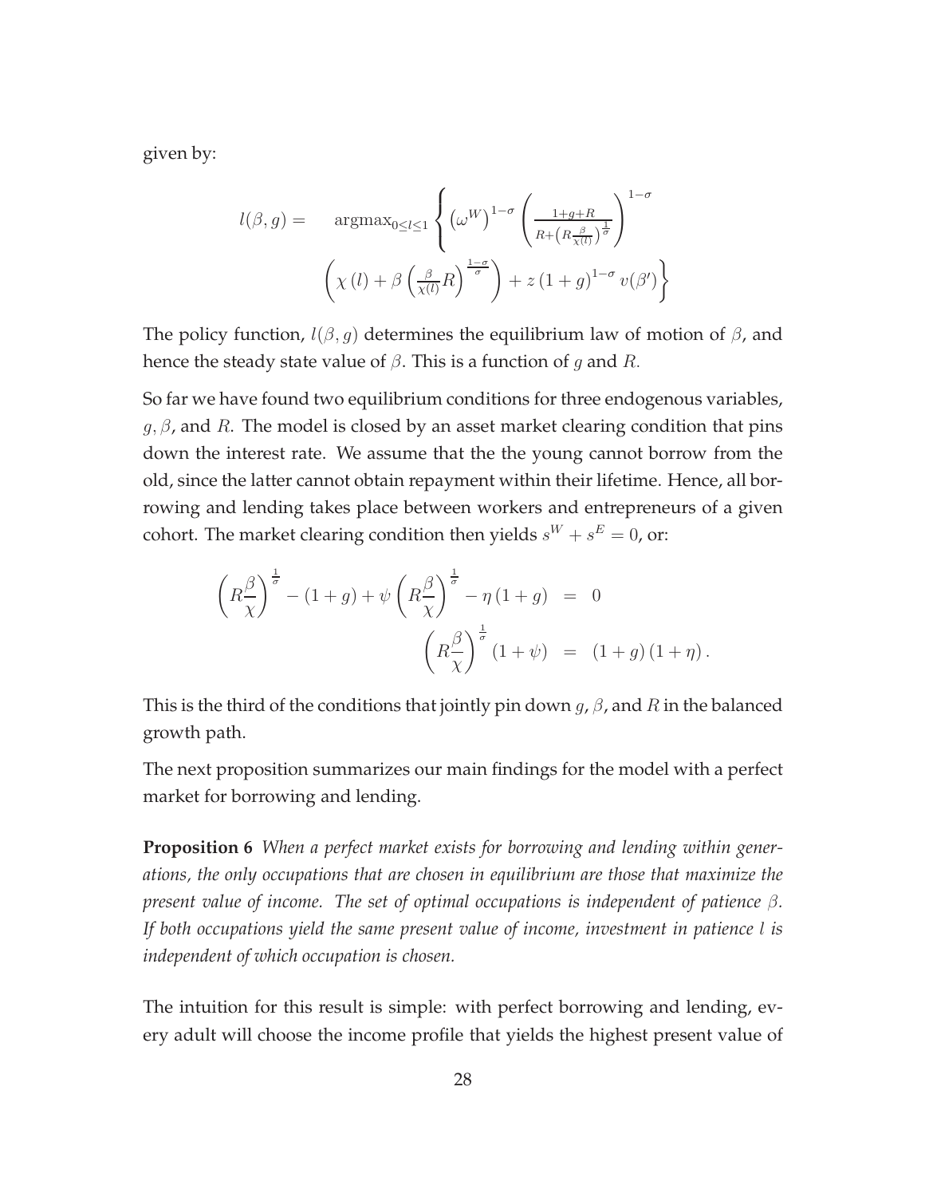given by:

$$l(\beta, g) = \quad \operatorname{argmax}_{0 \leq l \leq 1} \left\{ \left(\omega^W\right)^{1-\sigma} \left( \frac{1+g+R}{R + \left(R \frac{\beta}{\chi(l)}\right)^{\frac{1}{\sigma}}} \right)^{1-\sigma} \left( \chi(l) + \beta \left( \frac{\beta}{\chi(l)} R \right)^{\frac{1-\sigma}{\sigma}} \right) + z \left(1+g\right)^{1-\sigma} v(\beta') \right\}$$

The policy function, $l(\beta, g)$ determines the equilibrium law of motion of $\beta$, and hence the steady state value of $\beta$. This is a function of $g$ and $R$.

So far we have found two equilibrium conditions for three endogenous variables, $g, \beta$, and $R$. The model is closed by an asset market clearing condition that pins down the interest rate. We assume that the the young cannot borrow from the old, since the latter cannot obtain repayment within their lifetime. Hence, all borrowing and lending takes place between workers and entrepreneurs of a given cohort. The market clearing condition then yields $s^W + s^E = 0$, or:

$$\begin{aligned}
\left(R \frac{\beta}{\chi}\right)^{\frac{1}{\sigma}} - (1+g) + \psi \left(R \frac{\beta}{\chi}\right)^{\frac{1}{\sigma}} - \eta (1+g) &= 0 \\
\left(R \frac{\beta}{\chi}\right)^{\frac{1}{\sigma}} (1+\psi) &= (1+g)(1+\eta).
\end{aligned}$$

This is the third of the conditions that jointly pin down $g$, $\beta$, and $R$ in the balanced growth path.

The next proposition summarizes our main findings for the model with a perfect market for borrowing and lending.

**Proposition 6** *When a perfect market exists for borrowing and lending within generations, the only occupations that are chosen in equilibrium are those that maximize the present value of income. The set of optimal occupations is independent of patience $\beta$. If both occupations yield the same present value of income, investment in patience $l$ is independent of which occupation is chosen.*

The intuition for this result is simple: with perfect borrowing and lending, every adult will choose the income profile that yields the highest present value of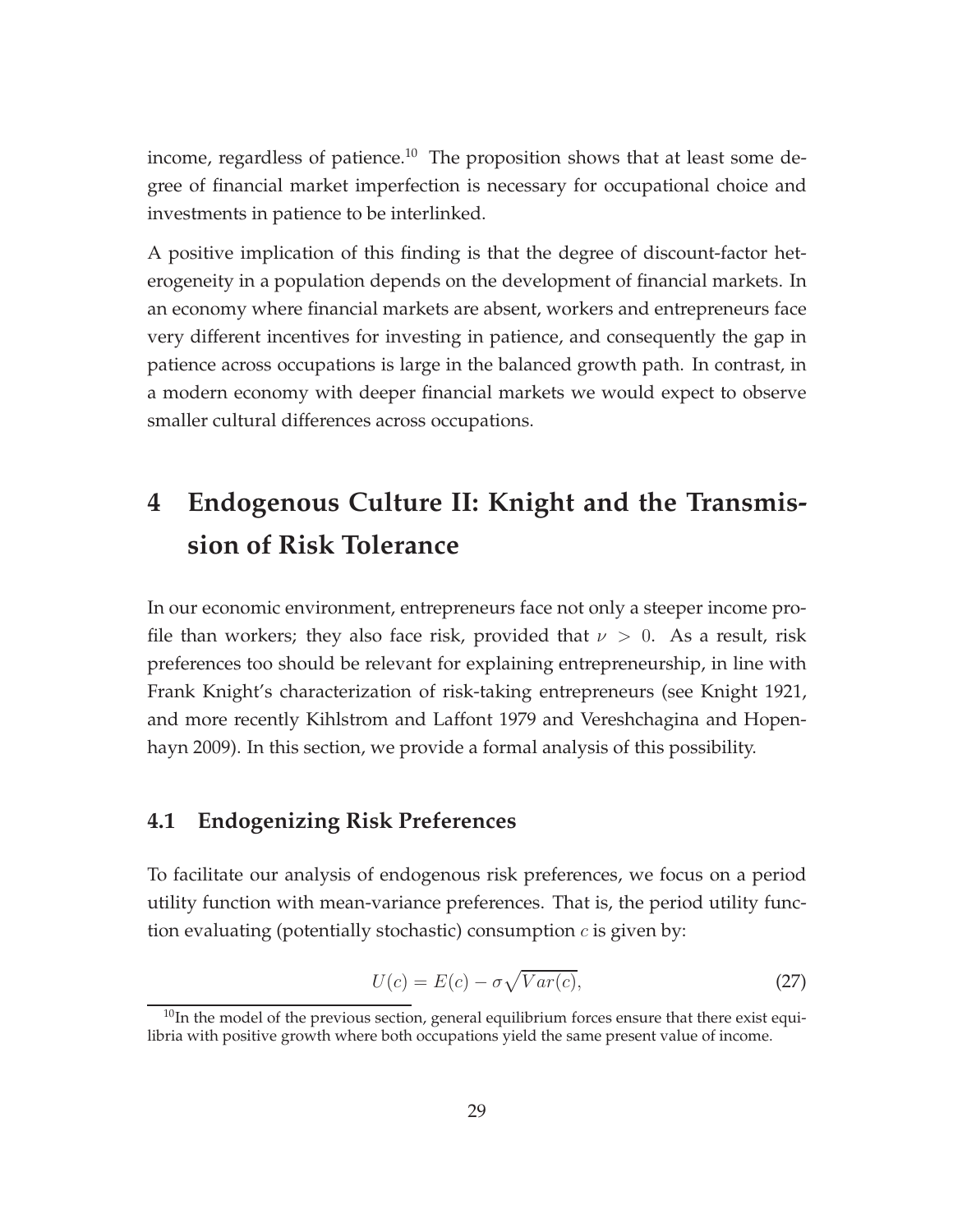income, regardless of patience.[10] The proposition shows that at least some degree of financial market imperfection is necessary for occupational choice and investments in patience to be interlinked.

A positive implication of this finding is that the degree of discount-factor heterogeneity in a population depends on the development of financial markets. In an economy where financial markets are absent, workers and entrepreneurs face very different incentives for investing in patience, and consequently the gap in patience across occupations is large in the balanced growth path. In contrast, in a modern economy with deeper financial markets we would expect to observe smaller cultural differences across occupations.

# 4 Endogenous Culture II: Knight and the Transmission of Risk Tolerance

In our economic environment, entrepreneurs face not only a steeper income profile than workers; they also face risk, provided that $\nu > 0$. As a result, risk preferences too should be relevant for explaining entrepreneurship, in line with Frank Knight's characterization of risk-taking entrepreneurs (see Knight 1921, and more recently Kihlstrom and Laffont 1979 and Vereshchagina and Hopenhayn 2009). In this section, we provide a formal analysis of this possibility.

## 4.1 Endogenizing Risk Preferences

To facilitate our analysis of endogenous risk preferences, we focus on a period utility function with mean-variance preferences. That is, the period utility function evaluating (potentially stochastic) consumption $c$ is given by:

$$U(c) = E(c) - \sigma\sqrt{Var(c)}, \tag{27}$$

[10] In the model of the previous section, general equilibrium forces ensure that there exist equilibria with positive growth where both occupations yield the same present value of income.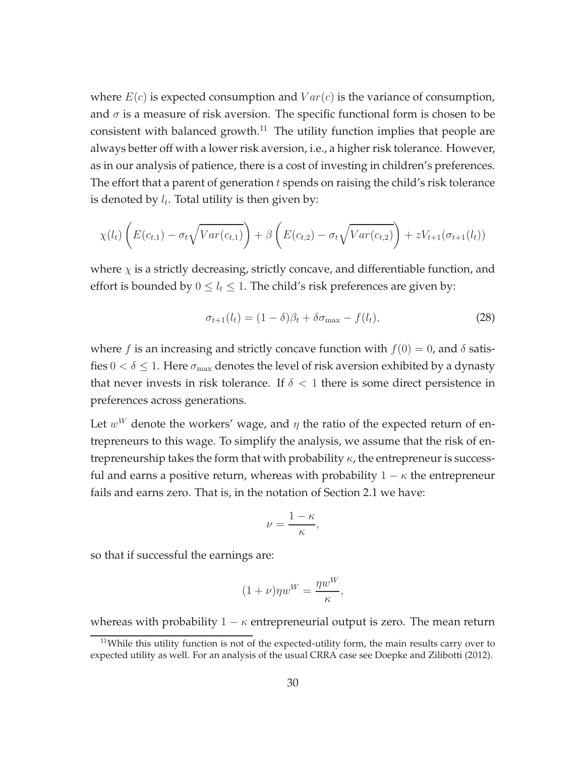where $E(c)$ is expected consumption and $Var(c)$ is the variance of consumption, and $\sigma$ is a measure of risk aversion. The specific functional form is chosen to be consistent with balanced growth.[11] The utility function implies that people are always better off with a lower risk aversion, i.e., a higher risk tolerance. However, as in our analysis of patience, there is a cost of investing in children's preferences. The effort that a parent of generation $t$ spends on raising the child's risk tolerance is denoted by $l_t$. Total utility is then given by:

$$\chi(l_t)\left(E(c_{t,1}) - \sigma_t\sqrt{Var(c_{t,1})}\right) + \beta\left(E(c_{t,2}) - \sigma_t\sqrt{Var(c_{t,2})}\right) + zV_{t+1}(\sigma_{t+1}(l_t))$$

where $\chi$ is a strictly decreasing, strictly concave, and differentiable function, and effort is bounded by $0 \le l_t \le 1$. The child's risk preferences are given by:

$$\sigma_{t+1}(l_t) = (1-\delta)\beta_t + \delta\sigma_{\max} - f(l_t), \tag{28}$$

where $f$ is an increasing and strictly concave function with $f(0) = 0$, and $\delta$ satisfies $0 < \delta \le 1$. Here $\sigma_{\max}$ denotes the level of risk aversion exhibited by a dynasty that never invests in risk tolerance. If $\delta < 1$ there is some direct persistence in preferences across generations.

Let $w^W$ denote the workers' wage, and $\eta$ the ratio of the expected return of entrepreneurs to this wage. To simplify the analysis, we assume that the risk of entrepreneurship takes the form that with probability $\kappa$, the entrepreneur is successful and earns a positive return, whereas with probability $1-\kappa$ the entrepreneur fails and earns zero. That is, in the notation of Section 2.1 we have:

$$\nu = \frac{1-\kappa}{\kappa},$$

so that if successful the earnings are:

$$(1+\nu)\eta w^W = \frac{\eta w^W}{\kappa},$$

whereas with probability $1-\kappa$ entrepreneurial output is zero. The mean return

[11]While this utility function is not of the expected-utility form, the main results carry over to expected utility as well. For an analysis of the usual CRRA case see Doepke and Zilibotti (2012).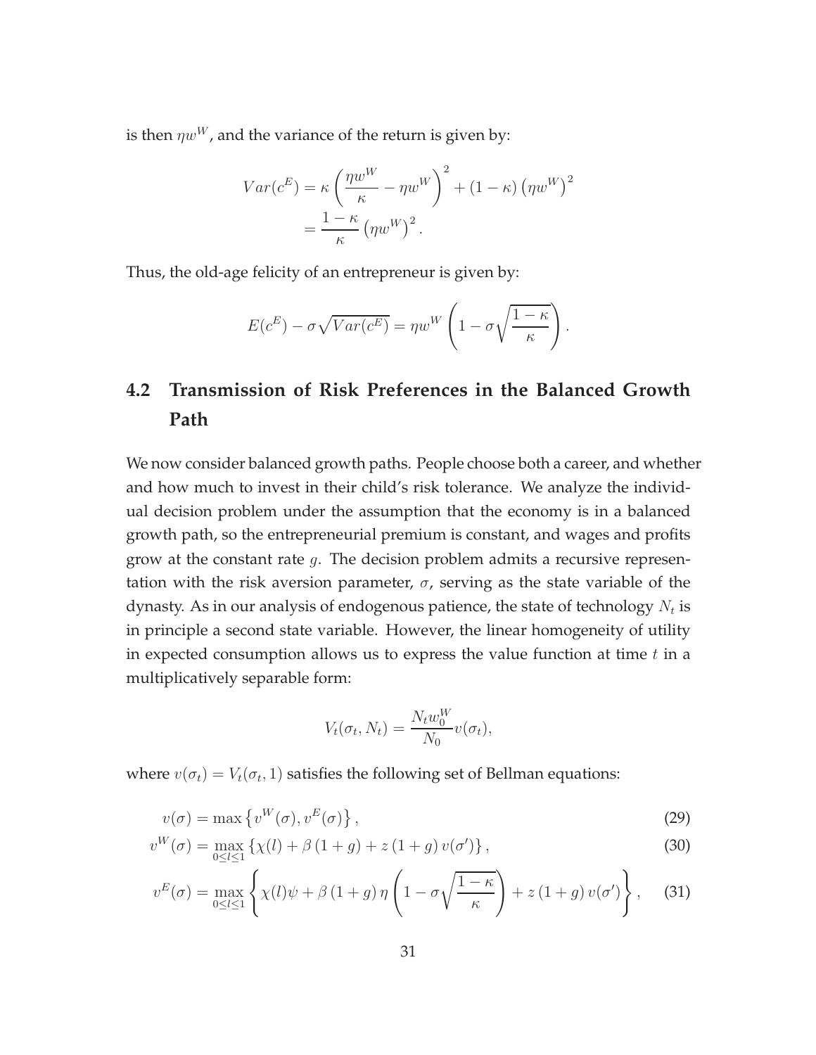is then $\eta w^W$, and the variance of the return is given by:

$$\begin{aligned} Var(c^E) &= \kappa \left( \frac{\eta w^W}{\kappa} - \eta w^W \right)^2 + (1-\kappa) \left( \eta w^W \right)^2 \\ &= \frac{1-\kappa}{\kappa} \left( \eta w^W \right)^2. \end{aligned}$$

Thus, the old-age felicity of an entrepreneur is given by:

$$E(c^E) - \sigma \sqrt{Var(c^E)} = \eta w^W \left( 1 - \sigma \sqrt{\frac{1-\kappa}{\kappa}} \right).$$

## 4.2 Transmission of Risk Preferences in the Balanced Growth Path

We now consider balanced growth paths. People choose both a career, and whether and how much to invest in their child's risk tolerance. We analyze the individual decision problem under the assumption that the economy is in a balanced growth path, so the entrepreneurial premium is constant, and wages and profits grow at the constant rate $g$. The decision problem admits a recursive representation with the risk aversion parameter, $\sigma$, serving as the state variable of the dynasty. As in our analysis of endogenous patience, the state of technology $N_t$ is in principle a second state variable. However, the linear homogeneity of utility in expected consumption allows us to express the value function at time $t$ in a multiplicatively separable form:

$$V_t(\sigma_t, N_t) = \frac{N_t w_0^W}{N_0} v(\sigma_t),$$

where $v(\sigma_t) = V_t(\sigma_t, 1)$ satisfies the following set of Bellman equations:

$$v(\sigma) = \max \left\{ v^W(\sigma), v^E(\sigma) \right\}, \tag{29}$$

$$v^W(\sigma) = \max_{0 \le l \le 1} \left\{ \chi(l) + \beta (1+g) + z (1+g) v(\sigma') \right\}, \tag{30}$$

$$v^E(\sigma) = \max_{0 \le l \le 1} \left\{ \chi(l)\psi + \beta (1+g) \eta \left( 1 - \sigma \sqrt{\frac{1-\kappa}{\kappa}} \right) + z (1+g) v(\sigma') \right\}, \tag{31}$$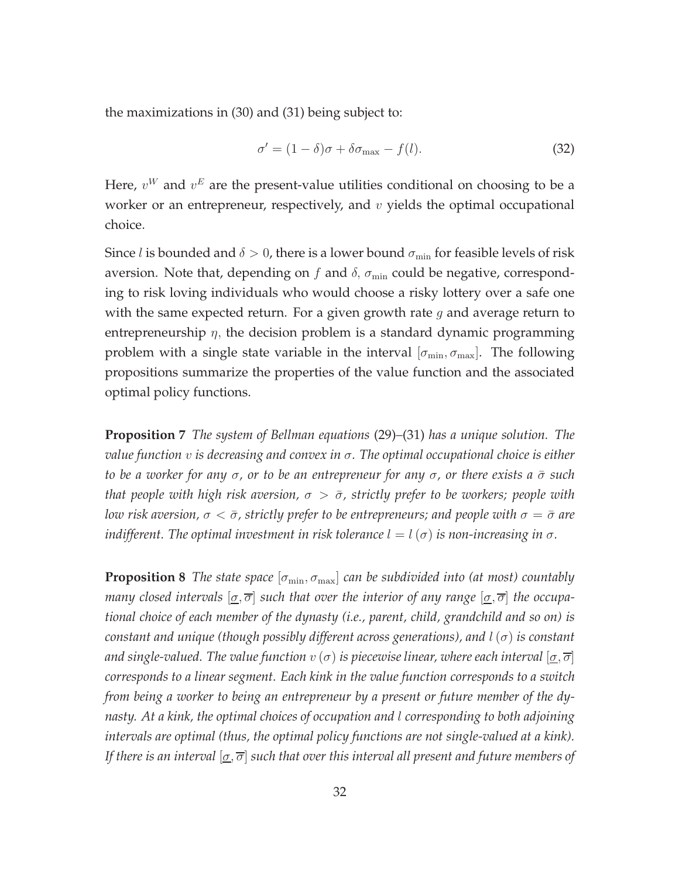the maximizations in (30) and (31) being subject to:

$$\sigma' = (1 - \delta)\sigma + \delta\sigma_{\max} - f(l). \tag{32}$$

Here, $v^W$ and $v^E$ are the present-value utilities conditional on choosing to be a worker or an entrepreneur, respectively, and $v$ yields the optimal occupational choice.

Since $l$ is bounded and $\delta > 0$, there is a lower bound $\sigma_{\min}$ for feasible levels of risk aversion. Note that, depending on $f$ and $\delta$, $\sigma_{\min}$ could be negative, corresponding to risk loving individuals who would choose a risky lottery over a safe one with the same expected return. For a given growth rate $g$ and average return to entrepreneurship $\eta$, the decision problem is a standard dynamic programming problem with a single state variable in the interval $[\sigma_{\min}, \sigma_{\max}]$. The following propositions summarize the properties of the value function and the associated optimal policy functions.

**Proposition 7** *The system of Bellman equations* (29)–(31) *has a unique solution. The value function $v$ is decreasing and convex in $\sigma$. The optimal occupational choice is either to be a worker for any $\sigma$, or to be an entrepreneur for any $\sigma$, or there exists a $\bar{\sigma}$ such that people with high risk aversion, $\sigma > \bar{\sigma}$, strictly prefer to be workers; people with low risk aversion, $\sigma < \bar{\sigma}$, strictly prefer to be entrepreneurs; and people with $\sigma = \bar{\sigma}$ are indifferent. The optimal investment in risk tolerance $l = l(\sigma)$ is non-increasing in $\sigma$.*

**Proposition 8** *The state space $[\sigma_{\min}, \sigma_{\max}]$ can be subdivided into (at most) countably many closed intervals $[\underline{\sigma}, \overline{\sigma}]$ such that over the interior of any range $[\underline{\sigma}, \overline{\sigma}]$ the occupational choice of each member of the dynasty (i.e., parent, child, grandchild and so on) is constant and unique (though possibly different across generations), and $l(\sigma)$ is constant and single-valued. The value function $v(\sigma)$ is piecewise linear, where each interval $[\underline{\sigma}, \overline{\sigma}]$ corresponds to a linear segment. Each kink in the value function corresponds to a switch from being a worker to being an entrepreneur by a present or future member of the dynasty. At a kink, the optimal choices of occupation and $l$ corresponding to both adjoining intervals are optimal (thus, the optimal policy functions are not single-valued at a kink). If there is an interval $[\underline{\sigma}, \overline{\sigma}]$ such that over this interval all present and future members of*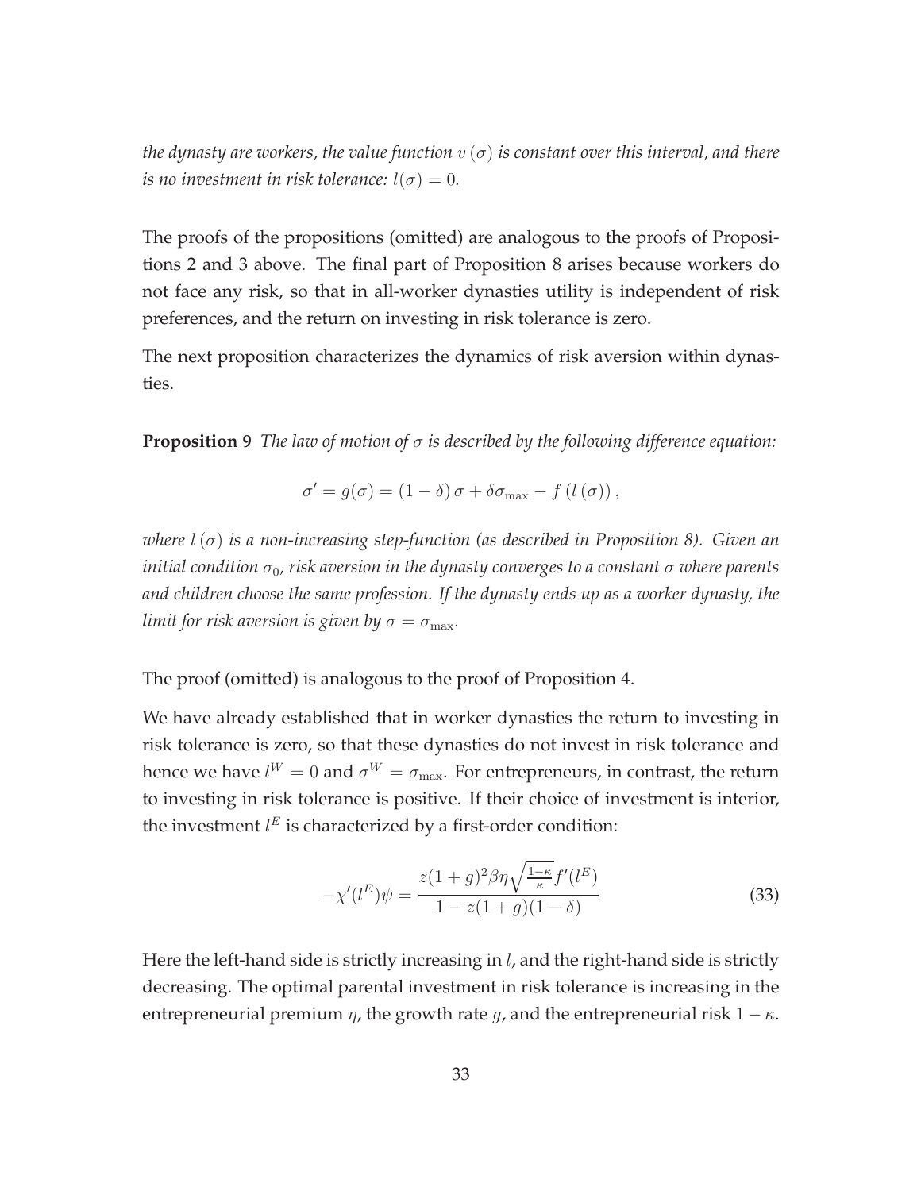*the dynasty are workers, the value function $v(\sigma)$ is constant over this interval, and there is no investment in risk tolerance: $l(\sigma) = 0$.*

The proofs of the propositions (omitted) are analogous to the proofs of Propositions 2 and 3 above. The final part of Proposition 8 arises because workers do not face any risk, so that in all-worker dynasties utility is independent of risk preferences, and the return on investing in risk tolerance is zero.

The next proposition characterizes the dynamics of risk aversion within dynasties.

**Proposition 9** *The law of motion of $\sigma$ is described by the following difference equation:*

$$\sigma' = g(\sigma) = (1 - \delta)\sigma + \delta\sigma_{\max} - f(l(\sigma)),$$

*where $l(\sigma)$ is a non-increasing step-function (as described in Proposition 8). Given an initial condition $\sigma_0$, risk aversion in the dynasty converges to a constant $\sigma$ where parents and children choose the same profession. If the dynasty ends up as a worker dynasty, the limit for risk aversion is given by $\sigma = \sigma_{\max}$.*

The proof (omitted) is analogous to the proof of Proposition 4.

We have already established that in worker dynasties the return to investing in risk tolerance is zero, so that these dynasties do not invest in risk tolerance and hence we have $l^W = 0$ and $\sigma^W = \sigma_{\max}$. For entrepreneurs, in contrast, the return to investing in risk tolerance is positive. If their choice of investment is interior, the investment $l^E$ is characterized by a first-order condition:

$$-\chi'(l^E)\psi = \frac{z(1+g)^2\beta\eta\sqrt{\frac{1-\kappa}{\kappa}}f'(l^E)}{1 - z(1+g)(1-\delta)} \tag{33}$$

Here the left-hand side is strictly increasing in $l$, and the right-hand side is strictly decreasing. The optimal parental investment in risk tolerance is increasing in the entrepreneurial premium $\eta$, the growth rate $g$, and the entrepreneurial risk $1 - \kappa$.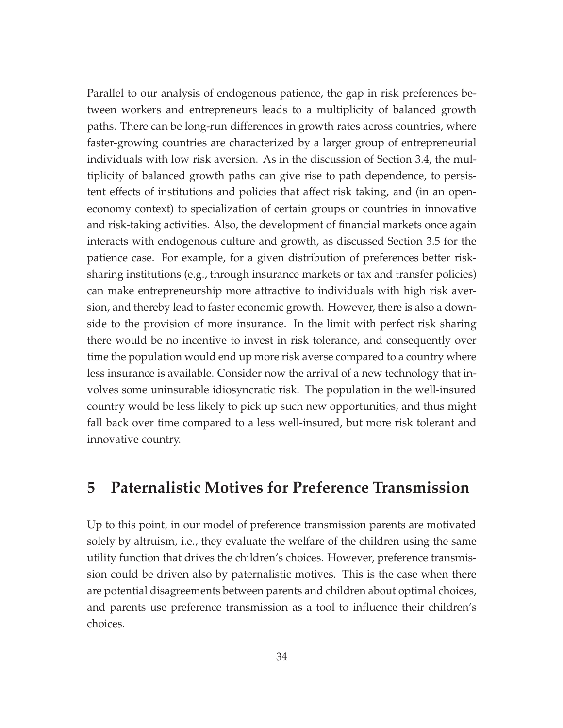Parallel to our analysis of endogenous patience, the gap in risk preferences between workers and entrepreneurs leads to a multiplicity of balanced growth paths. There can be long-run differences in growth rates across countries, where faster-growing countries are characterized by a larger group of entrepreneurial individuals with low risk aversion. As in the discussion of Section 3.4, the multiplicity of balanced growth paths can give rise to path dependence, to persistent effects of institutions and policies that affect risk taking, and (in an open-economy context) to specialization of certain groups or countries in innovative and risk-taking activities. Also, the development of financial markets once again interacts with endogenous culture and growth, as discussed Section 3.5 for the patience case. For example, for a given distribution of preferences better risk-sharing institutions (e.g., through insurance markets or tax and transfer policies) can make entrepreneurship more attractive to individuals with high risk aversion, and thereby lead to faster economic growth. However, there is also a downside to the provision of more insurance. In the limit with perfect risk sharing there would be no incentive to invest in risk tolerance, and consequently over time the population would end up more risk averse compared to a country where less insurance is available. Consider now the arrival of a new technology that involves some uninsurable idiosyncratic risk. The population in the well-insured country would be less likely to pick up such new opportunities, and thus might fall back over time compared to a less well-insured, but more risk tolerant and innovative country.

# 5 Paternalistic Motives for Preference Transmission

Up to this point, in our model of preference transmission parents are motivated solely by altruism, i.e., they evaluate the welfare of the children using the same utility function that drives the children's choices. However, preference transmission could be driven also by paternalistic motives. This is the case when there are potential disagreements between parents and children about optimal choices, and parents use preference transmission as a tool to influence their children's choices.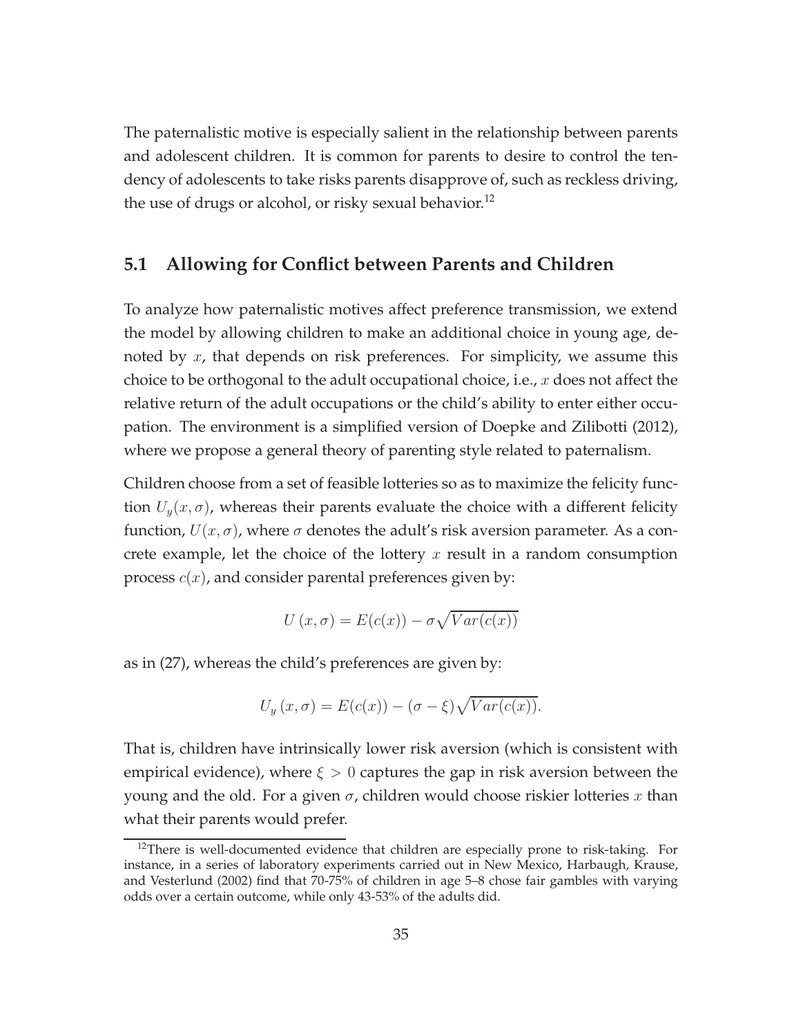The paternalistic motive is especially salient in the relationship between parents and adolescent children. It is common for parents to desire to control the tendency of adolescents to take risks parents disapprove of, such as reckless driving, the use of drugs or alcohol, or risky sexual behavior.[12]

## 5.1 Allowing for Conflict between Parents and Children

To analyze how paternalistic motives affect preference transmission, we extend the model by allowing children to make an additional choice in young age, denoted by $x$, that depends on risk preferences. For simplicity, we assume this choice to be orthogonal to the adult occupational choice, i.e., $x$ does not affect the relative return of the adult occupations or the child's ability to enter either occupation. The environment is a simplified version of Doepke and Zilibotti (2012), where we propose a general theory of parenting style related to paternalism.

Children choose from a set of feasible lotteries so as to maximize the felicity function $U_y(x, \sigma)$, whereas their parents evaluate the choice with a different felicity function, $U(x, \sigma)$, where $\sigma$ denotes the adult's risk aversion parameter. As a concrete example, let the choice of the lottery $x$ result in a random consumption process $c(x)$, and consider parental preferences given by:

$$U(x, \sigma) = E(c(x)) - \sigma\sqrt{Var(c(x))}$$

as in (27), whereas the child's preferences are given by:

$$U_y(x, \sigma) = E(c(x)) - (\sigma - \xi)\sqrt{Var(c(x))}.$$

That is, children have intrinsically lower risk aversion (which is consistent with empirical evidence), where $\xi > 0$ captures the gap in risk aversion between the young and the old. For a given $\sigma$, children would choose riskier lotteries $x$ than what their parents would prefer.

[12] There is well-documented evidence that children are especially prone to risk-taking. For instance, in a series of laboratory experiments carried out in New Mexico, Harbaugh, Krause, and Vesterlund (2002) find that 70-75% of children in age 5–8 chose fair gambles with varying odds over a certain outcome, while only 43-53% of the adults did.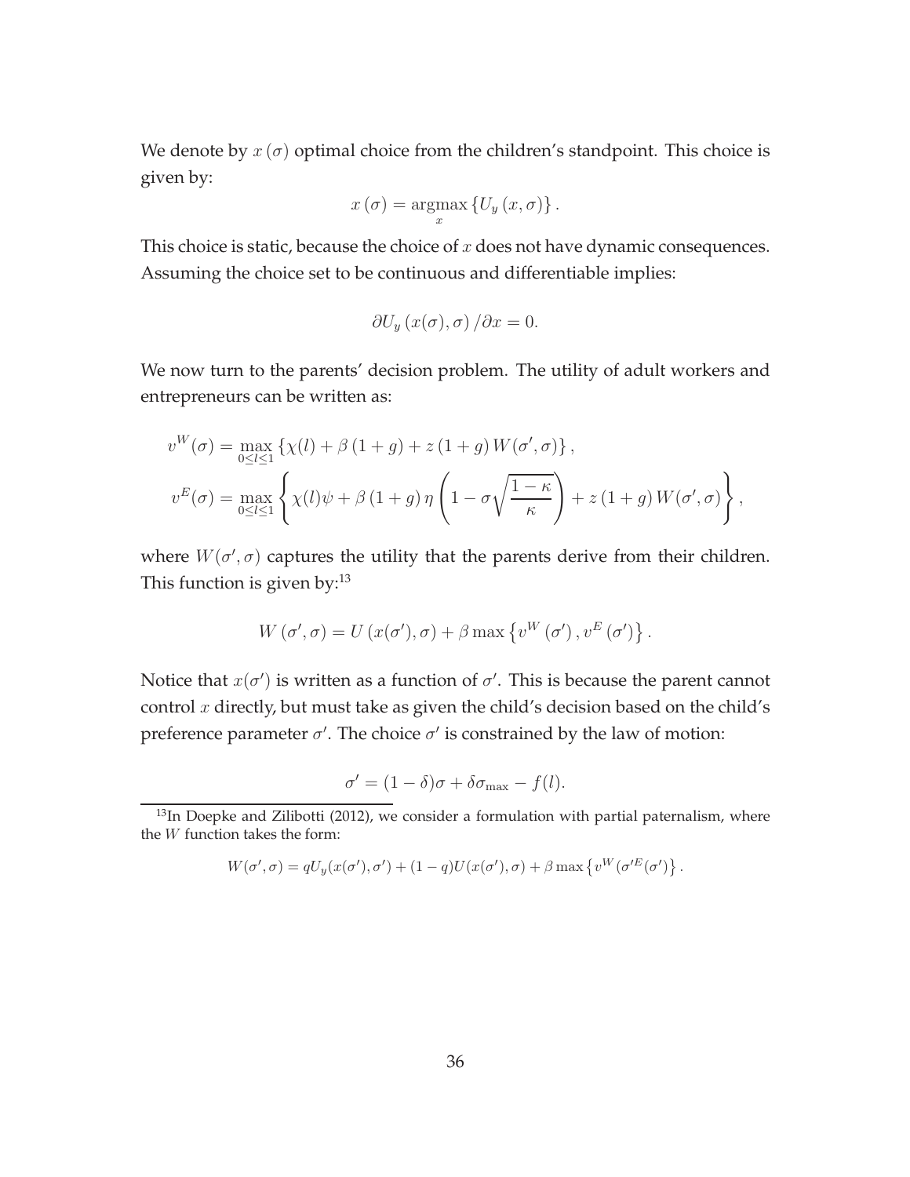We denote by $x(\sigma)$ optimal choice from the children's standpoint. This choice is given by:

$$x(\sigma) = \underset{x}{\operatorname{argmax}} \{U_y(x, \sigma)\}.$$

This choice is static, because the choice of $x$ does not have dynamic consequences. Assuming the choice set to be continuous and differentiable implies:

$$\partial U_y(x(\sigma), \sigma) / \partial x = 0.$$

We now turn to the parents' decision problem. The utility of adult workers and entrepreneurs can be written as:

$$v^W(\sigma) = \max_{0 \leq l \leq 1} \{\chi(l) + \beta(1+g) + z(1+g) W(\sigma', \sigma)\},$$

$$v^E(\sigma) = \max_{0 \leq l \leq 1} \left\{ \chi(l)\psi + \beta(1+g)\eta \left(1 - \sigma\sqrt{\frac{1-\kappa}{\kappa}}\right) + z(1+g) W(\sigma', \sigma) \right\},$$

where $W(\sigma', \sigma)$ captures the utility that the parents derive from their children. This function is given by:[13]

$$W(\sigma', \sigma) = U(x(\sigma'), \sigma) + \beta \max\{v^W(\sigma'), v^E(\sigma')\}.$$

Notice that $x(\sigma')$ is written as a function of $\sigma'$. This is because the parent cannot control $x$ directly, but must take as given the child's decision based on the child's preference parameter $\sigma'$. The choice $\sigma'$ is constrained by the law of motion:

$$\sigma' = (1-\delta)\sigma + \delta\sigma_{\max} - f(l).$$

[13] In Doepke and Zilibotti (2012), we consider a formulation with partial paternalism, where the $W$ function takes the form:

$$W(\sigma', \sigma) = qU_y(x(\sigma'), \sigma') + (1-q)U(x(\sigma'), \sigma) + \beta \max\{v^W(\sigma'^E(\sigma')\}.$$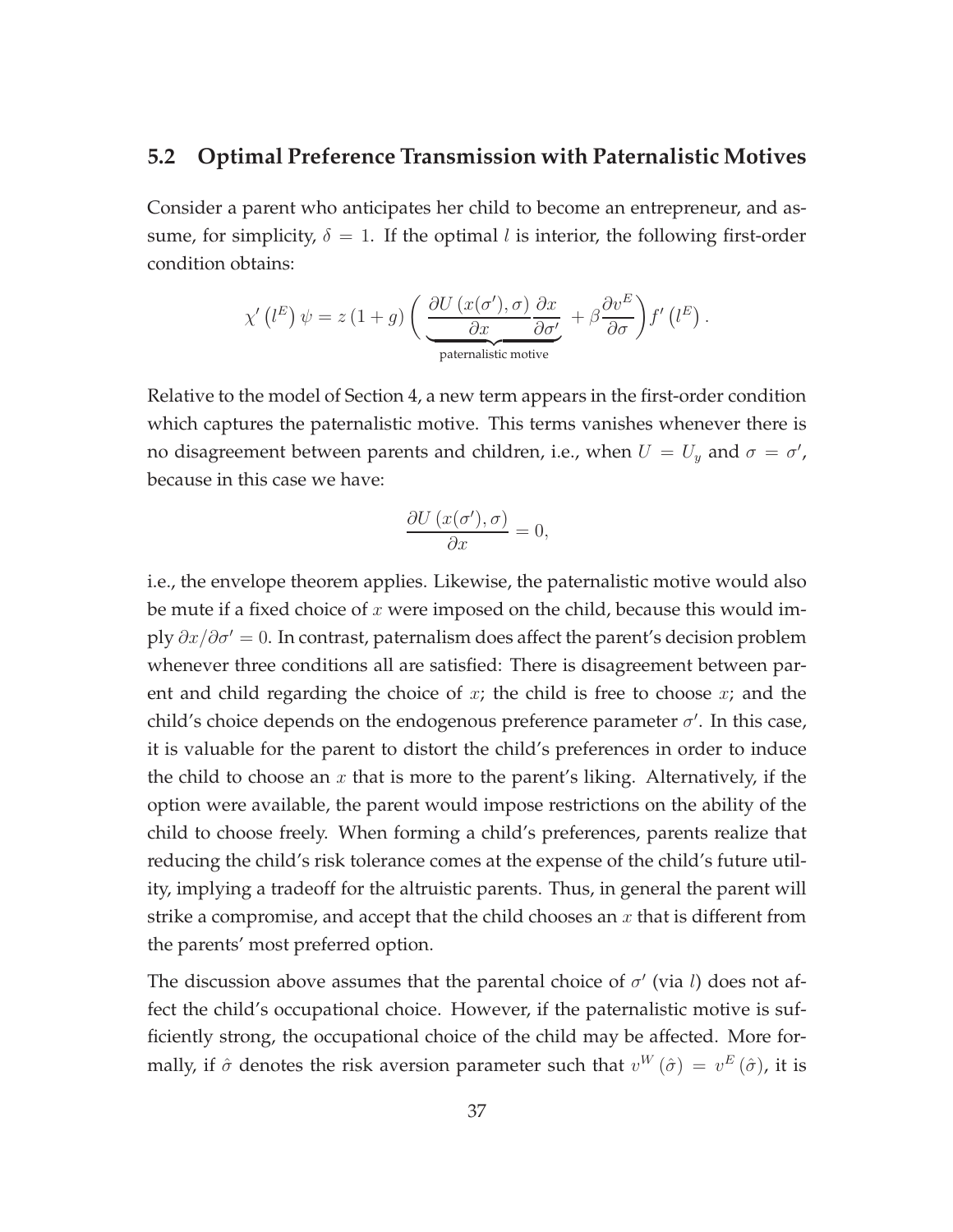## 5.2 Optimal Preference Transmission with Paternalistic Motives

Consider a parent who anticipates her child to become an entrepreneur, and assume, for simplicity, $\delta = 1$. If the optimal $l$ is interior, the following first-order condition obtains:

$$\chi'\left(l^E\right)\psi = z\left(1+g\right)\left(\underbrace{\frac{\partial U\left(x(\sigma'),\sigma\right)}{\partial x}\frac{\partial x}{\partial \sigma'}}_{\text{paternalistic motive}} + \beta\frac{\partial v^E}{\partial \sigma}\right)f'\left(l^E\right).$$

Relative to the model of Section 4, a new term appears in the first-order condition which captures the paternalistic motive. This terms vanishes whenever there is no disagreement between parents and children, i.e., when $U = U_y$ and $\sigma = \sigma'$, because in this case we have:

$$\frac{\partial U\left(x(\sigma'),\sigma\right)}{\partial x} = 0,$$

i.e., the envelope theorem applies. Likewise, the paternalistic motive would also be mute if a fixed choice of $x$ were imposed on the child, because this would imply $\partial x / \partial \sigma' = 0$. In contrast, paternalism does affect the parent's decision problem whenever three conditions all are satisfied: There is disagreement between parent and child regarding the choice of $x$; the child is free to choose $x$; and the child's choice depends on the endogenous preference parameter $\sigma'$. In this case, it is valuable for the parent to distort the child's preferences in order to induce the child to choose an $x$ that is more to the parent's liking. Alternatively, if the option were available, the parent would impose restrictions on the ability of the child to choose freely. When forming a child's preferences, parents realize that reducing the child's risk tolerance comes at the expense of the child's future utility, implying a tradeoff for the altruistic parents. Thus, in general the parent will strike a compromise, and accept that the child chooses an $x$ that is different from the parents' most preferred option.

The discussion above assumes that the parental choice of $\sigma'$ (via $l$) does not affect the child's occupational choice. However, if the paternalistic motive is sufficiently strong, the occupational choice of the child may be affected. More formally, if $\hat{\sigma}$ denotes the risk aversion parameter such that $v^W\left(\hat{\sigma}\right) = v^E\left(\hat{\sigma}\right)$, it is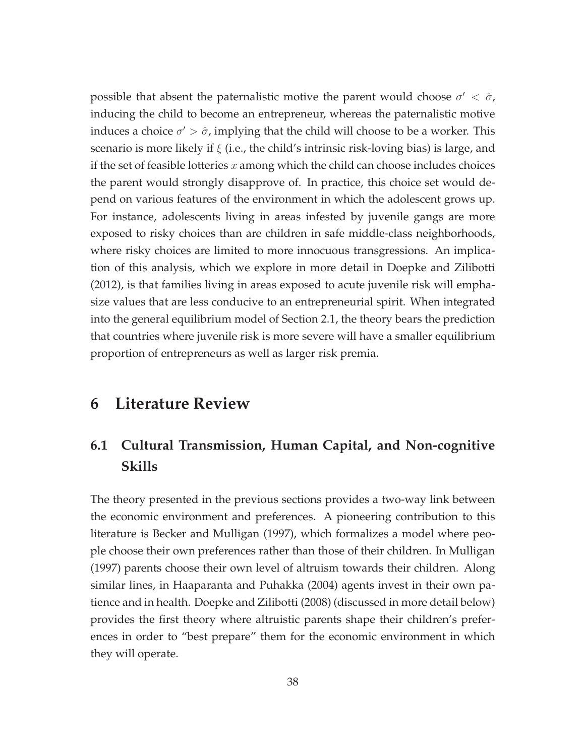possible that absent the paternalistic motive the parent would choose $\sigma' < \hat{\sigma}$, inducing the child to become an entrepreneur, whereas the paternalistic motive induces a choice $\sigma' > \hat{\sigma}$, implying that the child will choose to be a worker. This scenario is more likely if $\xi$ (i.e., the child's intrinsic risk-loving bias) is large, and if the set of feasible lotteries $x$ among which the child can choose includes choices the parent would strongly disapprove of. In practice, this choice set would depend on various features of the environment in which the adolescent grows up. For instance, adolescents living in areas infested by juvenile gangs are more exposed to risky choices than are children in safe middle-class neighborhoods, where risky choices are limited to more innocuous transgressions. An implication of this analysis, which we explore in more detail in Doepke and Zilibotti (2012), is that families living in areas exposed to acute juvenile risk will emphasize values that are less conducive to an entrepreneurial spirit. When integrated into the general equilibrium model of Section 2.1, the theory bears the prediction that countries where juvenile risk is more severe will have a smaller equilibrium proportion of entrepreneurs as well as larger risk premia.

# 6 Literature Review

## 6.1 Cultural Transmission, Human Capital, and Non-cognitive Skills

The theory presented in the previous sections provides a two-way link between the economic environment and preferences. A pioneering contribution to this literature is Becker and Mulligan (1997), which formalizes a model where people choose their own preferences rather than those of their children. In Mulligan (1997) parents choose their own level of altruism towards their children. Along similar lines, in Haaparanta and Puhakka (2004) agents invest in their own patience and in health. Doepke and Zilibotti (2008) (discussed in more detail below) provides the first theory where altruistic parents shape their children's preferences in order to "best prepare" them for the economic environment in which they will operate.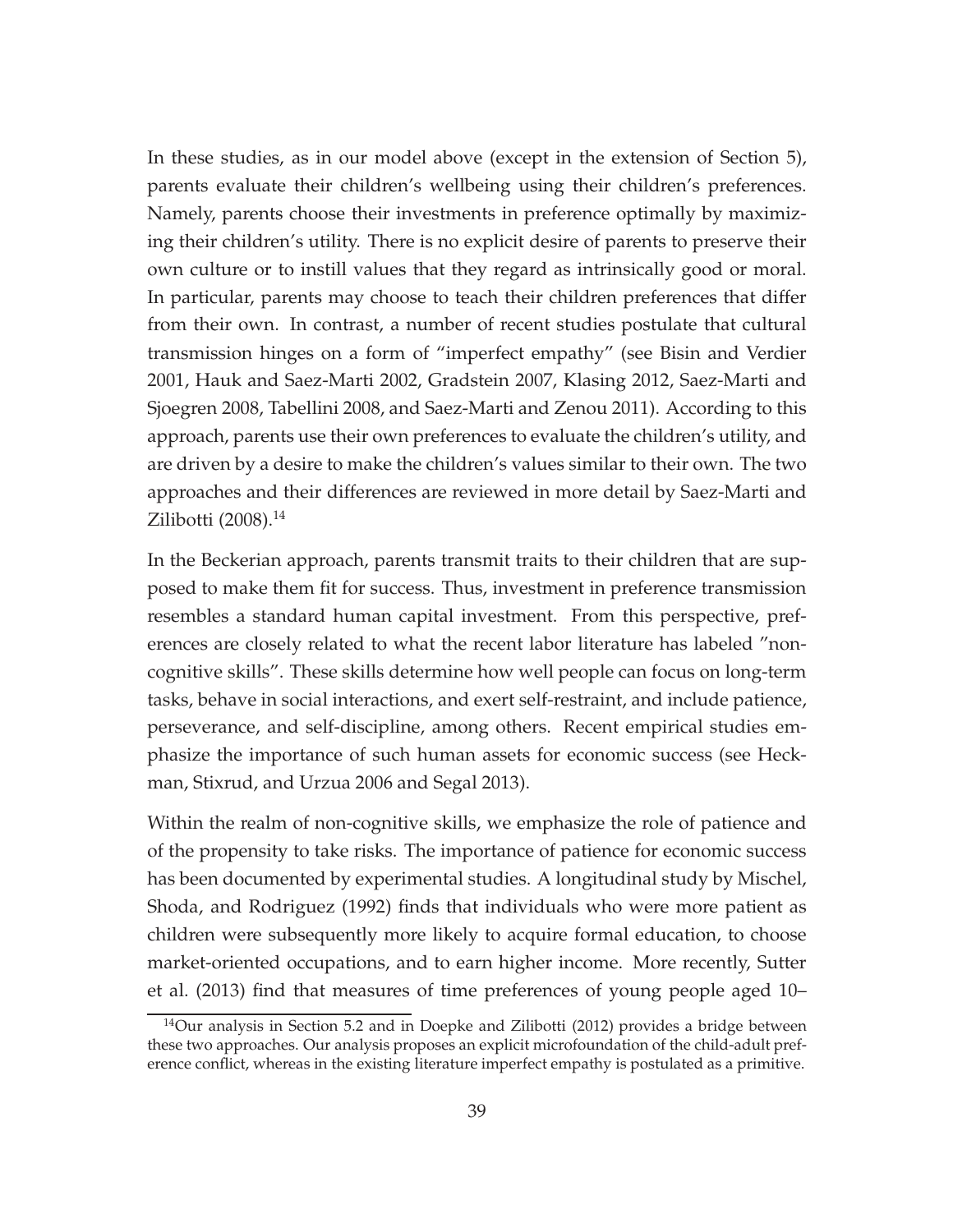In these studies, as in our model above (except in the extension of Section 5), parents evaluate their children's wellbeing using their children's preferences. Namely, parents choose their investments in preference optimally by maximizing their children's utility. There is no explicit desire of parents to preserve their own culture or to instill values that they regard as intrinsically good or moral. In particular, parents may choose to teach their children preferences that differ from their own. In contrast, a number of recent studies postulate that cultural transmission hinges on a form of "imperfect empathy" (see Bisin and Verdier 2001, Hauk and Saez-Marti 2002, Gradstein 2007, Klasing 2012, Saez-Marti and Sjoegren 2008, Tabellini 2008, and Saez-Marti and Zenou 2011). According to this approach, parents use their own preferences to evaluate the children's utility, and are driven by a desire to make the children's values similar to their own. The two approaches and their differences are reviewed in more detail by Saez-Marti and Zilibotti (2008).[14]

In the Beckerian approach, parents transmit traits to their children that are supposed to make them fit for success. Thus, investment in preference transmission resembles a standard human capital investment. From this perspective, preferences are closely related to what the recent labor literature has labeled "non-cognitive skills". These skills determine how well people can focus on long-term tasks, behave in social interactions, and exert self-restraint, and include patience, perseverance, and self-discipline, among others. Recent empirical studies emphasize the importance of such human assets for economic success (see Heckman, Stixrud, and Urzua 2006 and Segal 2013).

Within the realm of non-cognitive skills, we emphasize the role of patience and of the propensity to take risks. The importance of patience for economic success has been documented by experimental studies. A longitudinal study by Mischel, Shoda, and Rodriguez (1992) finds that individuals who were more patient as children were subsequently more likely to acquire formal education, to choose market-oriented occupations, and to earn higher income. More recently, Sutter et al. (2013) find that measures of time preferences of young people aged 10–

[14] Our analysis in Section 5.2 and in Doepke and Zilibotti (2012) provides a bridge between these two approaches. Our analysis proposes an explicit microfoundation of the child-adult preference conflict, whereas in the existing literature imperfect empathy is postulated as a primitive.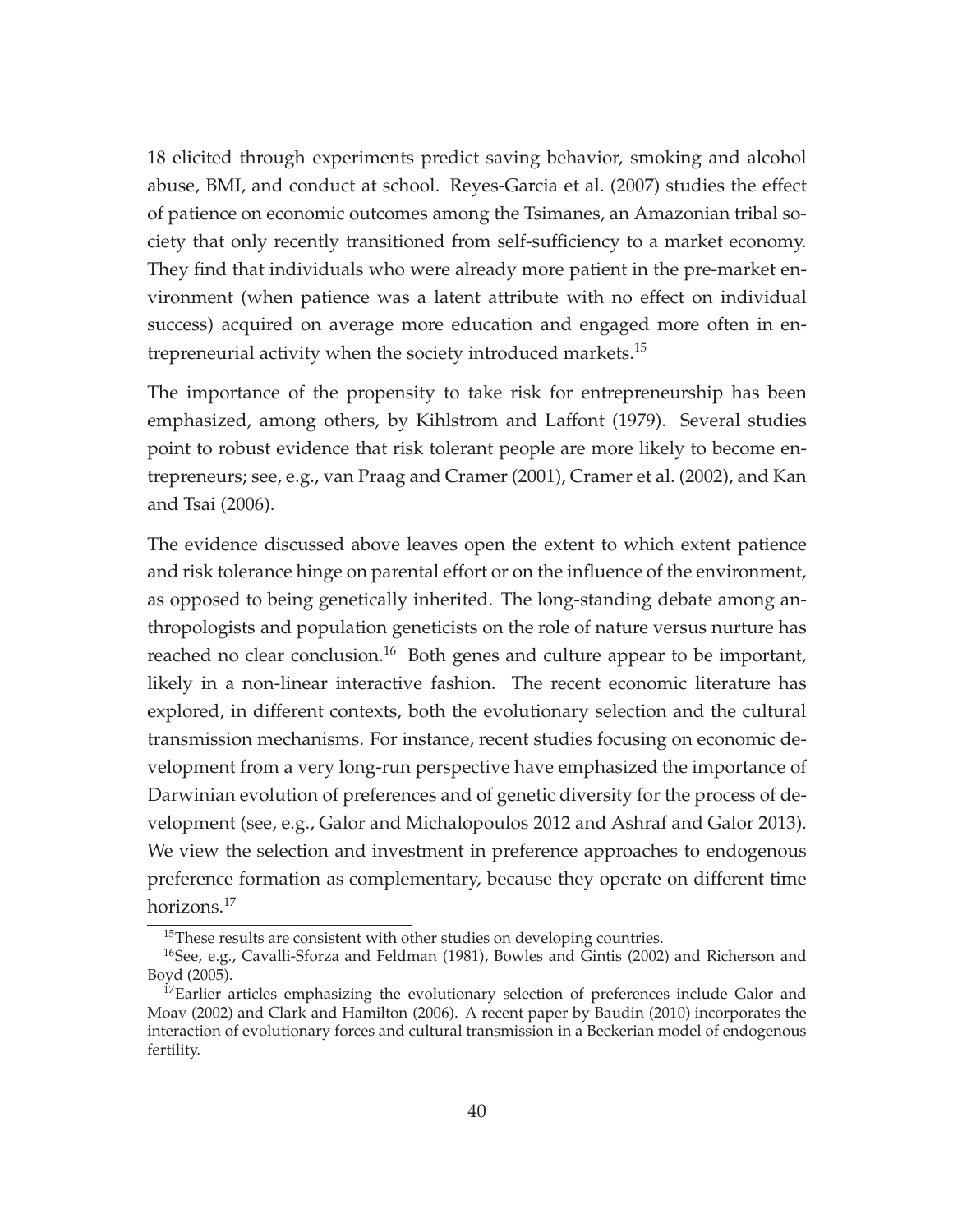18 elicited through experiments predict saving behavior, smoking and alcohol abuse, BMI, and conduct at school. Reyes-Garcia et al. (2007) studies the effect of patience on economic outcomes among the Tsimanes, an Amazonian tribal society that only recently transitioned from self-sufficiency to a market economy. They find that individuals who were already more patient in the pre-market environment (when patience was a latent attribute with no effect on individual success) acquired on average more education and engaged more often in entrepreneurial activity when the society introduced markets.[15]

The importance of the propensity to take risk for entrepreneurship has been emphasized, among others, by Kihlstrom and Laffont (1979). Several studies point to robust evidence that risk tolerant people are more likely to become entrepreneurs; see, e.g., van Praag and Cramer (2001), Cramer et al. (2002), and Kan and Tsai (2006).

The evidence discussed above leaves open the extent to which extent patience and risk tolerance hinge on parental effort or on the influence of the environment, as opposed to being genetically inherited. The long-standing debate among anthropologists and population geneticists on the role of nature versus nurture has reached no clear conclusion.[16] Both genes and culture appear to be important, likely in a non-linear interactive fashion. The recent economic literature has explored, in different contexts, both the evolutionary selection and the cultural transmission mechanisms. For instance, recent studies focusing on economic development from a very long-run perspective have emphasized the importance of Darwinian evolution of preferences and of genetic diversity for the process of development (see, e.g., Galor and Michalopoulos 2012 and Ashraf and Galor 2013). We view the selection and investment in preference approaches to endogenous preference formation as complementary, because they operate on different time horizons.[17]

[15] These results are consistent with other studies on developing countries.

[16] See, e.g., Cavalli-Sforza and Feldman (1981), Bowles and Gintis (2002) and Richerson and Boyd (2005).

[17] Earlier articles emphasizing the evolutionary selection of preferences include Galor and Moav (2002) and Clark and Hamilton (2006). A recent paper by Baudin (2010) incorporates the interaction of evolutionary forces and cultural transmission in a Beckerian model of endogenous fertility.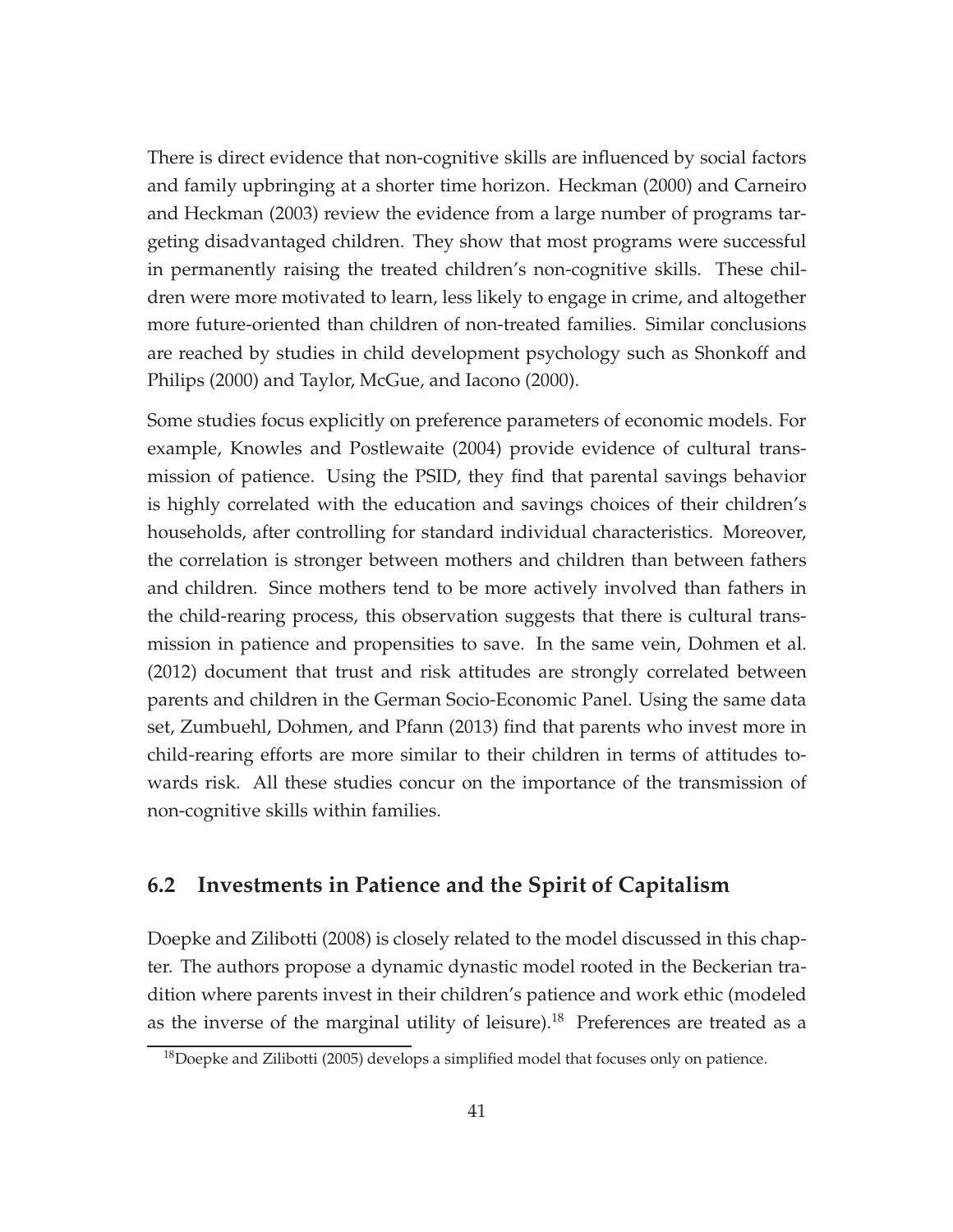There is direct evidence that non-cognitive skills are influenced by social factors and family upbringing at a shorter time horizon. Heckman (2000) and Carneiro and Heckman (2003) review the evidence from a large number of programs targeting disadvantaged children. They show that most programs were successful in permanently raising the treated children's non-cognitive skills. These children were more motivated to learn, less likely to engage in crime, and altogether more future-oriented than children of non-treated families. Similar conclusions are reached by studies in child development psychology such as Shonkoff and Philips (2000) and Taylor, McGue, and Iacono (2000).

Some studies focus explicitly on preference parameters of economic models. For example, Knowles and Postlewaite (2004) provide evidence of cultural transmission of patience. Using the PSID, they find that parental savings behavior is highly correlated with the education and savings choices of their children's households, after controlling for standard individual characteristics. Moreover, the correlation is stronger between mothers and children than between fathers and children. Since mothers tend to be more actively involved than fathers in the child-rearing process, this observation suggests that there is cultural transmission in patience and propensities to save. In the same vein, Dohmen et al. (2012) document that trust and risk attitudes are strongly correlated between parents and children in the German Socio-Economic Panel. Using the same data set, Zumbuehl, Dohmen, and Pfann (2013) find that parents who invest more in child-rearing efforts are more similar to their children in terms of attitudes towards risk. All these studies concur on the importance of the transmission of non-cognitive skills within families.

## 6.2 Investments in Patience and the Spirit of Capitalism

Doepke and Zilibotti (2008) is closely related to the model discussed in this chapter. The authors propose a dynamic dynastic model rooted in the Beckerian tradition where parents invest in their children's patience and work ethic (modeled as the inverse of the marginal utility of leisure).[18] Preferences are treated as a

[18] Doepke and Zilibotti (2005) develops a simplified model that focuses only on patience.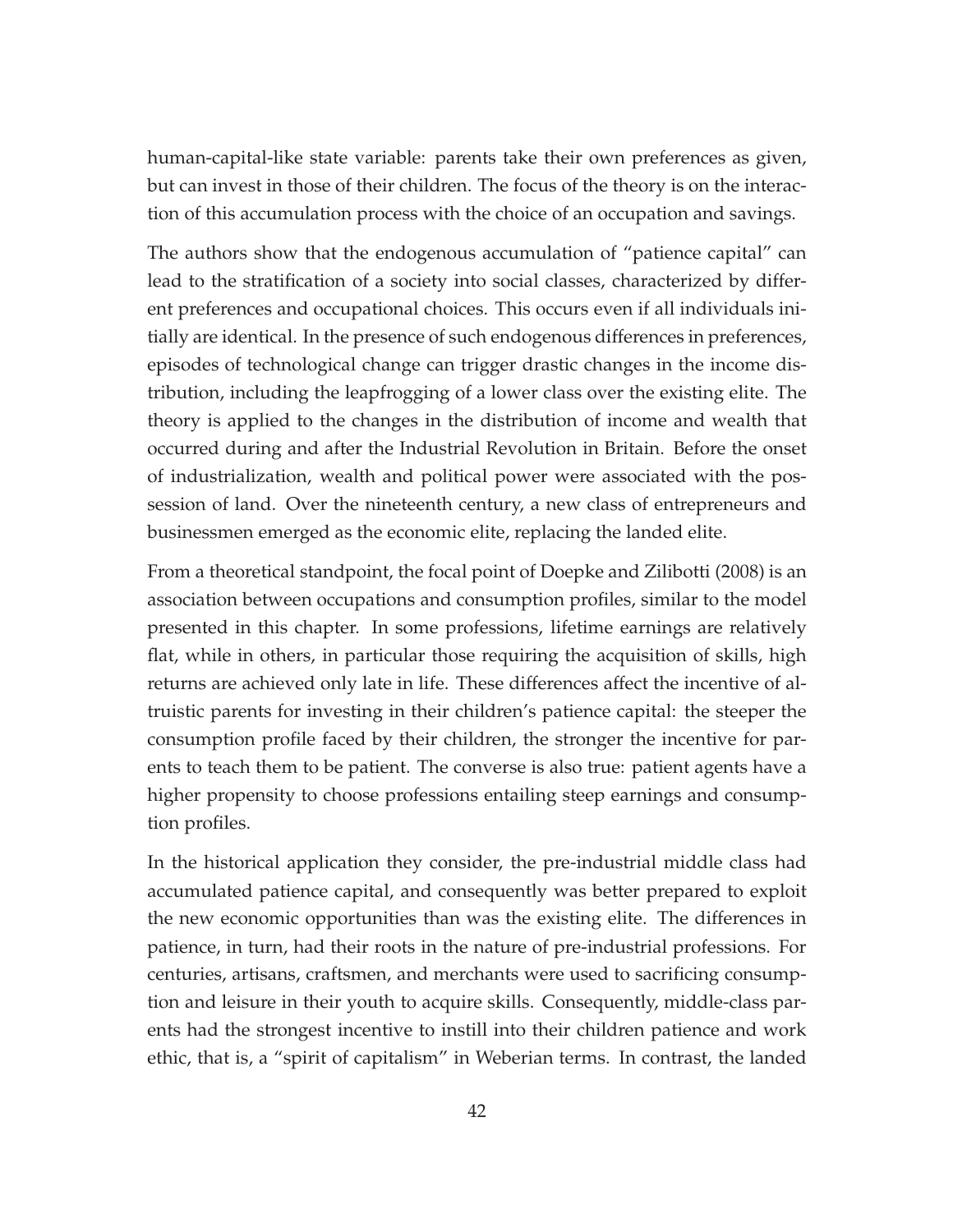human-capital-like state variable: parents take their own preferences as given, but can invest in those of their children. The focus of the theory is on the interaction of this accumulation process with the choice of an occupation and savings.

The authors show that the endogenous accumulation of "patience capital" can lead to the stratification of a society into social classes, characterized by different preferences and occupational choices. This occurs even if all individuals initially are identical. In the presence of such endogenous differences in preferences, episodes of technological change can trigger drastic changes in the income distribution, including the leapfrogging of a lower class over the existing elite. The theory is applied to the changes in the distribution of income and wealth that occurred during and after the Industrial Revolution in Britain. Before the onset of industrialization, wealth and political power were associated with the possession of land. Over the nineteenth century, a new class of entrepreneurs and businessmen emerged as the economic elite, replacing the landed elite.

From a theoretical standpoint, the focal point of Doepke and Zilibotti (2008) is an association between occupations and consumption profiles, similar to the model presented in this chapter. In some professions, lifetime earnings are relatively flat, while in others, in particular those requiring the acquisition of skills, high returns are achieved only late in life. These differences affect the incentive of altruistic parents for investing in their children's patience capital: the steeper the consumption profile faced by their children, the stronger the incentive for parents to teach them to be patient. The converse is also true: patient agents have a higher propensity to choose professions entailing steep earnings and consumption profiles.

In the historical application they consider, the pre-industrial middle class had accumulated patience capital, and consequently was better prepared to exploit the new economic opportunities than was the existing elite. The differences in patience, in turn, had their roots in the nature of pre-industrial professions. For centuries, artisans, craftsmen, and merchants were used to sacrificing consumption and leisure in their youth to acquire skills. Consequently, middle-class parents had the strongest incentive to instill into their children patience and work ethic, that is, a "spirit of capitalism" in Weberian terms. In contrast, the landed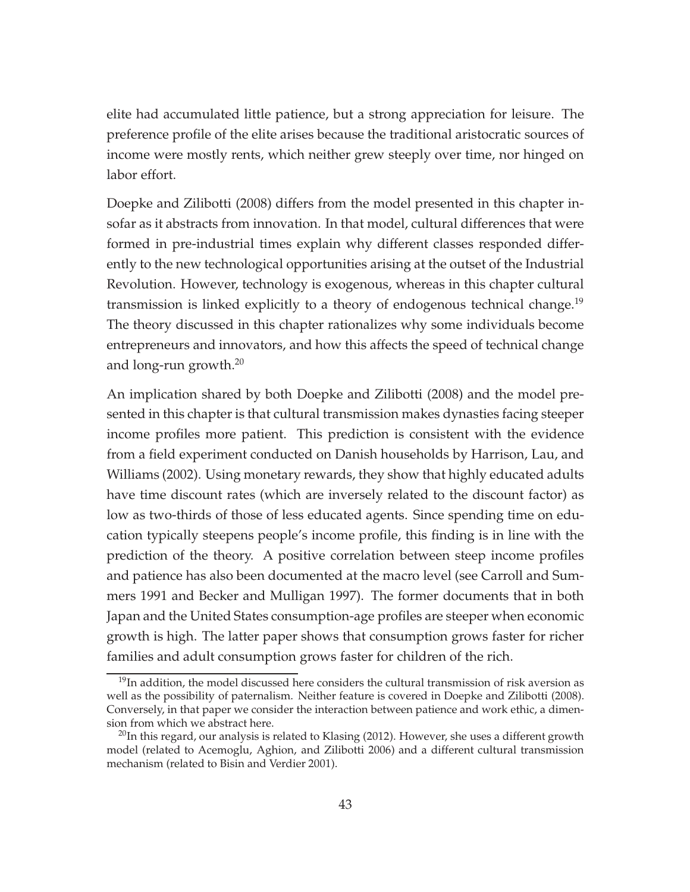elite had accumulated little patience, but a strong appreciation for leisure. The preference profile of the elite arises because the traditional aristocratic sources of income were mostly rents, which neither grew steeply over time, nor hinged on labor effort.

Doepke and Zilibotti (2008) differs from the model presented in this chapter insofar as it abstracts from innovation. In that model, cultural differences that were formed in pre-industrial times explain why different classes responded differently to the new technological opportunities arising at the outset of the Industrial Revolution. However, technology is exogenous, whereas in this chapter cultural transmission is linked explicitly to a theory of endogenous technical change.[19] The theory discussed in this chapter rationalizes why some individuals become entrepreneurs and innovators, and how this affects the speed of technical change and long-run growth.[20]

An implication shared by both Doepke and Zilibotti (2008) and the model presented in this chapter is that cultural transmission makes dynasties facing steeper income profiles more patient. This prediction is consistent with the evidence from a field experiment conducted on Danish households by Harrison, Lau, and Williams (2002). Using monetary rewards, they show that highly educated adults have time discount rates (which are inversely related to the discount factor) as low as two-thirds of those of less educated agents. Since spending time on education typically steepens people's income profile, this finding is in line with the prediction of the theory. A positive correlation between steep income profiles and patience has also been documented at the macro level (see Carroll and Summers 1991 and Becker and Mulligan 1997). The former documents that in both Japan and the United States consumption-age profiles are steeper when economic growth is high. The latter paper shows that consumption grows faster for richer families and adult consumption grows faster for children of the rich.

[19] In addition, the model discussed here considers the cultural transmission of risk aversion as well as the possibility of paternalism. Neither feature is covered in Doepke and Zilibotti (2008). Conversely, in that paper we consider the interaction between patience and work ethic, a dimension from which we abstract here.

[20] In this regard, our analysis is related to Klasing (2012). However, she uses a different growth model (related to Acemoglu, Aghion, and Zilibotti 2006) and a different cultural transmission mechanism (related to Bisin and Verdier 2001).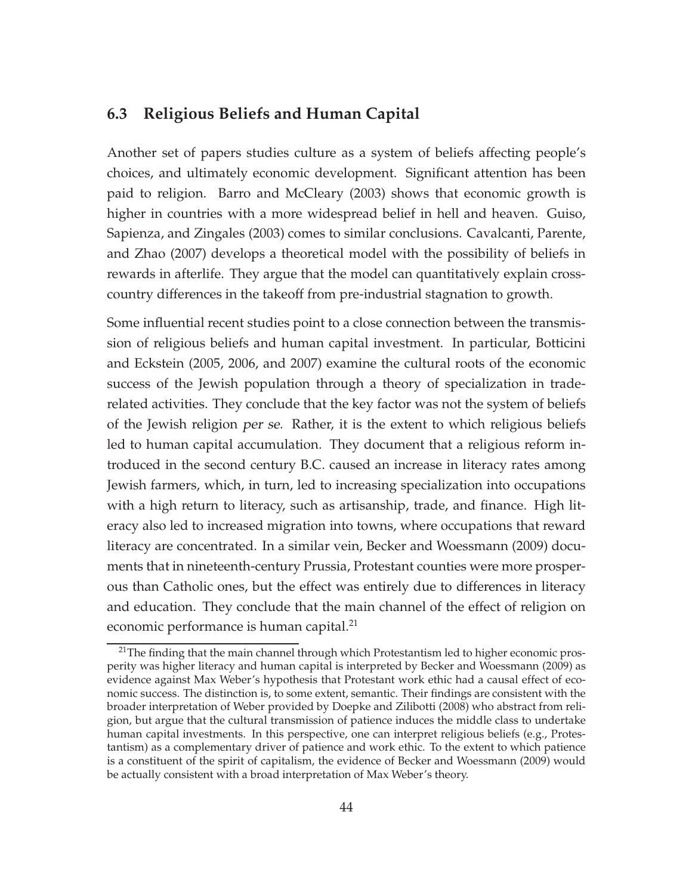### 6.3 Religious Beliefs and Human Capital

Another set of papers studies culture as a system of beliefs affecting people's choices, and ultimately economic development. Significant attention has been paid to religion. Barro and McCleary (2003) shows that economic growth is higher in countries with a more widespread belief in hell and heaven. Guiso, Sapienza, and Zingales (2003) comes to similar conclusions. Cavalcanti, Parente, and Zhao (2007) develops a theoretical model with the possibility of beliefs in rewards in afterlife. They argue that the model can quantitatively explain cross-country differences in the takeoff from pre-industrial stagnation to growth.

Some influential recent studies point to a close connection between the transmission of religious beliefs and human capital investment. In particular, Botticini and Eckstein (2005, 2006, and 2007) examine the cultural roots of the economic success of the Jewish population through a theory of specialization in trade-related activities. They conclude that the key factor was not the system of beliefs of the Jewish religion *per se*. Rather, it is the extent to which religious beliefs led to human capital accumulation. They document that a religious reform introduced in the second century B.C. caused an increase in literacy rates among Jewish farmers, which, in turn, led to increasing specialization into occupations with a high return to literacy, such as artisanship, trade, and finance. High literacy also led to increased migration into towns, where occupations that reward literacy are concentrated. In a similar vein, Becker and Woessmann (2009) documents that in nineteenth-century Prussia, Protestant counties were more prosperous than Catholic ones, but the effect was entirely due to differences in literacy and education. They conclude that the main channel of the effect of religion on economic performance is human capital.[21]

[21] The finding that the main channel through which Protestantism led to higher economic prosperity was higher literacy and human capital is interpreted by Becker and Woessmann (2009) as evidence against Max Weber's hypothesis that Protestant work ethic had a causal effect of economic success. The distinction is, to some extent, semantic. Their findings are consistent with the broader interpretation of Weber provided by Doepke and Zilibotti (2008) who abstract from religion, but argue that the cultural transmission of patience induces the middle class to undertake human capital investments. In this perspective, one can interpret religious beliefs (e.g., Protestantism) as a complementary driver of patience and work ethic. To the extent to which patience is a constituent of the spirit of capitalism, the evidence of Becker and Woessmann (2009) would be actually consistent with a broad interpretation of Max Weber's theory.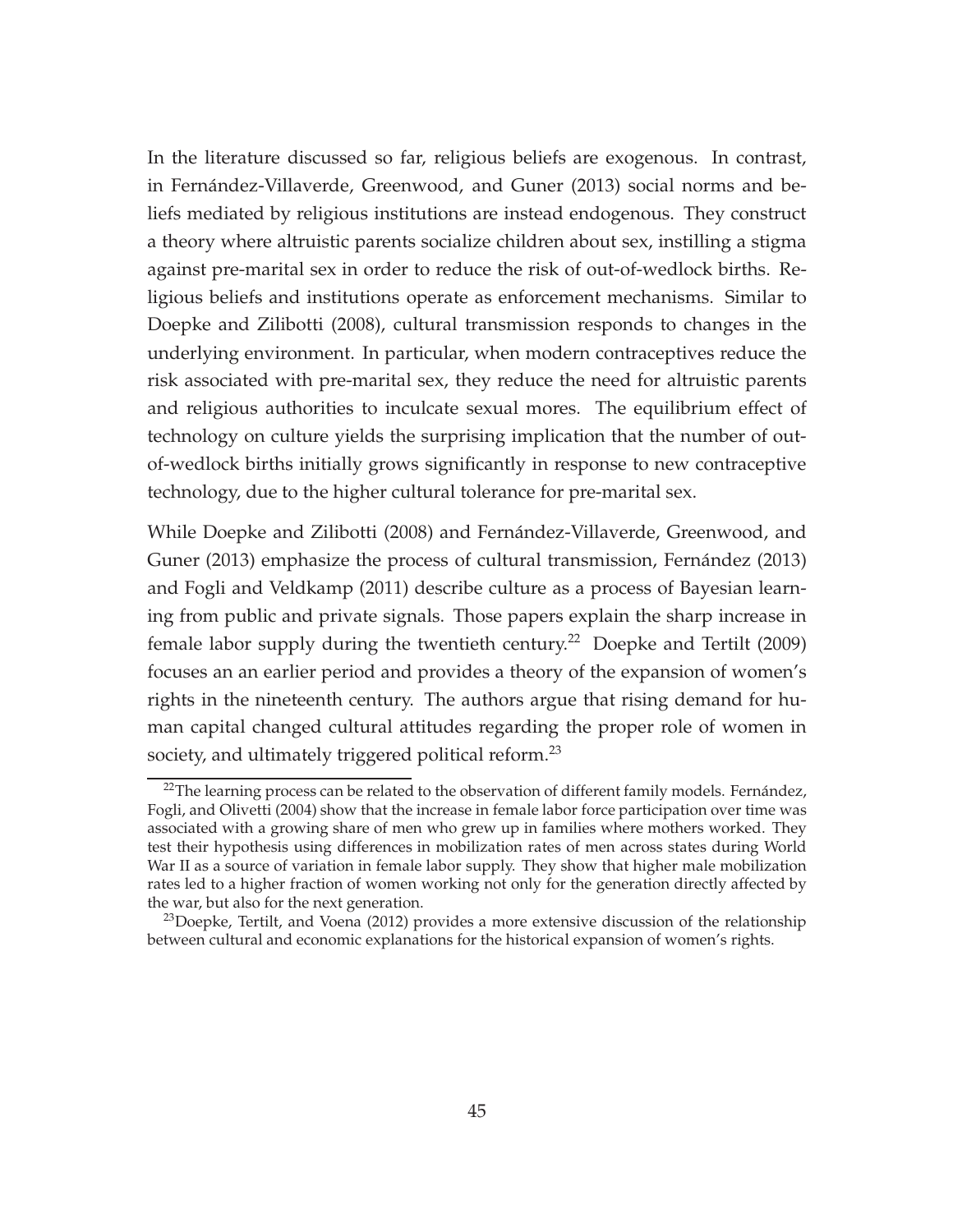In the literature discussed so far, religious beliefs are exogenous. In contrast, in Fernández-Villaverde, Greenwood, and Guner (2013) social norms and beliefs mediated by religious institutions are instead endogenous. They construct a theory where altruistic parents socialize children about sex, instilling a stigma against pre-marital sex in order to reduce the risk of out-of-wedlock births. Religious beliefs and institutions operate as enforcement mechanisms. Similar to Doepke and Zilibotti (2008), cultural transmission responds to changes in the underlying environment. In particular, when modern contraceptives reduce the risk associated with pre-marital sex, they reduce the need for altruistic parents and religious authorities to inculcate sexual mores. The equilibrium effect of technology on culture yields the surprising implication that the number of out-of-wedlock births initially grows significantly in response to new contraceptive technology, due to the higher cultural tolerance for pre-marital sex.

While Doepke and Zilibotti (2008) and Fernández-Villaverde, Greenwood, and Guner (2013) emphasize the process of cultural transmission, Fernández (2013) and Fogli and Veldkamp (2011) describe culture as a process of Bayesian learning from public and private signals. Those papers explain the sharp increase in female labor supply during the twentieth century.[22] Doepke and Tertilt (2009) focuses an an earlier period and provides a theory of the expansion of women's rights in the nineteenth century. The authors argue that rising demand for human capital changed cultural attitudes regarding the proper role of women in society, and ultimately triggered political reform.[23]

[22]The learning process can be related to the observation of different family models. Fernández, Fogli, and Olivetti (2004) show that the increase in female labor force participation over time was associated with a growing share of men who grew up in families where mothers worked. They test their hypothesis using differences in mobilization rates of men across states during World War II as a source of variation in female labor supply. They show that higher male mobilization rates led to a higher fraction of women working not only for the generation directly affected by the war, but also for the next generation.

[23]Doepke, Tertilt, and Voena (2012) provides a more extensive discussion of the relationship between cultural and economic explanations for the historical expansion of women's rights.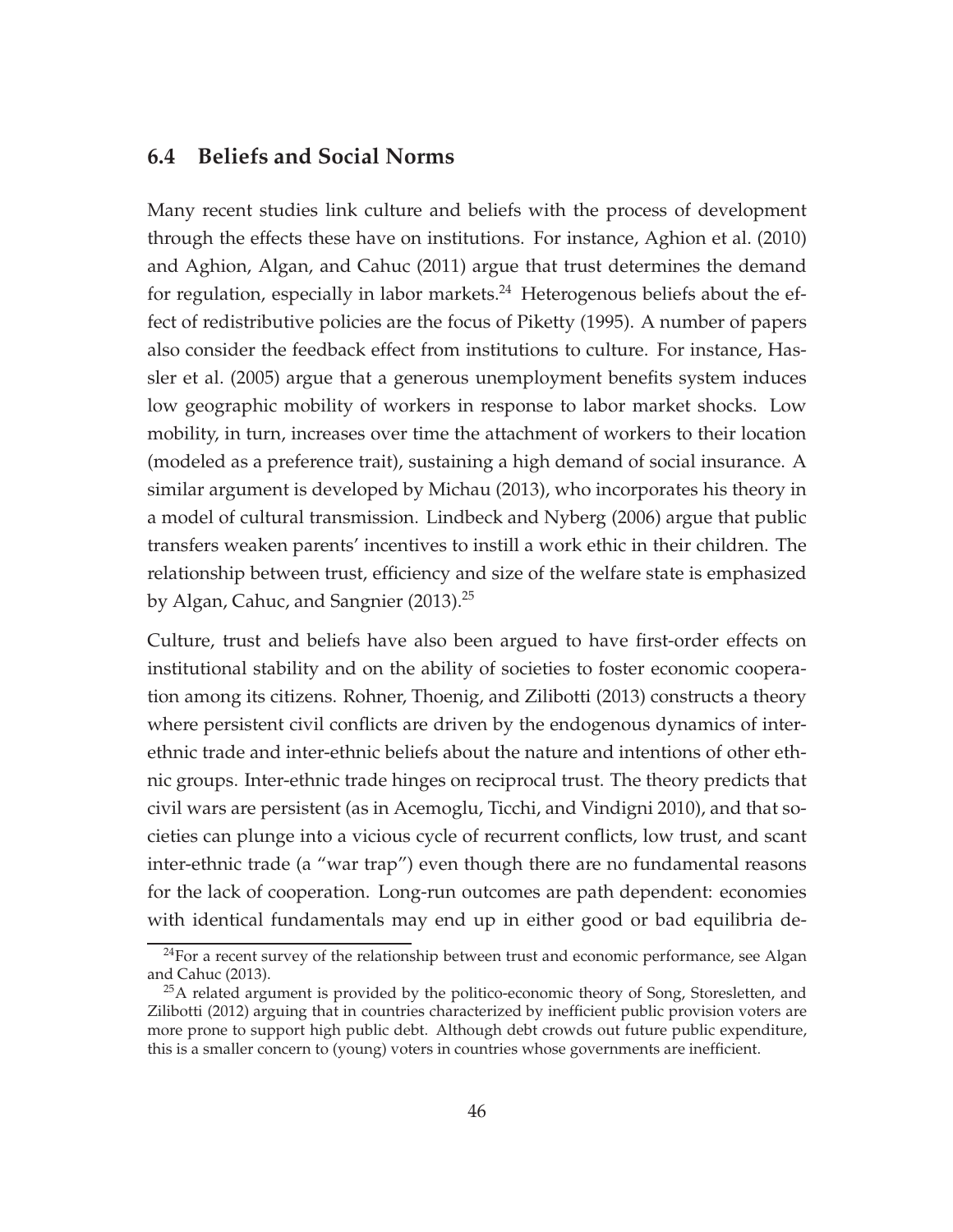## 6.4 Beliefs and Social Norms

Many recent studies link culture and beliefs with the process of development through the effects these have on institutions. For instance, Aghion et al. (2010) and Aghion, Algan, and Cahuc (2011) argue that trust determines the demand for regulation, especially in labor markets.[24] Heterogenous beliefs about the effect of redistributive policies are the focus of Piketty (1995). A number of papers also consider the feedback effect from institutions to culture. For instance, Hassler et al. (2005) argue that a generous unemployment benefits system induces low geographic mobility of workers in response to labor market shocks. Low mobility, in turn, increases over time the attachment of workers to their location (modeled as a preference trait), sustaining a high demand of social insurance. A similar argument is developed by Michau (2013), who incorporates his theory in a model of cultural transmission. Lindbeck and Nyberg (2006) argue that public transfers weaken parents' incentives to instill a work ethic in their children. The relationship between trust, efficiency and size of the welfare state is emphasized by Algan, Cahuc, and Sangnier (2013).[25]

Culture, trust and beliefs have also been argued to have first-order effects on institutional stability and on the ability of societies to foster economic cooperation among its citizens. Rohner, Thoenig, and Zilibotti (2013) constructs a theory where persistent civil conflicts are driven by the endogenous dynamics of inter-ethnic trade and inter-ethnic beliefs about the nature and intentions of other ethnic groups. Inter-ethnic trade hinges on reciprocal trust. The theory predicts that civil wars are persistent (as in Acemoglu, Ticchi, and Vindigni 2010), and that societies can plunge into a vicious cycle of recurrent conflicts, low trust, and scant inter-ethnic trade (a "war trap") even though there are no fundamental reasons for the lack of cooperation. Long-run outcomes are path dependent: economies with identical fundamentals may end up in either good or bad equilibria de-

[24] For a recent survey of the relationship between trust and economic performance, see Algan and Cahuc (2013).

[25] A related argument is provided by the politico-economic theory of Song, Storesletten, and Zilibotti (2012) arguing that in countries characterized by inefficient public provision voters are more prone to support high public debt. Although debt crowds out future public expenditure, this is a smaller concern to (young) voters in countries whose governments are inefficient.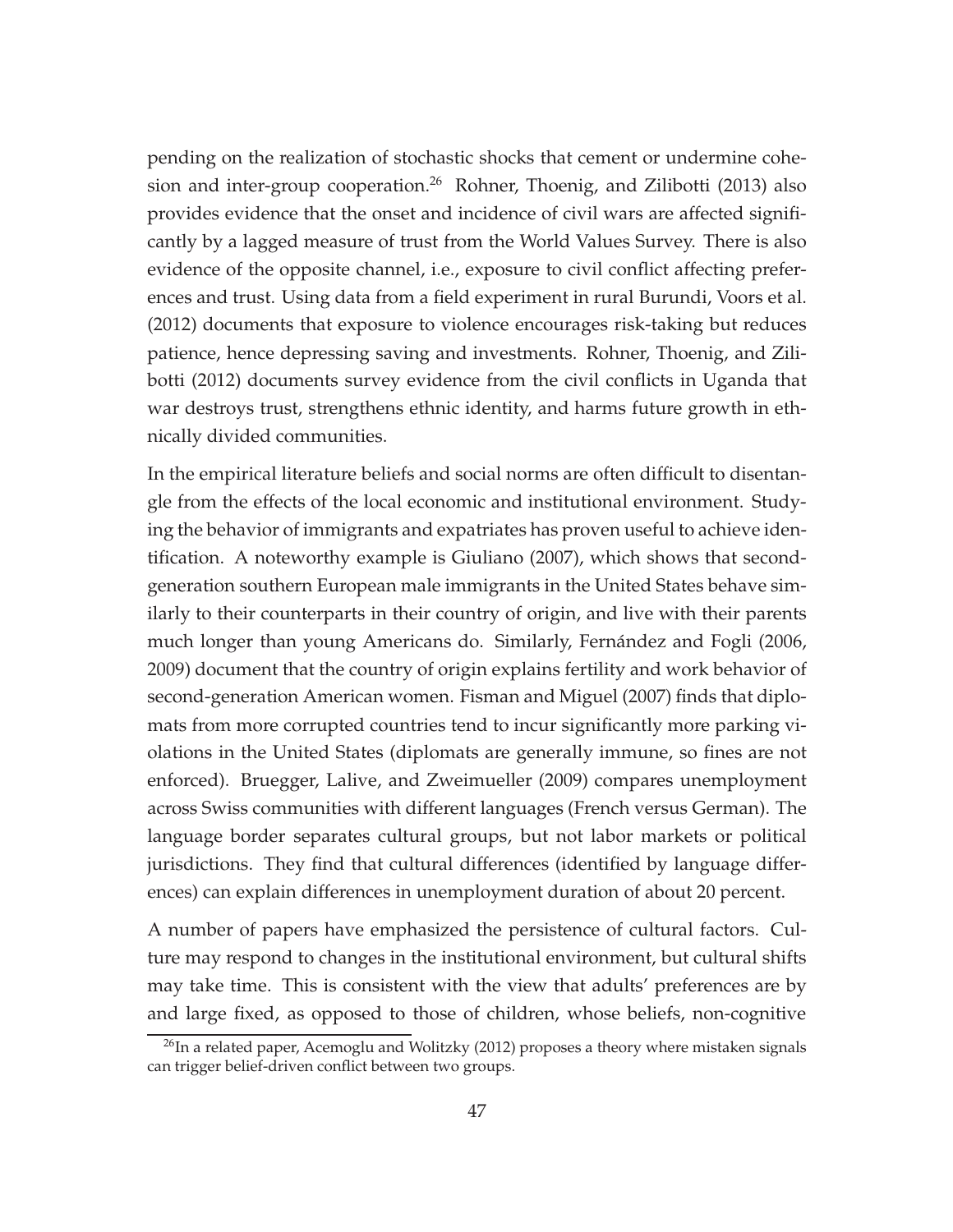pending on the realization of stochastic shocks that cement or undermine cohesion and inter-group cooperation.[26] Rohner, Thoenig, and Zilibotti (2013) also provides evidence that the onset and incidence of civil wars are affected significantly by a lagged measure of trust from the World Values Survey. There is also evidence of the opposite channel, i.e., exposure to civil conflict affecting preferences and trust. Using data from a field experiment in rural Burundi, Voors et al. (2012) documents that exposure to violence encourages risk-taking but reduces patience, hence depressing saving and investments. Rohner, Thoenig, and Zilibotti (2012) documents survey evidence from the civil conflicts in Uganda that war destroys trust, strengthens ethnic identity, and harms future growth in ethnically divided communities.

In the empirical literature beliefs and social norms are often difficult to disentangle from the effects of the local economic and institutional environment. Studying the behavior of immigrants and expatriates has proven useful to achieve identification. A noteworthy example is Giuliano (2007), which shows that second-generation southern European male immigrants in the United States behave similarly to their counterparts in their country of origin, and live with their parents much longer than young Americans do. Similarly, Fernández and Fogli (2006, 2009) document that the country of origin explains fertility and work behavior of second-generation American women. Fisman and Miguel (2007) finds that diplomats from more corrupted countries tend to incur significantly more parking violations in the United States (diplomats are generally immune, so fines are not enforced). Bruegger, Lalive, and Zweimueller (2009) compares unemployment across Swiss communities with different languages (French versus German). The language border separates cultural groups, but not labor markets or political jurisdictions. They find that cultural differences (identified by language differences) can explain differences in unemployment duration of about 20 percent.

A number of papers have emphasized the persistence of cultural factors. Culture may respond to changes in the institutional environment, but cultural shifts may take time. This is consistent with the view that adults' preferences are by and large fixed, as opposed to those of children, whose beliefs, non-cognitive

[26] In a related paper, Acemoglu and Wolitzky (2012) proposes a theory where mistaken signals can trigger belief-driven conflict between two groups.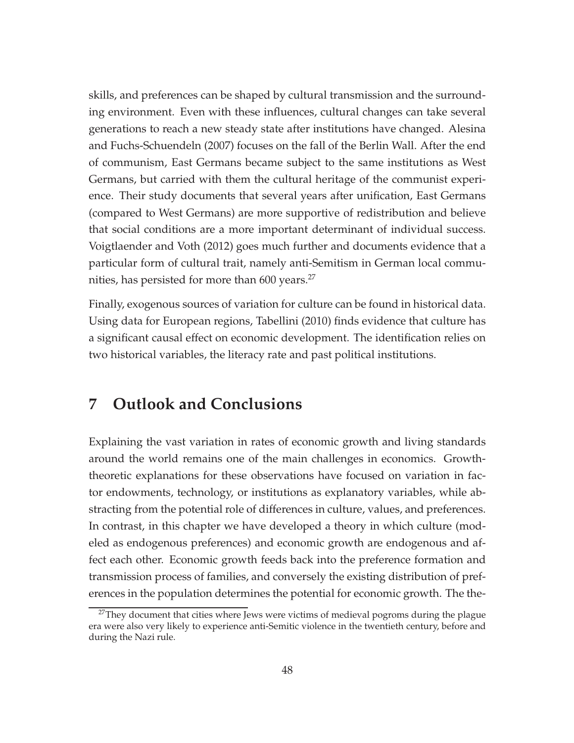skills, and preferences can be shaped by cultural transmission and the surrounding environment. Even with these influences, cultural changes can take several generations to reach a new steady state after institutions have changed. Alesina and Fuchs-Schuendeln (2007) focuses on the fall of the Berlin Wall. After the end of communism, East Germans became subject to the same institutions as West Germans, but carried with them the cultural heritage of the communist experience. Their study documents that several years after unification, East Germans (compared to West Germans) are more supportive of redistribution and believe that social conditions are a more important determinant of individual success. Voigtlaender and Voth (2012) goes much further and documents evidence that a particular form of cultural trait, namely anti-Semitism in German local communities, has persisted for more than 600 years.[27]

Finally, exogenous sources of variation for culture can be found in historical data. Using data for European regions, Tabellini (2010) finds evidence that culture has a significant causal effect on economic development. The identification relies on two historical variables, the literacy rate and past political institutions.

# 7 Outlook and Conclusions

Explaining the vast variation in rates of economic growth and living standards around the world remains one of the main challenges in economics. Growth-theoretic explanations for these observations have focused on variation in factor endowments, technology, or institutions as explanatory variables, while abstracting from the potential role of differences in culture, values, and preferences. In contrast, in this chapter we have developed a theory in which culture (modeled as endogenous preferences) and economic growth are endogenous and affect each other. Economic growth feeds back into the preference formation and transmission process of families, and conversely the existing distribution of preferences in the population determines the potential for economic growth. The the-

[27] They document that cities where Jews were victims of medieval pogroms during the plague era were also very likely to experience anti-Semitic violence in the twentieth century, before and during the Nazi rule.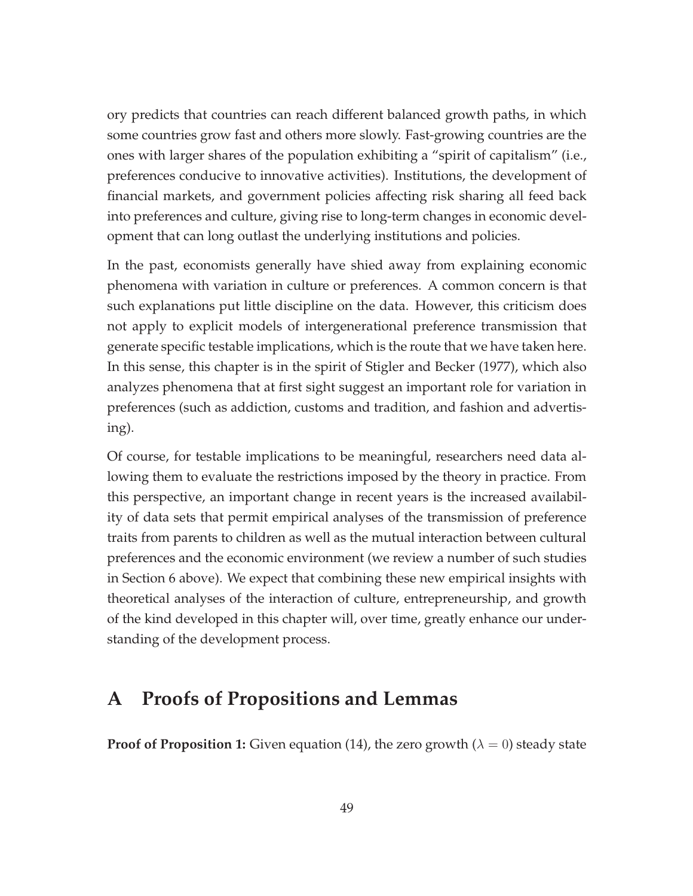ory predicts that countries can reach different balanced growth paths, in which some countries grow fast and others more slowly. Fast-growing countries are the ones with larger shares of the population exhibiting a "spirit of capitalism" (i.e., preferences conducive to innovative activities). Institutions, the development of financial markets, and government policies affecting risk sharing all feed back into preferences and culture, giving rise to long-term changes in economic development that can long outlast the underlying institutions and policies.

In the past, economists generally have shied away from explaining economic phenomena with variation in culture or preferences. A common concern is that such explanations put little discipline on the data. However, this criticism does not apply to explicit models of intergenerational preference transmission that generate specific testable implications, which is the route that we have taken here. In this sense, this chapter is in the spirit of Stigler and Becker (1977), which also analyzes phenomena that at first sight suggest an important role for variation in preferences (such as addiction, customs and tradition, and fashion and advertising).

Of course, for testable implications to be meaningful, researchers need data allowing them to evaluate the restrictions imposed by the theory in practice. From this perspective, an important change in recent years is the increased availability of data sets that permit empirical analyses of the transmission of preference traits from parents to children as well as the mutual interaction between cultural preferences and the economic environment (we review a number of such studies in Section 6 above). We expect that combining these new empirical insights with theoretical analyses of the interaction of culture, entrepreneurship, and growth of the kind developed in this chapter will, over time, greatly enhance our understanding of the development process.

# A Proofs of Propositions and Lemmas

**Proof of Proposition 1:** Given equation (14), the zero growth ($\lambda = 0$) steady state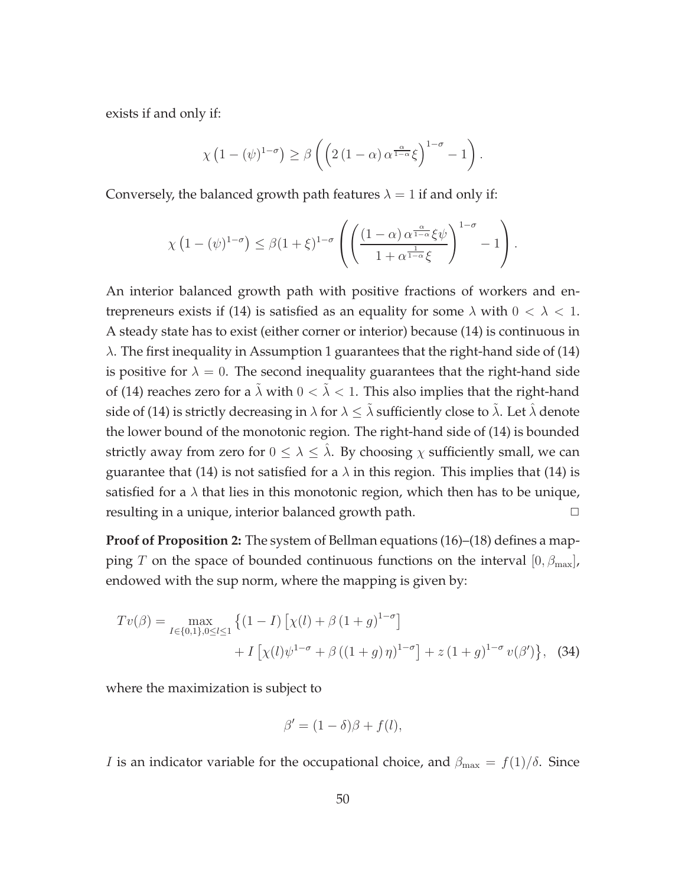exists if and only if:

$$\chi\left(1-(\psi)^{1-\sigma}\right) \geq \beta\left(\left(2\left(1-\alpha\right)\alpha^{\frac{\alpha}{1-\alpha}}\xi\right)^{1-\sigma}-1\right).$$

Conversely, the balanced growth path features $\lambda = 1$ if and only if:

$$\chi\left(1-(\psi)^{1-\sigma}\right) \leq \beta(1+\xi)^{1-\sigma}\left(\left(\frac{\left(1-\alpha\right)\alpha^{\frac{\alpha}{1-\alpha}}\xi\psi}{1+\alpha^{\frac{1}{1-\alpha}}\xi}\right)^{1-\sigma}-1\right).$$

An interior balanced growth path with positive fractions of workers and entrepreneurs exists if (14) is satisfied as an equality for some $\lambda$ with $0 < \lambda < 1$. A steady state has to exist (either corner or interior) because (14) is continuous in $\lambda$. The first inequality in Assumption 1 guarantees that the right-hand side of (14) is positive for $\lambda = 0$. The second inequality guarantees that the right-hand side of (14) reaches zero for a $\tilde{\lambda}$ with $0 < \tilde{\lambda} < 1$. This also implies that the right-hand side of (14) is strictly decreasing in $\lambda$ for $\lambda \leq \tilde{\lambda}$ sufficiently close to $\tilde{\lambda}$. Let $\hat{\lambda}$ denote the lower bound of the monotonic region. The right-hand side of (14) is bounded strictly away from zero for $0 \leq \lambda \leq \hat{\lambda}$. By choosing $\chi$ sufficiently small, we can guarantee that (14) is not satisfied for a $\lambda$ in this region. This implies that (14) is satisfied for a $\lambda$ that lies in this monotonic region, which then has to be unique, resulting in a unique, interior balanced growth path. □

**Proof of Proposition 2:** The system of Bellman equations (16)–(18) defines a mapping $T$ on the space of bounded continuous functions on the interval $[0, \beta_{\max}]$, endowed with the sup norm, where the mapping is given by:

$$Tv(\beta) = \max_{I \in \{0,1\}, 0 \leq l \leq 1} \left\{(1-I)\left[\chi(l) + \beta\left(1+g\right)^{1-\sigma}\right] + I\left[\chi(l)\psi^{1-\sigma} + \beta\left(\left(1+g\right)\eta\right)^{1-\sigma}\right] + z\left(1+g\right)^{1-\sigma} v(\beta')\right\}, \quad (34)$$

where the maximization is subject to

$$\beta' = (1-\delta)\beta + f(l),$$

$I$ is an indicator variable for the occupational choice, and $\beta_{\max} = f(1)/\delta$. Since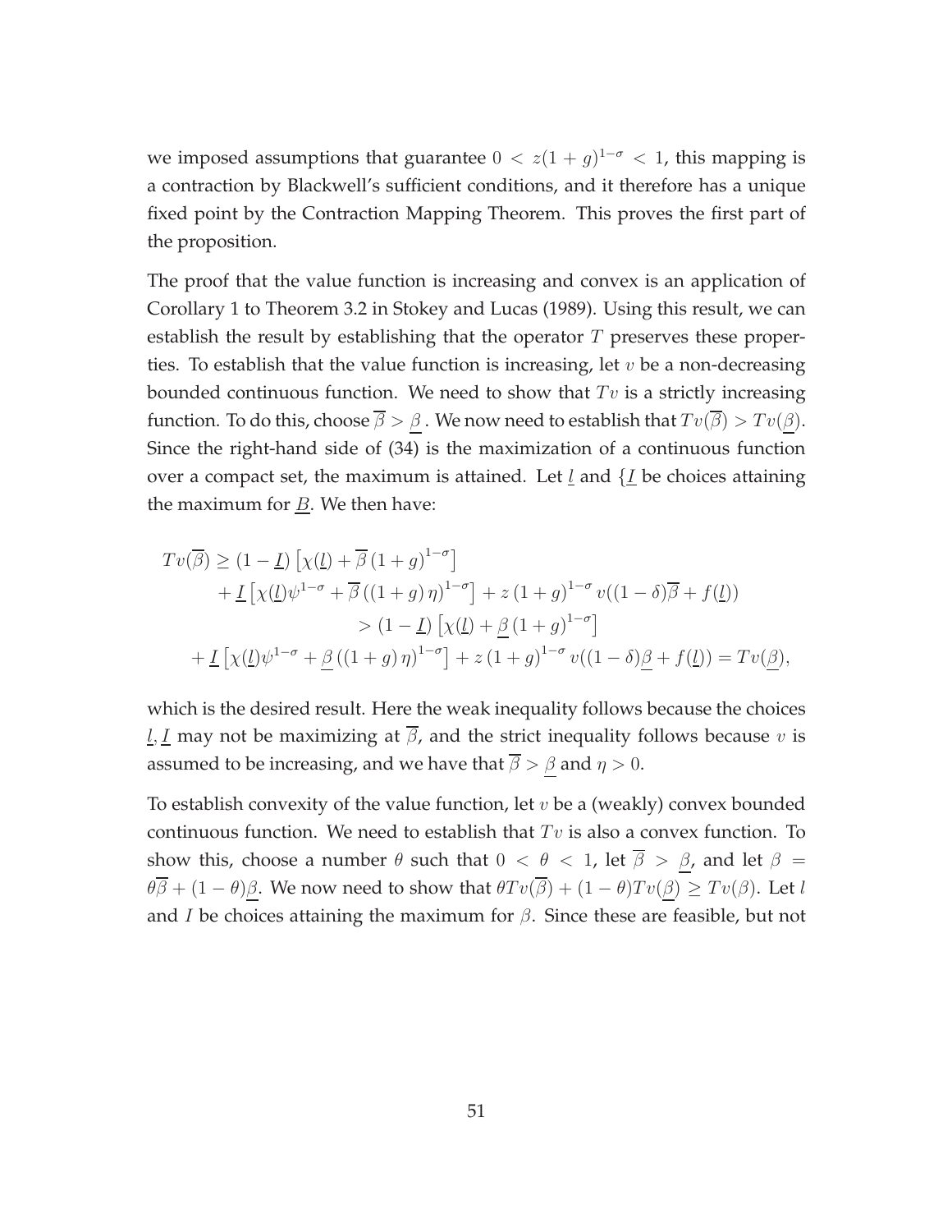we imposed assumptions that guarantee $0 < z(1+g)^{1-\sigma} < 1$, this mapping is a contraction by Blackwell's sufficient conditions, and it therefore has a unique fixed point by the Contraction Mapping Theorem. This proves the first part of the proposition.

The proof that the value function is increasing and convex is an application of Corollary 1 to Theorem 3.2 in Stokey and Lucas (1989). Using this result, we can establish the result by establishing that the operator $T$ preserves these properties. To establish that the value function is increasing, let $v$ be a non-decreasing bounded continuous function. We need to show that $Tv$ is a strictly increasing function. To do this, choose $\overline{\beta} > \underline{\beta}$ . We now need to establish that $Tv(\overline{\beta}) > Tv(\underline{\beta})$. Since the right-hand side of (34) is the maximization of a continuous function over a compact set, the maximum is attained. Let $\underline{l}$ and $\{\underline{I}$ be choices attaining the maximum for $\underline{B}$. We then have:

$$
\begin{aligned}
Tv(\overline{\beta}) \geq\ & (1-\underline{I})\left[\chi(\underline{l}) + \overline{\beta}\,(1+g)^{1-\sigma}\right] \\
& + \underline{I}\left[\chi(\underline{l})\psi^{1-\sigma} + \overline{\beta}\left((1+g)\,\eta\right)^{1-\sigma}\right] + z\,(1+g)^{1-\sigma}\, v((1-\delta)\overline{\beta} + f(\underline{l})) \\
& > (1-\underline{I})\left[\chi(\underline{l}) + \underline{\beta}\,(1+g)^{1-\sigma}\right] \\
& + \underline{I}\left[\chi(\underline{l})\psi^{1-\sigma} + \underline{\beta}\left((1+g)\,\eta\right)^{1-\sigma}\right] + z\,(1+g)^{1-\sigma}\, v((1-\delta)\underline{\beta} + f(\underline{l})) = Tv(\underline{\beta}),
\end{aligned}
$$

which is the desired result. Here the weak inequality follows because the choices $\underline{l}, \underline{I}$ may not be maximizing at $\overline{\beta}$, and the strict inequality follows because $v$ is assumed to be increasing, and we have that $\overline{\beta} > \underline{\beta}$ and $\eta > 0$.

To establish convexity of the value function, let $v$ be a (weakly) convex bounded continuous function. We need to establish that $Tv$ is also a convex function. To show this, choose a number $\theta$ such that $0 < \theta < 1$, let $\overline{\beta} > \underline{\beta}$, and let $\beta = \theta\overline{\beta} + (1-\theta)\underline{\beta}$. We now need to show that $\theta Tv(\overline{\beta}) + (1-\theta)Tv(\underline{\beta}) \geq Tv(\beta)$. Let $l$ and $I$ be choices attaining the maximum for $\beta$. Since these are feasible, but not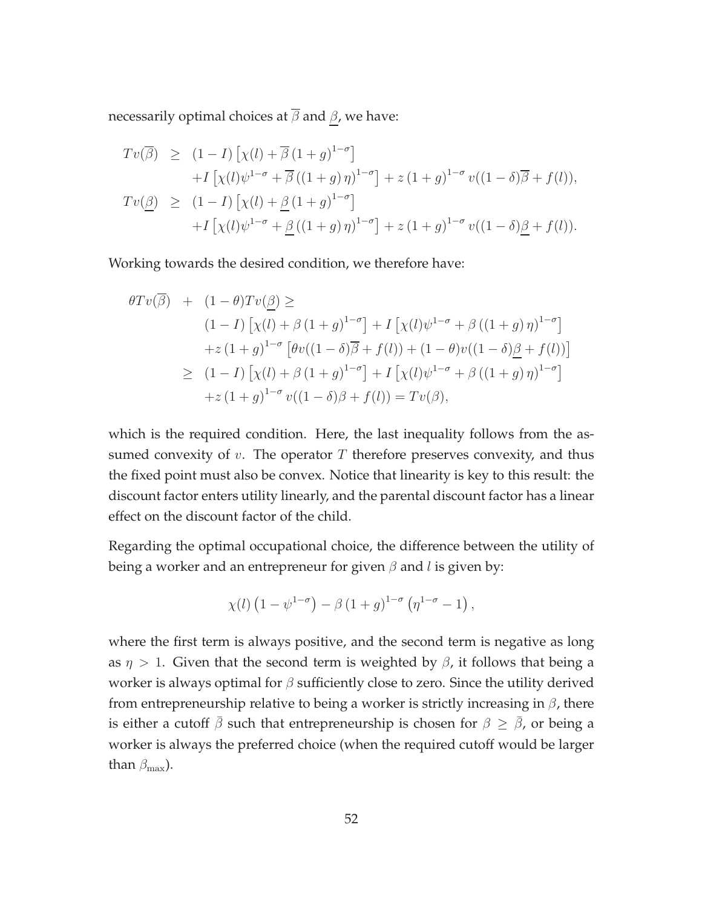necessarily optimal choices at $\overline{\beta}$ and $\underline{\beta}$, we have:

$$
\begin{aligned}
Tv(\overline{\beta}) \;\; &\geq \;\; (1-I)\left[\chi(l) + \overline{\beta}\,(1+g)^{1-\sigma}\right] \\
&\quad + I\left[\chi(l)\psi^{1-\sigma} + \overline{\beta}\,((1+g)\,\eta)^{1-\sigma}\right] + z\,(1+g)^{1-\sigma}\,v((1-\delta)\overline{\beta} + f(l)), \\
Tv(\underline{\beta}) \;\; &\geq \;\; (1-I)\left[\chi(l) + \underline{\beta}\,(1+g)^{1-\sigma}\right] \\
&\quad + I\left[\chi(l)\psi^{1-\sigma} + \underline{\beta}\,((1+g)\,\eta)^{1-\sigma}\right] + z\,(1+g)^{1-\sigma}\,v((1-\delta)\underline{\beta} + f(l)).
\end{aligned}
$$

Working towards the desired condition, we therefore have:

$$
\begin{aligned}
\theta Tv(\overline{\beta}) \;\; + \;\; &(1-\theta)Tv(\underline{\beta}) \geq \\
&(1-I)\left[\chi(l) + \beta\,(1+g)^{1-\sigma}\right] + I\left[\chi(l)\psi^{1-\sigma} + \beta\,((1+g)\,\eta)^{1-\sigma}\right] \\
&+ z\,(1+g)^{1-\sigma}\left[\theta v((1-\delta)\overline{\beta} + f(l)) + (1-\theta)v((1-\delta)\underline{\beta} + f(l))\right] \\
\geq \;\; &(1-I)\left[\chi(l) + \beta\,(1+g)^{1-\sigma}\right] + I\left[\chi(l)\psi^{1-\sigma} + \beta\,((1+g)\,\eta)^{1-\sigma}\right] \\
&+ z\,(1+g)^{1-\sigma}\,v((1-\delta)\beta + f(l)) = Tv(\beta),
\end{aligned}
$$

which is the required condition. Here, the last inequality follows from the assumed convexity of $v$. The operator $T$ therefore preserves convexity, and thus the fixed point must also be convex. Notice that linearity is key to this result: the discount factor enters utility linearly, and the parental discount factor has a linear effect on the discount factor of the child.

Regarding the optimal occupational choice, the difference between the utility of being a worker and an entrepreneur for given $\beta$ and $l$ is given by:

$$
\chi(l)\left(1 - \psi^{1-\sigma}\right) - \beta\,(1+g)^{1-\sigma}\left(\eta^{1-\sigma} - 1\right),
$$

where the first term is always positive, and the second term is negative as long as $\eta > 1$. Given that the second term is weighted by $\beta$, it follows that being a worker is always optimal for $\beta$ sufficiently close to zero. Since the utility derived from entrepreneurship relative to being a worker is strictly increasing in $\beta$, there is either a cutoff $\bar{\beta}$ such that entrepreneurship is chosen for $\beta \geq \bar{\beta}$, or being a worker is always the preferred choice (when the required cutoff would be larger than $\beta_{\max}$).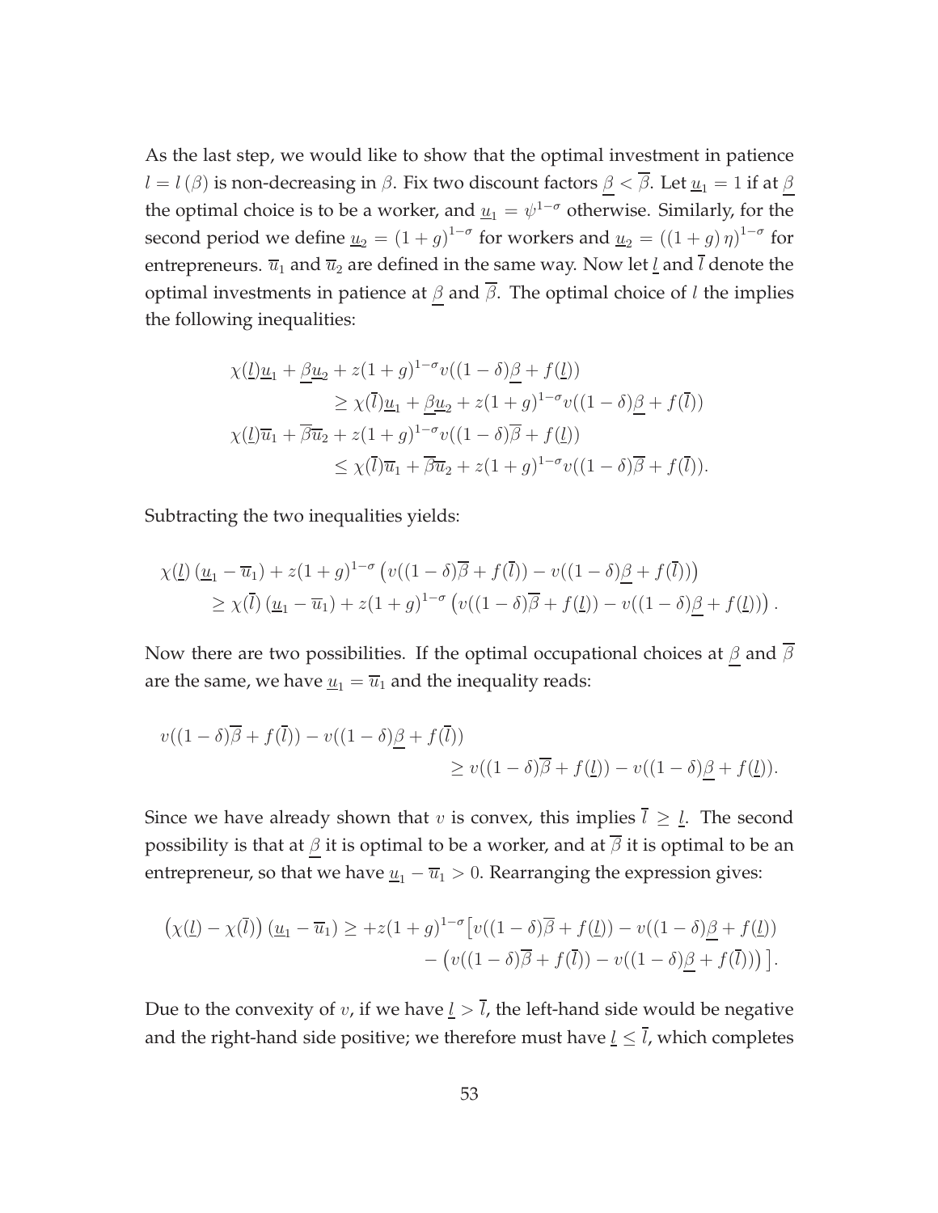As the last step, we would like to show that the optimal investment in patience $l = l(\beta)$ is non-decreasing in $\beta$. Fix two discount factors $\underline{\beta} < \overline{\beta}$. Let $\underline{u}_1 = 1$ if at $\underline{\beta}$ the optimal choice is to be a worker, and $\underline{u}_1 = \psi^{1-\sigma}$ otherwise. Similarly, for the second period we define $\underline{u}_2 = (1+g)^{1-\sigma}$ for workers and $\underline{u}_2 = ((1+g)\eta)^{1-\sigma}$ for entrepreneurs. $\overline{u}_1$ and $\overline{u}_2$ are defined in the same way. Now let $\underline{l}$ and $\overline{l}$ denote the optimal investments in patience at $\underline{\beta}$ and $\overline{\beta}$. The optimal choice of $l$ the implies the following inequalities:

$$
\begin{aligned}
\chi(\underline{l})\underline{u}_1 + \underline{\beta}\underline{u}_2 + z(1+g)^{1-\sigma}v((1-\delta)\underline{\beta} + f(\underline{l})) \\
\geq \chi(\overline{l})\underline{u}_1 + \underline{\beta}\underline{u}_2 + z(1+g)^{1-\sigma}v((1-\delta)\underline{\beta} + f(\overline{l})) \\
\chi(\underline{l})\overline{u}_1 + \overline{\beta}\overline{u}_2 + z(1+g)^{1-\sigma}v((1-\delta)\overline{\beta} + f(\underline{l})) \\
\leq \chi(\overline{l})\overline{u}_1 + \overline{\beta}\overline{u}_2 + z(1+g)^{1-\sigma}v((1-\delta)\overline{\beta} + f(\overline{l})).
\end{aligned}
$$

Subtracting the two inequalities yields:

$$
\begin{aligned}
\chi(\underline{l})\left(\underline{u}_1 - \overline{u}_1\right) + z(1+g)^{1-\sigma}\left(v((1-\delta)\overline{\beta} + f(\overline{l})) - v((1-\delta)\underline{\beta} + f(\overline{l}))\right) \\
\geq \chi(\overline{l})\left(\underline{u}_1 - \overline{u}_1\right) + z(1+g)^{1-\sigma}\left(v((1-\delta)\overline{\beta} + f(\underline{l})) - v((1-\delta)\underline{\beta} + f(\underline{l}))\right).
\end{aligned}
$$

Now there are two possibilities. If the optimal occupational choices at $\underline{\beta}$ and $\overline{\beta}$ are the same, we have $\underline{u}_1 = \overline{u}_1$ and the inequality reads:

$$
\begin{aligned}
v((1-\delta)\overline{\beta} + f(\overline{l})) - v((1-\delta)\underline{\beta} + f(\overline{l})) \\
\geq v((1-\delta)\overline{\beta} + f(\underline{l})) - v((1-\delta)\underline{\beta} + f(\underline{l})).
\end{aligned}
$$

Since we have already shown that $v$ is convex, this implies $\overline{l} \geq \underline{l}$. The second possibility is that at $\underline{\beta}$ it is optimal to be a worker, and at $\overline{\beta}$ it is optimal to be an entrepreneur, so that we have $\underline{u}_1 - \overline{u}_1 > 0$. Rearranging the expression gives:

$$
\begin{aligned}
\left(\chi(\underline{l}) - \chi(\overline{l})\right)\left(\underline{u}_1 - \overline{u}_1\right) \geq +z(1+g)^{1-\sigma}\big[v((1-\delta)\overline{\beta} + f(\underline{l})) - v((1-\delta)\underline{\beta} + f(\underline{l})) \\
- \left(v((1-\delta)\overline{\beta} + f(\overline{l})) - v((1-\delta)\underline{\beta} + f(\overline{l}))\right)\big].
\end{aligned}
$$

Due to the convexity of $v$, if we have $\underline{l} > \overline{l}$, the left-hand side would be negative and the right-hand side positive; we therefore must have $\underline{l} \leq \overline{l}$, which completes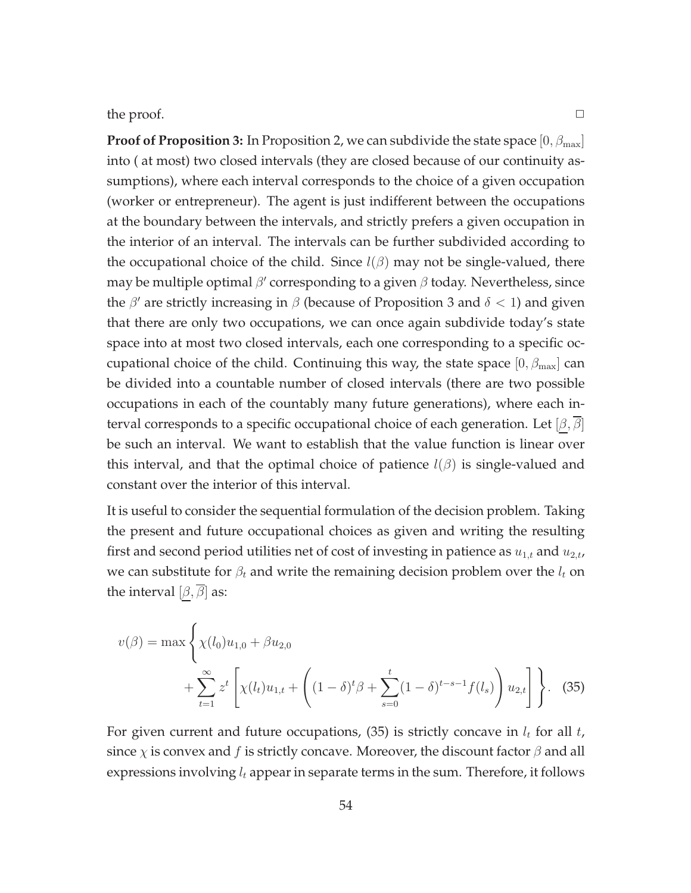the proof. $\square$

**Proof of Proposition 3:** In Proposition 2, we can subdivide the state space $[0, \beta_{\max}]$ into ( at most) two closed intervals (they are closed because of our continuity assumptions), where each interval corresponds to the choice of a given occupation (worker or entrepreneur). The agent is just indifferent between the occupations at the boundary between the intervals, and strictly prefers a given occupation in the interior of an interval. The intervals can be further subdivided according to the occupational choice of the child. Since $l(\beta)$ may not be single-valued, there may be multiple optimal $\beta'$ corresponding to a given $\beta$ today. Nevertheless, since the $\beta'$ are strictly increasing in $\beta$ (because of Proposition 3 and $\delta < 1$) and given that there are only two occupations, we can once again subdivide today's state space into at most two closed intervals, each one corresponding to a specific occupational choice of the child. Continuing this way, the state space $[0, \beta_{\max}]$ can be divided into a countable number of closed intervals (there are two possible occupations in each of the countably many future generations), where each interval corresponds to a specific occupational choice of each generation. Let $[\underline{\beta}, \overline{\beta}]$ be such an interval. We want to establish that the value function is linear over this interval, and that the optimal choice of patience $l(\beta)$ is single-valued and constant over the interior of this interval.

It is useful to consider the sequential formulation of the decision problem. Taking the present and future occupational choices as given and writing the resulting first and second period utilities net of cost of investing in patience as $u_{1,t}$ and $u_{2,t}$, we can substitute for $\beta_t$ and write the remaining decision problem over the $l_t$ on the interval $[\underline{\beta}, \overline{\beta}]$ as:

$$v(\beta) = \max \Bigg\{ \chi(l_0)u_{1,0} + \beta u_{2,0} + \sum_{t=1}^{\infty} z^t \left[ \chi(l_t)u_{1,t} + \left( (1-\delta)^t \beta + \sum_{s=0}^{t} (1-\delta)^{t-s-1} f(l_s) \right) u_{2,t} \right] \Bigg\}. \quad (35)$$

For given current and future occupations, (35) is strictly concave in $l_t$ for all $t$, since $\chi$ is convex and $f$ is strictly concave. Moreover, the discount factor $\beta$ and all expressions involving $l_t$ appear in separate terms in the sum. Therefore, it follows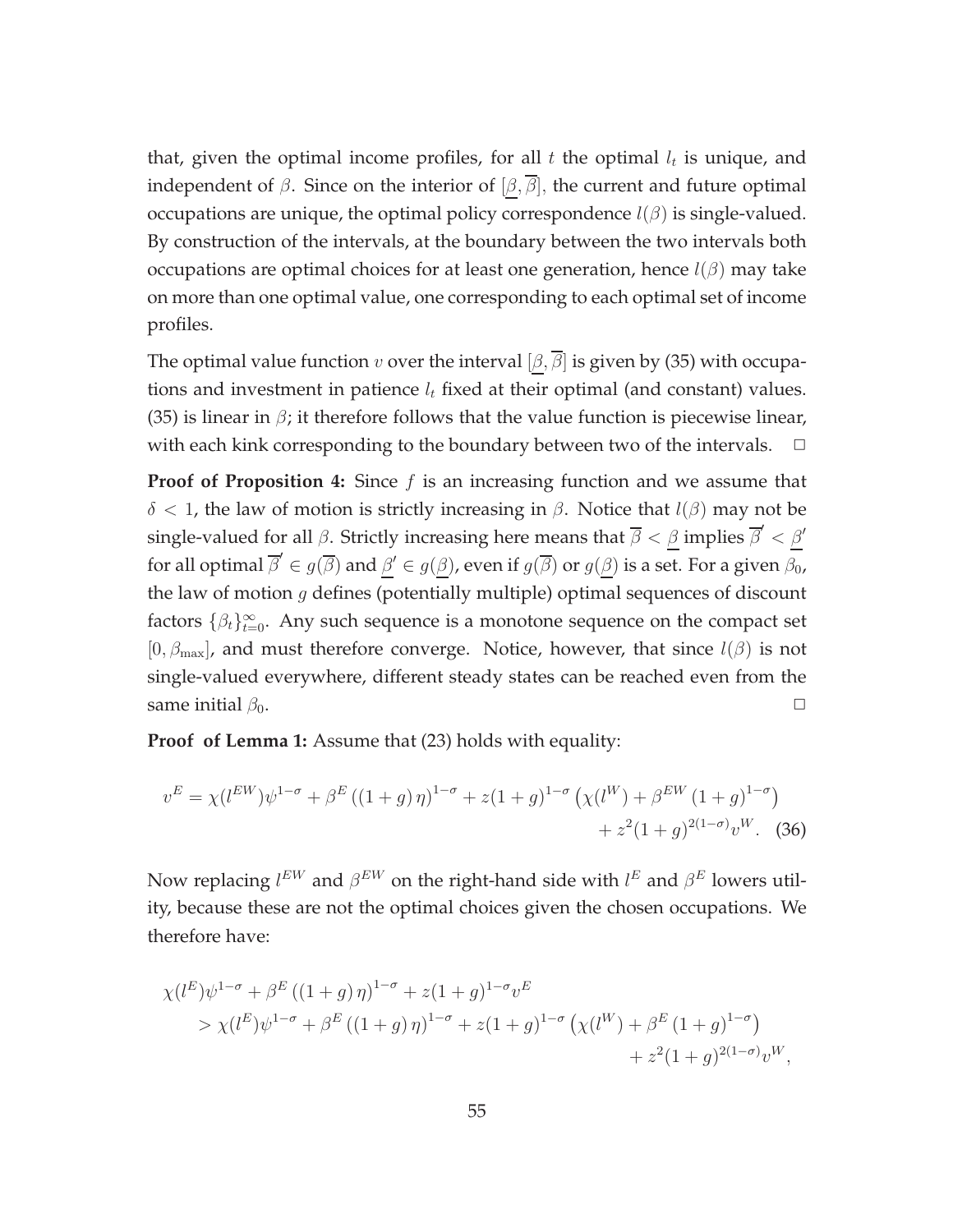that, given the optimal income profiles, for all $t$ the optimal $l_t$ is unique, and independent of $\beta$. Since on the interior of $[\underline{\beta}, \overline{\beta}]$, the current and future optimal occupations are unique, the optimal policy correspondence $l(\beta)$ is single-valued. By construction of the intervals, at the boundary between the two intervals both occupations are optimal choices for at least one generation, hence $l(\beta)$ may take on more than one optimal value, one corresponding to each optimal set of income profiles.

The optimal value function $v$ over the interval $[\underline{\beta}, \overline{\beta}]$ is given by (35) with occupations and investment in patience $l_t$ fixed at their optimal (and constant) values. (35) is linear in $\beta$; it therefore follows that the value function is piecewise linear, with each kink corresponding to the boundary between two of the intervals. $\square$

**Proof of Proposition 4:** Since $f$ is an increasing function and we assume that $\delta < 1$, the law of motion is strictly increasing in $\beta$. Notice that $l(\beta)$ may not be single-valued for all $\beta$. Strictly increasing here means that $\overline{\beta} < \underline{\beta}$ implies $\overline{\beta}' < \underline{\beta}'$ for all optimal $\overline{\beta}' \in g(\overline{\beta})$ and $\underline{\beta}' \in g(\underline{\beta})$, even if $g(\overline{\beta})$ or $g(\underline{\beta})$ is a set. For a given $\beta_0$, the law of motion $g$ defines (potentially multiple) optimal sequences of discount factors $\{\beta_t\}_{t=0}^{\infty}$. Any such sequence is a monotone sequence on the compact set $[0, \beta_{\max}]$, and must therefore converge. Notice, however, that since $l(\beta)$ is not single-valued everywhere, different steady states can be reached even from the same initial $\beta_0$. $\square$

**Proof of Lemma 1:** Assume that (23) holds with equality:

$$v^E = \chi(l^{EW})\psi^{1-\sigma} + \beta^E \left((1+g)\,\eta\right)^{1-\sigma} + z(1+g)^{1-\sigma}\left(\chi(l^W) + \beta^{EW}(1+g)^{1-\sigma}\right) + z^2(1+g)^{2(1-\sigma)}v^W. \quad (36)$$

Now replacing $l^{EW}$ and $\beta^{EW}$ on the right-hand side with $l^E$ and $\beta^E$ lowers utility, because these are not the optimal choices given the chosen occupations. We therefore have:

$$\begin{aligned}
&\chi(l^E)\psi^{1-\sigma} + \beta^E \left((1+g)\,\eta\right)^{1-\sigma} + z(1+g)^{1-\sigma}v^E \\
&\quad > \chi(l^E)\psi^{1-\sigma} + \beta^E \left((1+g)\,\eta\right)^{1-\sigma} + z(1+g)^{1-\sigma}\left(\chi(l^W) + \beta^E(1+g)^{1-\sigma}\right) \\
&\qquad\qquad + z^2(1+g)^{2(1-\sigma)}v^W,
\end{aligned}$$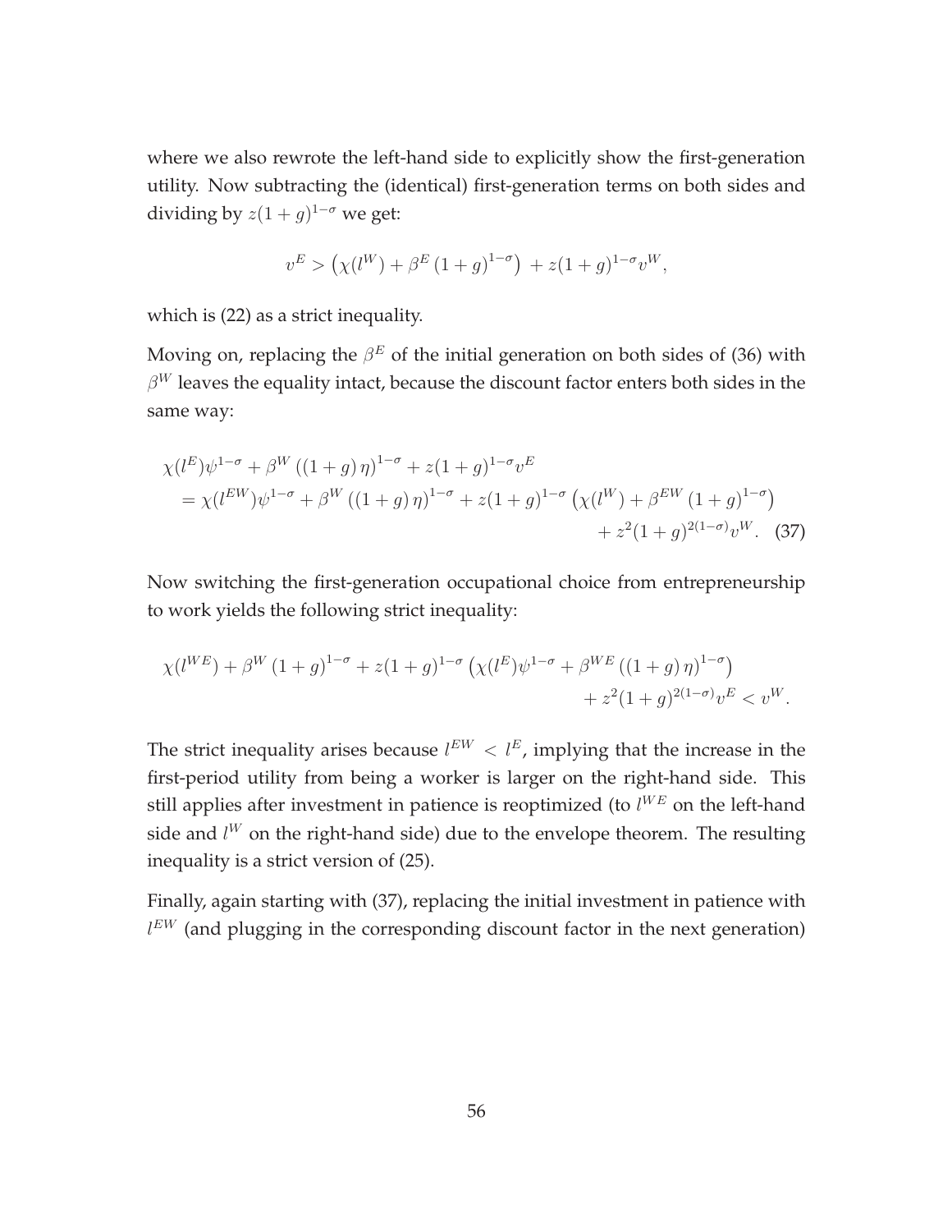where we also rewrote the left-hand side to explicitly show the first-generation utility. Now subtracting the (identical) first-generation terms on both sides and dividing by $z(1+g)^{1-\sigma}$ we get:

$$v^E > \left(\chi(l^W) + \beta^E (1+g)^{1-\sigma}\right) + z(1+g)^{1-\sigma} v^W,$$

which is (22) as a strict inequality.

Moving on, replacing the $\beta^E$ of the initial generation on both sides of (36) with $\beta^W$ leaves the equality intact, because the discount factor enters both sides in the same way:

$$\begin{aligned}
&\chi(l^E)\psi^{1-\sigma} + \beta^W \left((1+g)\,\eta\right)^{1-\sigma} + z(1+g)^{1-\sigma} v^E \\
&= \chi(l^{EW})\psi^{1-\sigma} + \beta^W \left((1+g)\,\eta\right)^{1-\sigma} + z(1+g)^{1-\sigma} \left(\chi(l^W) + \beta^{EW} (1+g)^{1-\sigma}\right) \\
&\qquad + z^2(1+g)^{2(1-\sigma)} v^W. \quad (37)
\end{aligned}$$

Now switching the first-generation occupational choice from entrepreneurship to work yields the following strict inequality:

$$\begin{aligned}
&\chi(l^{WE}) + \beta^W (1+g)^{1-\sigma} + z(1+g)^{1-\sigma} \left(\chi(l^E)\psi^{1-\sigma} + \beta^{WE} \left((1+g)\,\eta\right)^{1-\sigma}\right) \\
&\qquad + z^2(1+g)^{2(1-\sigma)} v^E < v^W.
\end{aligned}$$

The strict inequality arises because $l^{EW} < l^E$, implying that the increase in the first-period utility from being a worker is larger on the right-hand side. This still applies after investment in patience is reoptimized (to $l^{WE}$ on the left-hand side and $l^W$ on the right-hand side) due to the envelope theorem. The resulting inequality is a strict version of (25).

Finally, again starting with (37), replacing the initial investment in patience with $l^{EW}$ (and plugging in the corresponding discount factor in the next generation)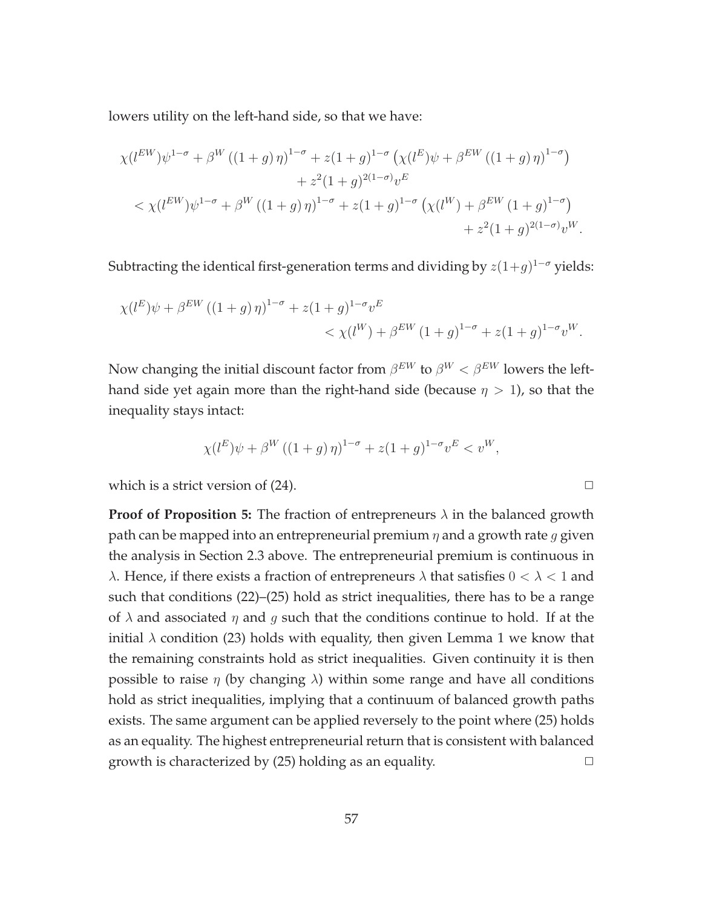lowers utility on the left-hand side, so that we have:

$$
\begin{aligned}
\chi(l^{EW})\psi^{1-\sigma} + \beta^{W}\left((1+g)\,\eta\right)^{1-\sigma} + z(1+g)^{1-\sigma}\left(\chi(l^{E})\psi + \beta^{EW}\left((1+g)\,\eta\right)^{1-\sigma}\right) \\
+ z^{2}(1+g)^{2(1-\sigma)}v^{E} \\
< \chi(l^{EW})\psi^{1-\sigma} + \beta^{W}\left((1+g)\,\eta\right)^{1-\sigma} + z(1+g)^{1-\sigma}\left(\chi(l^{W}) + \beta^{EW}\left(1+g\right)^{1-\sigma}\right) \\
+ z^{2}(1+g)^{2(1-\sigma)}v^{W}.
\end{aligned}
$$

Subtracting the identical first-generation terms and dividing by $z(1+g)^{1-\sigma}$ yields:

$$
\begin{aligned}
\chi(l^{E})\psi + \beta^{EW}\left((1+g)\,\eta\right)^{1-\sigma} + z(1+g)^{1-\sigma}v^{E} \\
< \chi(l^{W}) + \beta^{EW}\left(1+g\right)^{1-\sigma} + z(1+g)^{1-\sigma}v^{W}.
\end{aligned}
$$

Now changing the initial discount factor from $\beta^{EW}$ to $\beta^{W} < \beta^{EW}$ lowers the left-hand side yet again more than the right-hand side (because $\eta > 1$), so that the inequality stays intact:

$$
\chi(l^{E})\psi + \beta^{W}\left((1+g)\,\eta\right)^{1-\sigma} + z(1+g)^{1-\sigma}v^{E} < v^{W},
$$

which is a strict version of (24). □

**Proof of Proposition 5:** The fraction of entrepreneurs $\lambda$ in the balanced growth path can be mapped into an entrepreneurial premium $\eta$ and a growth rate $g$ given the analysis in Section 2.3 above. The entrepreneurial premium is continuous in $\lambda$. Hence, if there exists a fraction of entrepreneurs $\lambda$ that satisfies $0 < \lambda < 1$ and such that conditions (22)–(25) hold as strict inequalities, there has to be a range of $\lambda$ and associated $\eta$ and $g$ such that the conditions continue to hold. If at the initial $\lambda$ condition (23) holds with equality, then given Lemma 1 we know that the remaining constraints hold as strict inequalities. Given continuity it is then possible to raise $\eta$ (by changing $\lambda$) within some range and have all conditions hold as strict inequalities, implying that a continuum of balanced growth paths exists. The same argument can be applied reversely to the point where (25) holds as an equality. The highest entrepreneurial return that is consistent with balanced growth is characterized by (25) holding as an equality. □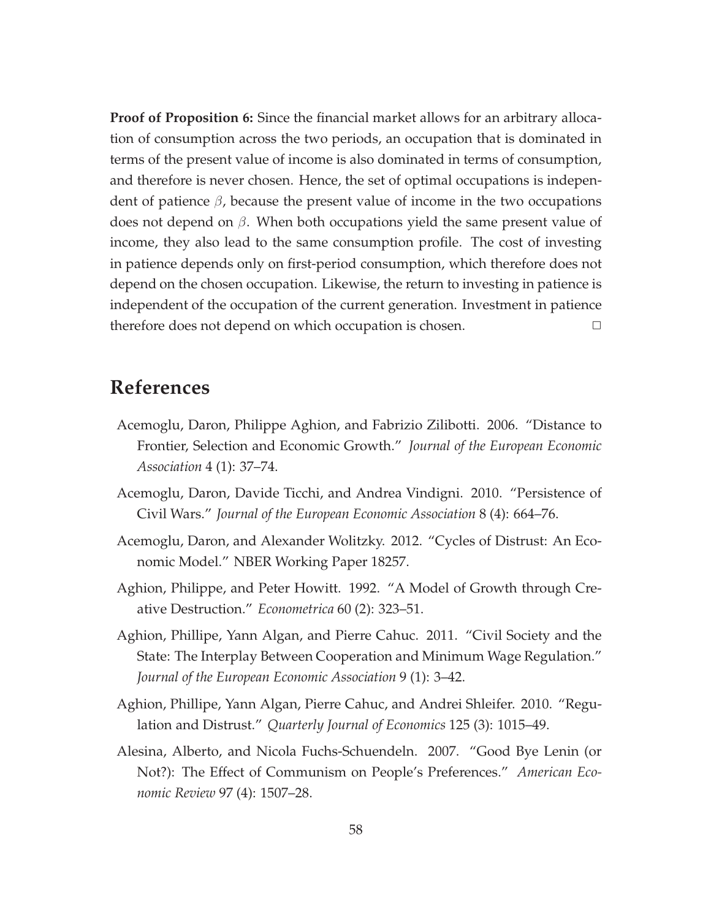**Proof of Proposition 6:** Since the financial market allows for an arbitrary allocation of consumption across the two periods, an occupation that is dominated in terms of the present value of income is also dominated in terms of consumption, and therefore is never chosen. Hence, the set of optimal occupations is independent of patience $\beta$, because the present value of income in the two occupations does not depend on $\beta$. When both occupations yield the same present value of income, they also lead to the same consumption profile. The cost of investing in patience depends only on first-period consumption, which therefore does not depend on the chosen occupation. Likewise, the return to investing in patience is independent of the occupation of the current generation. Investment in patience therefore does not depend on which occupation is chosen. □

## References

Acemoglu, Daron, Philippe Aghion, and Fabrizio Zilibotti. 2006. "Distance to Frontier, Selection and Economic Growth." *Journal of the European Economic Association* 4 (1): 37–74.

Acemoglu, Daron, Davide Ticchi, and Andrea Vindigni. 2010. "Persistence of Civil Wars." *Journal of the European Economic Association* 8 (4): 664–76.

Acemoglu, Daron, and Alexander Wolitzky. 2012. "Cycles of Distrust: An Economic Model." NBER Working Paper 18257.

Aghion, Philippe, and Peter Howitt. 1992. "A Model of Growth through Creative Destruction." *Econometrica* 60 (2): 323–51.

Aghion, Phillipe, Yann Algan, and Pierre Cahuc. 2011. "Civil Society and the State: The Interplay Between Cooperation and Minimum Wage Regulation." *Journal of the European Economic Association* 9 (1): 3–42.

Aghion, Phillipe, Yann Algan, Pierre Cahuc, and Andrei Shleifer. 2010. "Regulation and Distrust." *Quarterly Journal of Economics* 125 (3): 1015–49.

Alesina, Alberto, and Nicola Fuchs-Schuendeln. 2007. "Good Bye Lenin (or Not?): The Effect of Communism on People's Preferences." *American Economic Review* 97 (4): 1507–28.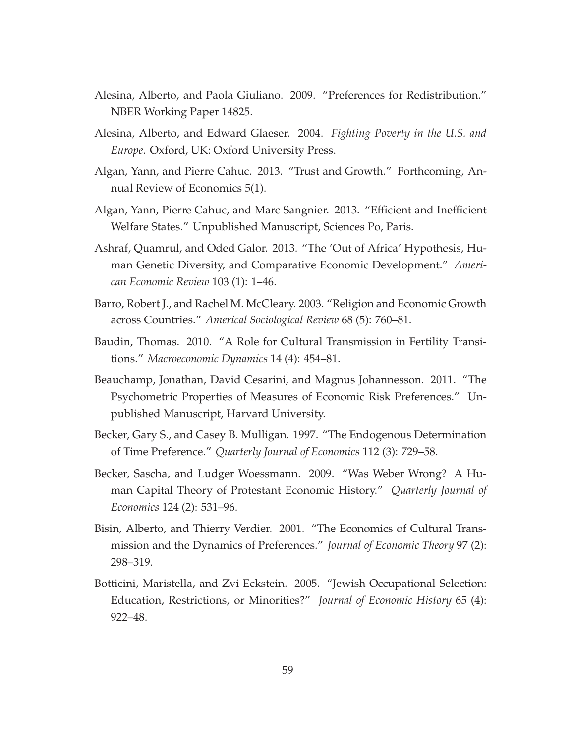Alesina, Alberto, and Paola Giuliano. 2009. "Preferences for Redistribution." NBER Working Paper 14825.

Alesina, Alberto, and Edward Glaeser. 2004. *Fighting Poverty in the U.S. and Europe*. Oxford, UK: Oxford University Press.

Algan, Yann, and Pierre Cahuc. 2013. "Trust and Growth." Forthcoming, Annual Review of Economics 5(1).

Algan, Yann, Pierre Cahuc, and Marc Sangnier. 2013. "Efficient and Inefficient Welfare States." Unpublished Manuscript, Sciences Po, Paris.

Ashraf, Quamrul, and Oded Galor. 2013. "The 'Out of Africa' Hypothesis, Human Genetic Diversity, and Comparative Economic Development." *American Economic Review* 103 (1): 1–46.

Barro, Robert J., and Rachel M. McCleary. 2003. "Religion and Economic Growth across Countries." *Americal Sociological Review* 68 (5): 760–81.

Baudin, Thomas. 2010. "A Role for Cultural Transmission in Fertility Transitions." *Macroeconomic Dynamics* 14 (4): 454–81.

Beauchamp, Jonathan, David Cesarini, and Magnus Johannesson. 2011. "The Psychometric Properties of Measures of Economic Risk Preferences." Unpublished Manuscript, Harvard University.

Becker, Gary S., and Casey B. Mulligan. 1997. "The Endogenous Determination of Time Preference." *Quarterly Journal of Economics* 112 (3): 729–58.

Becker, Sascha, and Ludger Woessmann. 2009. "Was Weber Wrong? A Human Capital Theory of Protestant Economic History." *Quarterly Journal of Economics* 124 (2): 531–96.

Bisin, Alberto, and Thierry Verdier. 2001. "The Economics of Cultural Transmission and the Dynamics of Preferences." *Journal of Economic Theory* 97 (2): 298–319.

Botticini, Maristella, and Zvi Eckstein. 2005. "Jewish Occupational Selection: Education, Restrictions, or Minorities?" *Journal of Economic History* 65 (4): 922–48.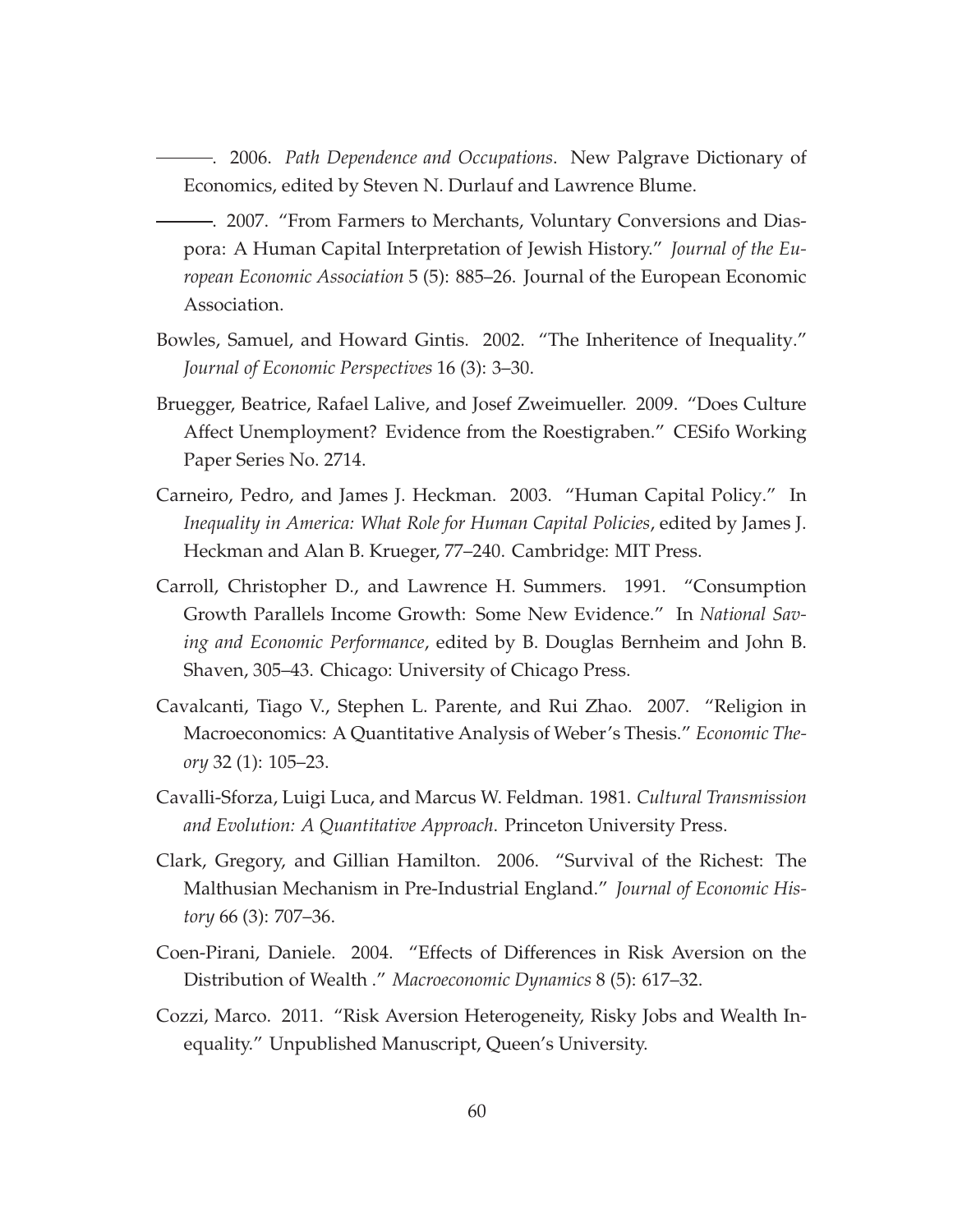———. 2006. *Path Dependence and Occupations*. New Palgrave Dictionary of Economics, edited by Steven N. Durlauf and Lawrence Blume.

———. 2007. "From Farmers to Merchants, Voluntary Conversions and Diaspora: A Human Capital Interpretation of Jewish History." *Journal of the European Economic Association* 5 (5): 885–26. Journal of the European Economic Association.

Bowles, Samuel, and Howard Gintis. 2002. "The Inheritence of Inequality." *Journal of Economic Perspectives* 16 (3): 3–30.

Bruegger, Beatrice, Rafael Lalive, and Josef Zweimueller. 2009. "Does Culture Affect Unemployment? Evidence from the Roestigraben." CESifo Working Paper Series No. 2714.

Carneiro, Pedro, and James J. Heckman. 2003. "Human Capital Policy." In *Inequality in America: What Role for Human Capital Policies*, edited by James J. Heckman and Alan B. Krueger, 77–240. Cambridge: MIT Press.

Carroll, Christopher D., and Lawrence H. Summers. 1991. "Consumption Growth Parallels Income Growth: Some New Evidence." In *National Saving and Economic Performance*, edited by B. Douglas Bernheim and John B. Shaven, 305–43. Chicago: University of Chicago Press.

Cavalcanti, Tiago V., Stephen L. Parente, and Rui Zhao. 2007. "Religion in Macroeconomics: A Quantitative Analysis of Weber's Thesis." *Economic Theory* 32 (1): 105–23.

Cavalli-Sforza, Luigi Luca, and Marcus W. Feldman. 1981. *Cultural Transmission and Evolution: A Quantitative Approach*. Princeton University Press.

Clark, Gregory, and Gillian Hamilton. 2006. "Survival of the Richest: The Malthusian Mechanism in Pre-Industrial England." *Journal of Economic History* 66 (3): 707–36.

Coen-Pirani, Daniele. 2004. "Effects of Differences in Risk Aversion on the Distribution of Wealth ." *Macroeconomic Dynamics* 8 (5): 617–32.

Cozzi, Marco. 2011. "Risk Aversion Heterogeneity, Risky Jobs and Wealth Inequality." Unpublished Manuscript, Queen's University.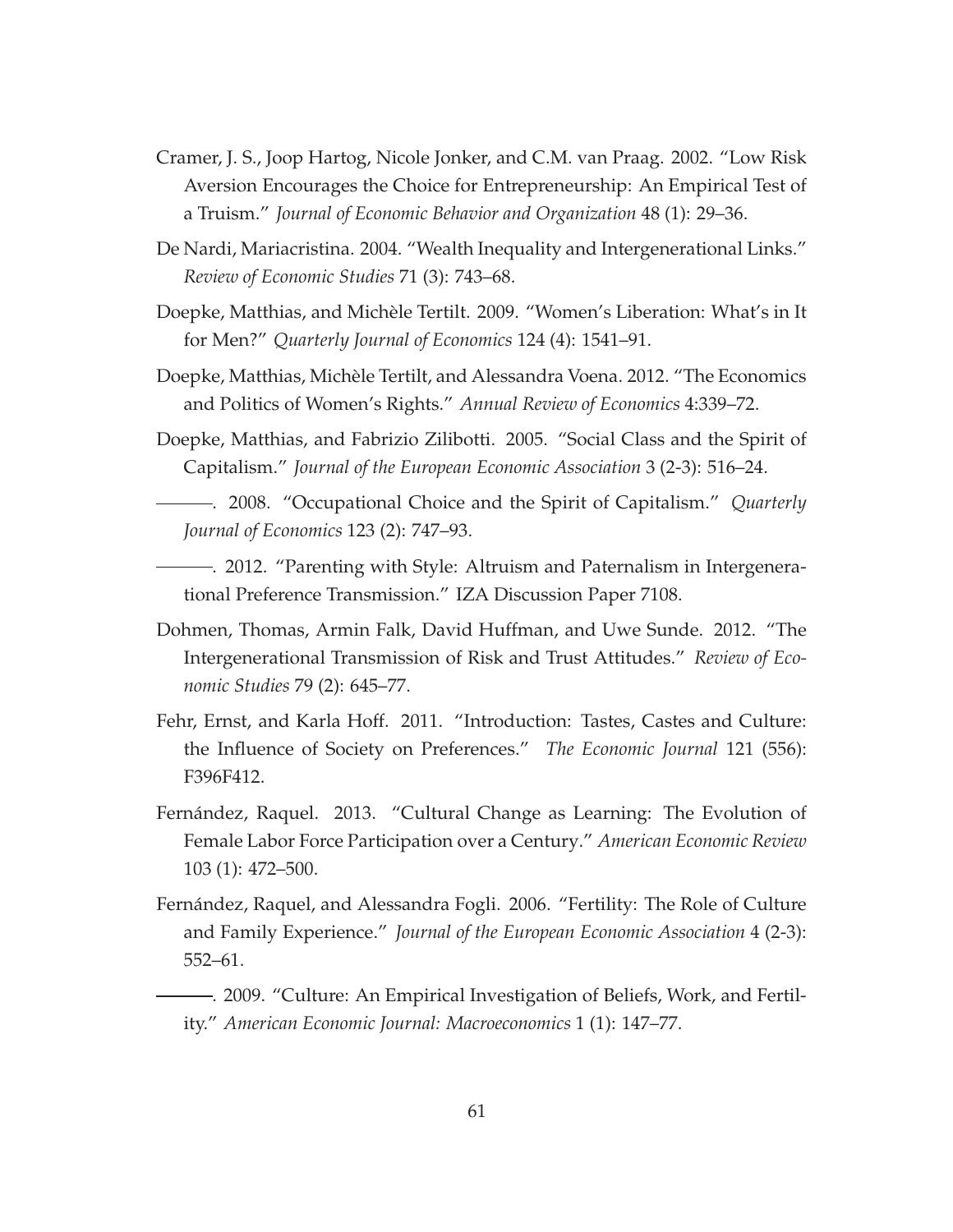Cramer, J. S., Joop Hartog, Nicole Jonker, and C.M. van Praag. 2002. "Low Risk Aversion Encourages the Choice for Entrepreneurship: An Empirical Test of a Truism." *Journal of Economic Behavior and Organization* 48 (1): 29–36.

De Nardi, Mariacristina. 2004. "Wealth Inequality and Intergenerational Links." *Review of Economic Studies* 71 (3): 743–68.

Doepke, Matthias, and Michèle Tertilt. 2009. "Women's Liberation: What's in It for Men?" *Quarterly Journal of Economics* 124 (4): 1541–91.

Doepke, Matthias, Michèle Tertilt, and Alessandra Voena. 2012. "The Economics and Politics of Women's Rights." *Annual Review of Economics* 4:339–72.

Doepke, Matthias, and Fabrizio Zilibotti. 2005. "Social Class and the Spirit of Capitalism." *Journal of the European Economic Association* 3 (2-3): 516–24.

———. 2008. "Occupational Choice and the Spirit of Capitalism." *Quarterly Journal of Economics* 123 (2): 747–93.

———. 2012. "Parenting with Style: Altruism and Paternalism in Intergenerational Preference Transmission." IZA Discussion Paper 7108.

Dohmen, Thomas, Armin Falk, David Huffman, and Uwe Sunde. 2012. "The Intergenerational Transmission of Risk and Trust Attitudes." *Review of Economic Studies* 79 (2): 645–77.

Fehr, Ernst, and Karla Hoff. 2011. "Introduction: Tastes, Castes and Culture: the Influence of Society on Preferences." *The Economic Journal* 121 (556): F396F412.

Fernández, Raquel. 2013. "Cultural Change as Learning: The Evolution of Female Labor Force Participation over a Century." *American Economic Review* 103 (1): 472–500.

Fernández, Raquel, and Alessandra Fogli. 2006. "Fertility: The Role of Culture and Family Experience." *Journal of the European Economic Association* 4 (2-3): 552–61.

———. 2009. "Culture: An Empirical Investigation of Beliefs, Work, and Fertility." *American Economic Journal: Macroeconomics* 1 (1): 147–77.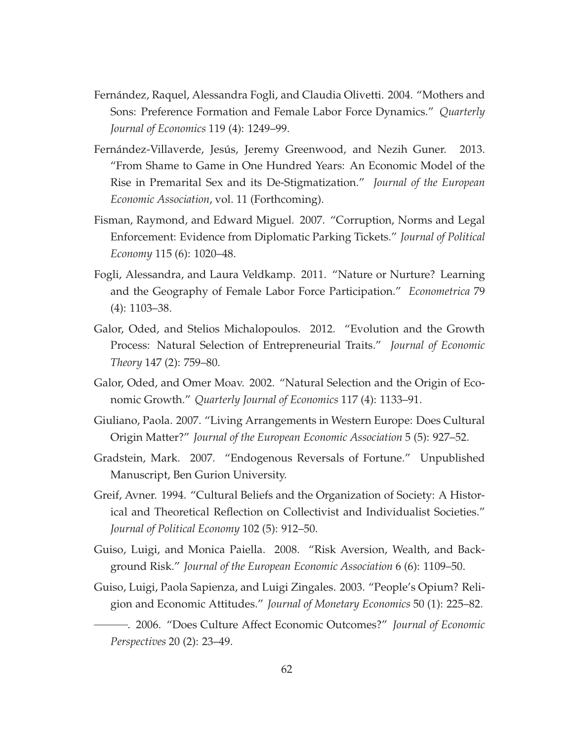Fernández, Raquel, Alessandra Fogli, and Claudia Olivetti. 2004. "Mothers and Sons: Preference Formation and Female Labor Force Dynamics." *Quarterly Journal of Economics* 119 (4): 1249–99.

Fernández-Villaverde, Jesús, Jeremy Greenwood, and Nezih Guner. 2013. "From Shame to Game in One Hundred Years: An Economic Model of the Rise in Premarital Sex and its De-Stigmatization." *Journal of the European Economic Association*, vol. 11 (Forthcoming).

Fisman, Raymond, and Edward Miguel. 2007. "Corruption, Norms and Legal Enforcement: Evidence from Diplomatic Parking Tickets." *Journal of Political Economy* 115 (6): 1020–48.

Fogli, Alessandra, and Laura Veldkamp. 2011. "Nature or Nurture? Learning and the Geography of Female Labor Force Participation." *Econometrica* 79 (4): 1103–38.

Galor, Oded, and Stelios Michalopoulos. 2012. "Evolution and the Growth Process: Natural Selection of Entrepreneurial Traits." *Journal of Economic Theory* 147 (2): 759–80.

Galor, Oded, and Omer Moav. 2002. "Natural Selection and the Origin of Economic Growth." *Quarterly Journal of Economics* 117 (4): 1133–91.

Giuliano, Paola. 2007. "Living Arrangements in Western Europe: Does Cultural Origin Matter?" *Journal of the European Economic Association* 5 (5): 927–52.

Gradstein, Mark. 2007. "Endogenous Reversals of Fortune." Unpublished Manuscript, Ben Gurion University.

Greif, Avner. 1994. "Cultural Beliefs and the Organization of Society: A Historical and Theoretical Reflection on Collectivist and Individualist Societies." *Journal of Political Economy* 102 (5): 912–50.

Guiso, Luigi, and Monica Paiella. 2008. "Risk Aversion, Wealth, and Background Risk." *Journal of the European Economic Association* 6 (6): 1109–50.

Guiso, Luigi, Paola Sapienza, and Luigi Zingales. 2003. "People's Opium? Religion and Economic Attitudes." *Journal of Monetary Economics* 50 (1): 225–82.

———. 2006. "Does Culture Affect Economic Outcomes?" *Journal of Economic Perspectives* 20 (2): 23–49.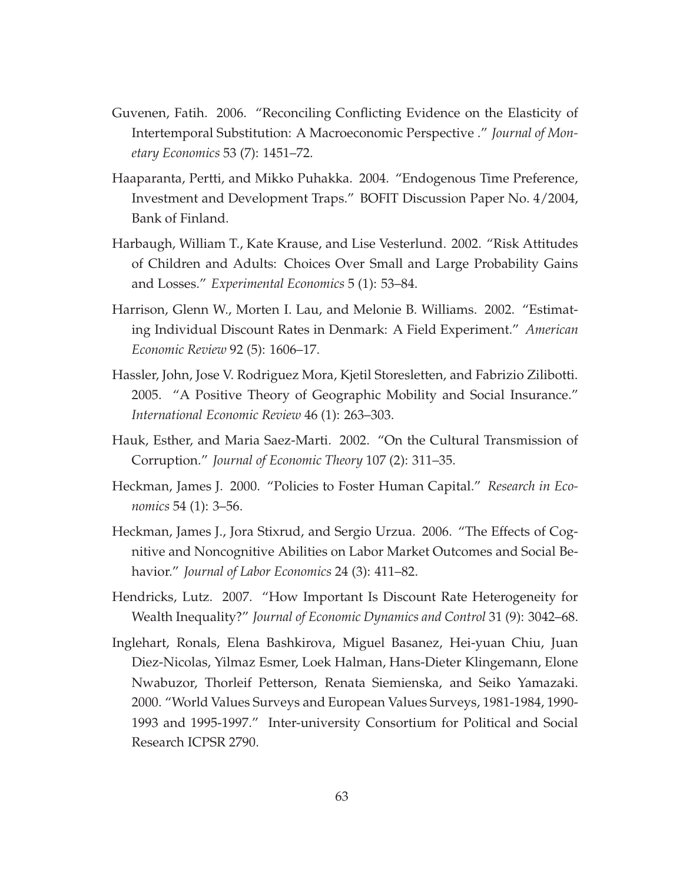Guvenen, Fatih. 2006. "Reconciling Conflicting Evidence on the Elasticity of Intertemporal Substitution: A Macroeconomic Perspective ." *Journal of Monetary Economics* 53 (7): 1451–72.

Haaparanta, Pertti, and Mikko Puhakka. 2004. "Endogenous Time Preference, Investment and Development Traps." BOFIT Discussion Paper No. 4/2004, Bank of Finland.

Harbaugh, William T., Kate Krause, and Lise Vesterlund. 2002. "Risk Attitudes of Children and Adults: Choices Over Small and Large Probability Gains and Losses." *Experimental Economics* 5 (1): 53–84.

Harrison, Glenn W., Morten I. Lau, and Melonie B. Williams. 2002. "Estimating Individual Discount Rates in Denmark: A Field Experiment." *American Economic Review* 92 (5): 1606–17.

Hassler, John, Jose V. Rodriguez Mora, Kjetil Storesletten, and Fabrizio Zilibotti. 2005. "A Positive Theory of Geographic Mobility and Social Insurance." *International Economic Review* 46 (1): 263–303.

Hauk, Esther, and Maria Saez-Marti. 2002. "On the Cultural Transmission of Corruption." *Journal of Economic Theory* 107 (2): 311–35.

Heckman, James J. 2000. "Policies to Foster Human Capital." *Research in Economics* 54 (1): 3–56.

Heckman, James J., Jora Stixrud, and Sergio Urzua. 2006. "The Effects of Cognitive and Noncognitive Abilities on Labor Market Outcomes and Social Behavior." *Journal of Labor Economics* 24 (3): 411–82.

Hendricks, Lutz. 2007. "How Important Is Discount Rate Heterogeneity for Wealth Inequality?" *Journal of Economic Dynamics and Control* 31 (9): 3042–68.

Inglehart, Ronals, Elena Bashkirova, Miguel Basanez, Hei-yuan Chiu, Juan Diez-Nicolas, Yilmaz Esmer, Loek Halman, Hans-Dieter Klingemann, Elone Nwabuzor, Thorleif Petterson, Renata Siemienska, and Seiko Yamazaki. 2000. "World Values Surveys and European Values Surveys, 1981-1984, 1990-1993 and 1995-1997." Inter-university Consortium for Political and Social Research ICPSR 2790.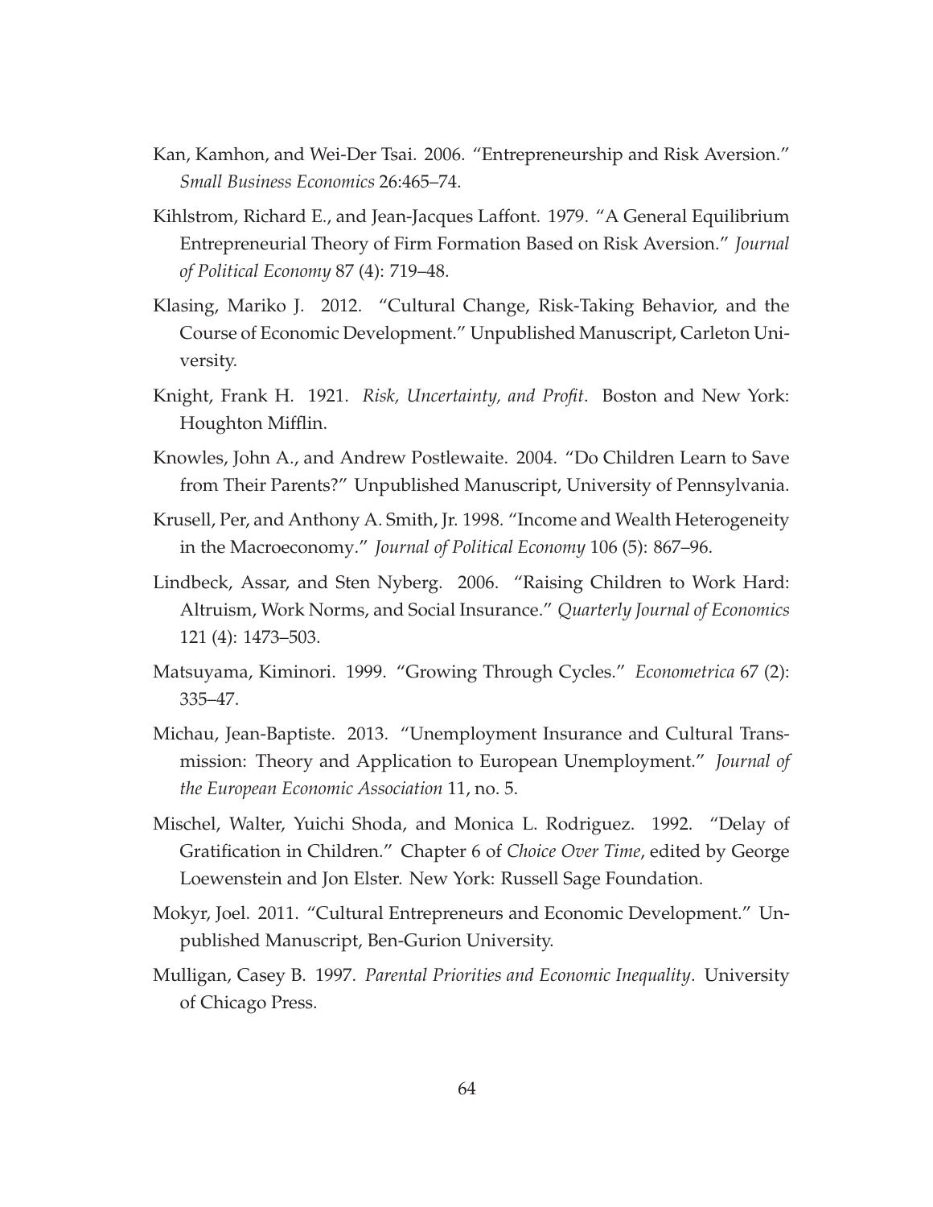Kan, Kamhon, and Wei-Der Tsai. 2006. "Entrepreneurship and Risk Aversion." *Small Business Economics* 26:465–74.

Kihlstrom, Richard E., and Jean-Jacques Laffont. 1979. "A General Equilibrium Entrepreneurial Theory of Firm Formation Based on Risk Aversion." *Journal of Political Economy* 87 (4): 719–48.

Klasing, Mariko J. 2012. "Cultural Change, Risk-Taking Behavior, and the Course of Economic Development." Unpublished Manuscript, Carleton University.

Knight, Frank H. 1921. *Risk, Uncertainty, and Profit*. Boston and New York: Houghton Mifflin.

Knowles, John A., and Andrew Postlewaite. 2004. "Do Children Learn to Save from Their Parents?" Unpublished Manuscript, University of Pennsylvania.

Krusell, Per, and Anthony A. Smith, Jr. 1998. "Income and Wealth Heterogeneity in the Macroeconomy." *Journal of Political Economy* 106 (5): 867–96.

Lindbeck, Assar, and Sten Nyberg. 2006. "Raising Children to Work Hard: Altruism, Work Norms, and Social Insurance." *Quarterly Journal of Economics* 121 (4): 1473–503.

Matsuyama, Kiminori. 1999. "Growing Through Cycles." *Econometrica* 67 (2): 335–47.

Michau, Jean-Baptiste. 2013. "Unemployment Insurance and Cultural Transmission: Theory and Application to European Unemployment." *Journal of the European Economic Association* 11, no. 5.

Mischel, Walter, Yuichi Shoda, and Monica L. Rodriguez. 1992. "Delay of Gratification in Children." Chapter 6 of *Choice Over Time*, edited by George Loewenstein and Jon Elster. New York: Russell Sage Foundation.

Mokyr, Joel. 2011. "Cultural Entrepreneurs and Economic Development." Unpublished Manuscript, Ben-Gurion University.

Mulligan, Casey B. 1997. *Parental Priorities and Economic Inequality*. University of Chicago Press.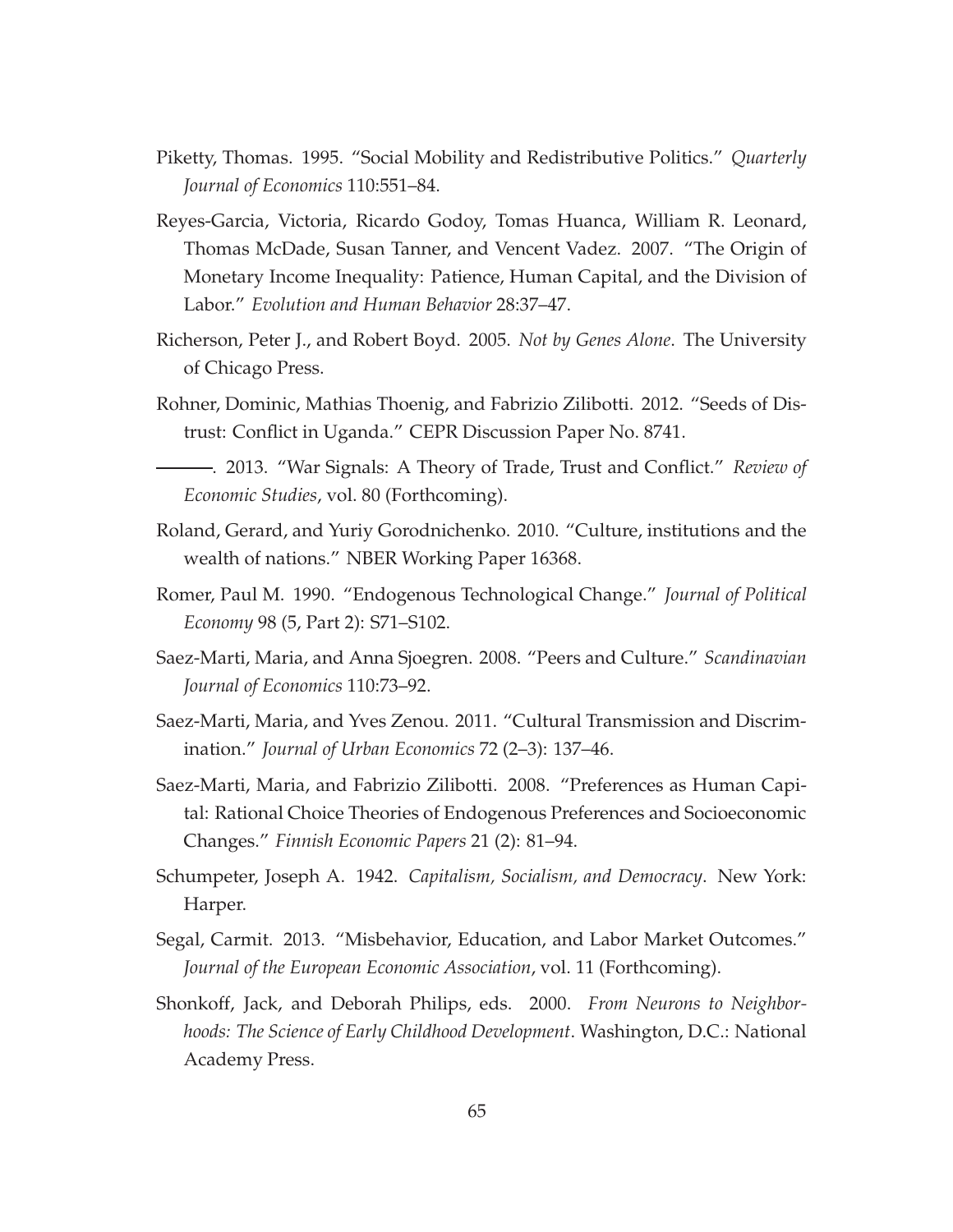Piketty, Thomas. 1995. "Social Mobility and Redistributive Politics." *Quarterly Journal of Economics* 110:551–84.

Reyes-Garcia, Victoria, Ricardo Godoy, Tomas Huanca, William R. Leonard, Thomas McDade, Susan Tanner, and Vencent Vadez. 2007. "The Origin of Monetary Income Inequality: Patience, Human Capital, and the Division of Labor." *Evolution and Human Behavior* 28:37–47.

Richerson, Peter J., and Robert Boyd. 2005. *Not by Genes Alone*. The University of Chicago Press.

Rohner, Dominic, Mathias Thoenig, and Fabrizio Zilibotti. 2012. "Seeds of Distrust: Conflict in Uganda." CEPR Discussion Paper No. 8741.

———. 2013. "War Signals: A Theory of Trade, Trust and Conflict." *Review of Economic Studies*, vol. 80 (Forthcoming).

Roland, Gerard, and Yuriy Gorodnichenko. 2010. "Culture, institutions and the wealth of nations." NBER Working Paper 16368.

Romer, Paul M. 1990. "Endogenous Technological Change." *Journal of Political Economy* 98 (5, Part 2): S71–S102.

Saez-Marti, Maria, and Anna Sjoegren. 2008. "Peers and Culture." *Scandinavian Journal of Economics* 110:73–92.

Saez-Marti, Maria, and Yves Zenou. 2011. "Cultural Transmission and Discrimination." *Journal of Urban Economics* 72 (2–3): 137–46.

Saez-Marti, Maria, and Fabrizio Zilibotti. 2008. "Preferences as Human Capital: Rational Choice Theories of Endogenous Preferences and Socioeconomic Changes." *Finnish Economic Papers* 21 (2): 81–94.

Schumpeter, Joseph A. 1942. *Capitalism, Socialism, and Democracy*. New York: Harper.

Segal, Carmit. 2013. "Misbehavior, Education, and Labor Market Outcomes." *Journal of the European Economic Association*, vol. 11 (Forthcoming).

Shonkoff, Jack, and Deborah Philips, eds. 2000. *From Neurons to Neighborhoods: The Science of Early Childhood Development*. Washington, D.C.: National Academy Press.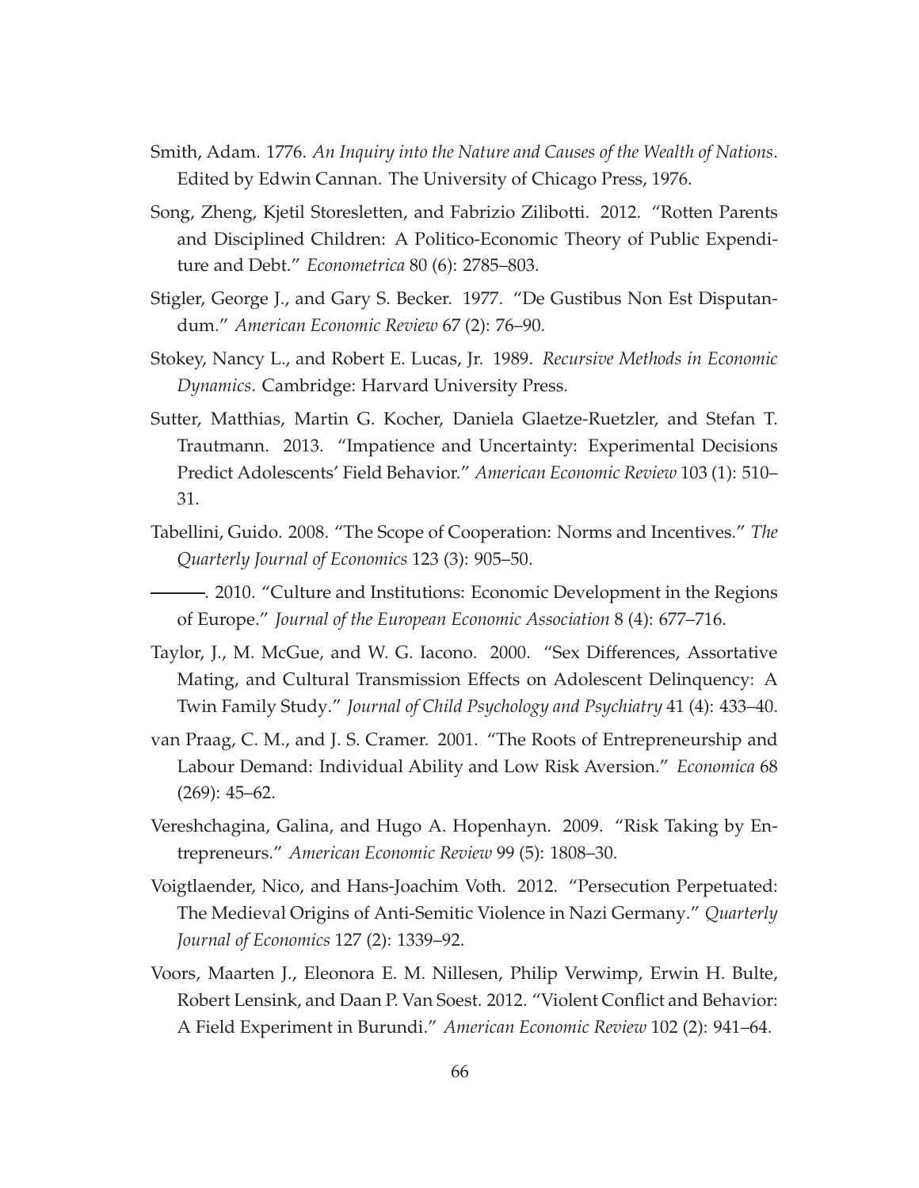Smith, Adam. 1776. *An Inquiry into the Nature and Causes of the Wealth of Nations*. Edited by Edwin Cannan. The University of Chicago Press, 1976.

Song, Zheng, Kjetil Storesletten, and Fabrizio Zilibotti. 2012. "Rotten Parents and Disciplined Children: A Politico-Economic Theory of Public Expenditure and Debt." *Econometrica* 80 (6): 2785–803.

Stigler, George J., and Gary S. Becker. 1977. "De Gustibus Non Est Disputandum." *American Economic Review* 67 (2): 76–90.

Stokey, Nancy L., and Robert E. Lucas, Jr. 1989. *Recursive Methods in Economic Dynamics*. Cambridge: Harvard University Press.

Sutter, Matthias, Martin G. Kocher, Daniela Glaetze-Ruetzler, and Stefan T. Trautmann. 2013. "Impatience and Uncertainty: Experimental Decisions Predict Adolescents' Field Behavior." *American Economic Review* 103 (1): 510–31.

Tabellini, Guido. 2008. "The Scope of Cooperation: Norms and Incentives." *The Quarterly Journal of Economics* 123 (3): 905–50.

———. 2010. "Culture and Institutions: Economic Development in the Regions of Europe." *Journal of the European Economic Association* 8 (4): 677–716.

Taylor, J., M. McGue, and W. G. Iacono. 2000. "Sex Differences, Assortative Mating, and Cultural Transmission Effects on Adolescent Delinquency: A Twin Family Study." *Journal of Child Psychology and Psychiatry* 41 (4): 433–40.

van Praag, C. M., and J. S. Cramer. 2001. "The Roots of Entrepreneurship and Labour Demand: Individual Ability and Low Risk Aversion." *Economica* 68 (269): 45–62.

Vereshchagina, Galina, and Hugo A. Hopenhayn. 2009. "Risk Taking by Entrepreneurs." *American Economic Review* 99 (5): 1808–30.

Voigtlaender, Nico, and Hans-Joachim Voth. 2012. "Persecution Perpetuated: The Medieval Origins of Anti-Semitic Violence in Nazi Germany." *Quarterly Journal of Economics* 127 (2): 1339–92.

Voors, Maarten J., Eleonora E. M. Nillesen, Philip Verwimp, Erwin H. Bulte, Robert Lensink, and Daan P. Van Soest. 2012. "Violent Conflict and Behavior: A Field Experiment in Burundi." *American Economic Review* 102 (2): 941–64.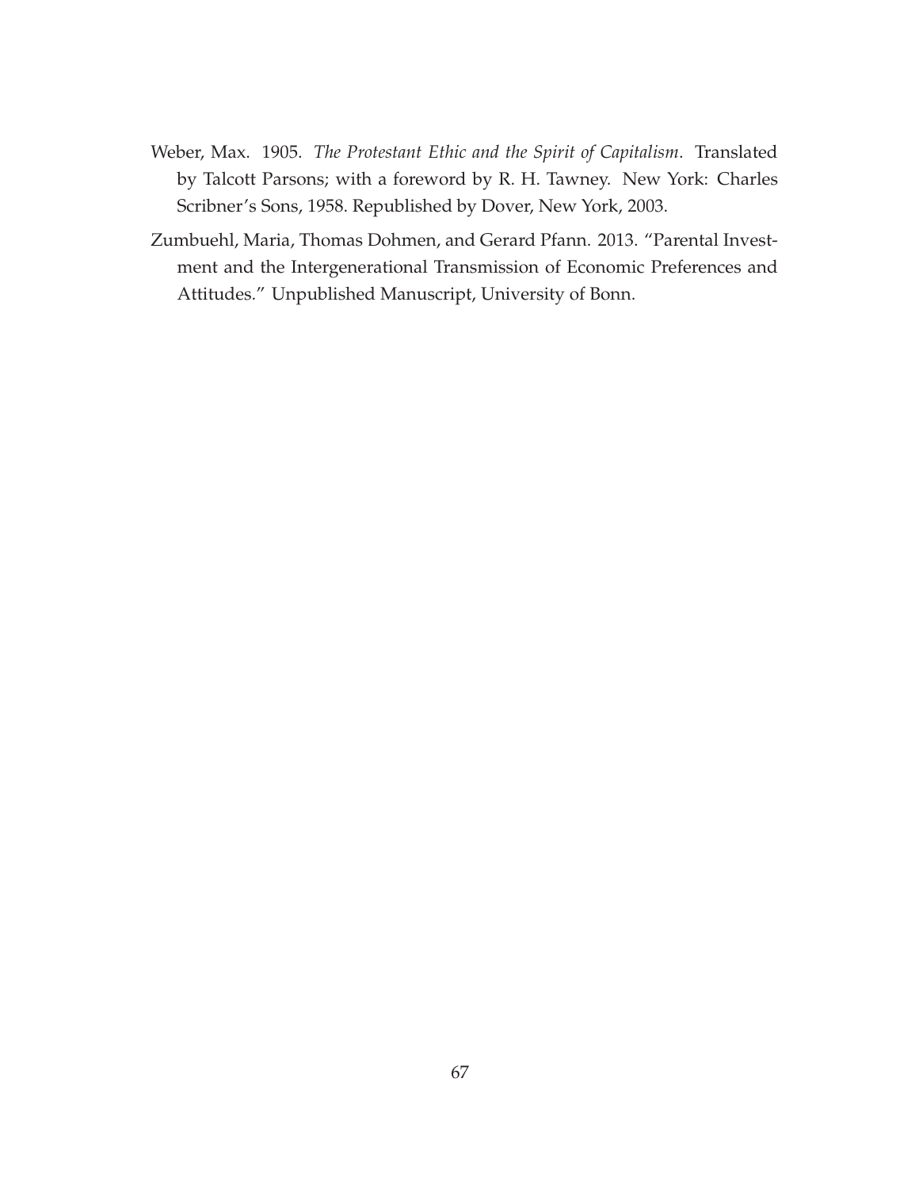Weber, Max. 1905. *The Protestant Ethic and the Spirit of Capitalism*. Translated by Talcott Parsons; with a foreword by R. H. Tawney. New York: Charles Scribner's Sons, 1958. Republished by Dover, New York, 2003.

Zumbuehl, Maria, Thomas Dohmen, and Gerard Pfann. 2013. "Parental Investment and the Intergenerational Transmission of Economic Preferences and Attitudes." Unpublished Manuscript, University of Bonn.